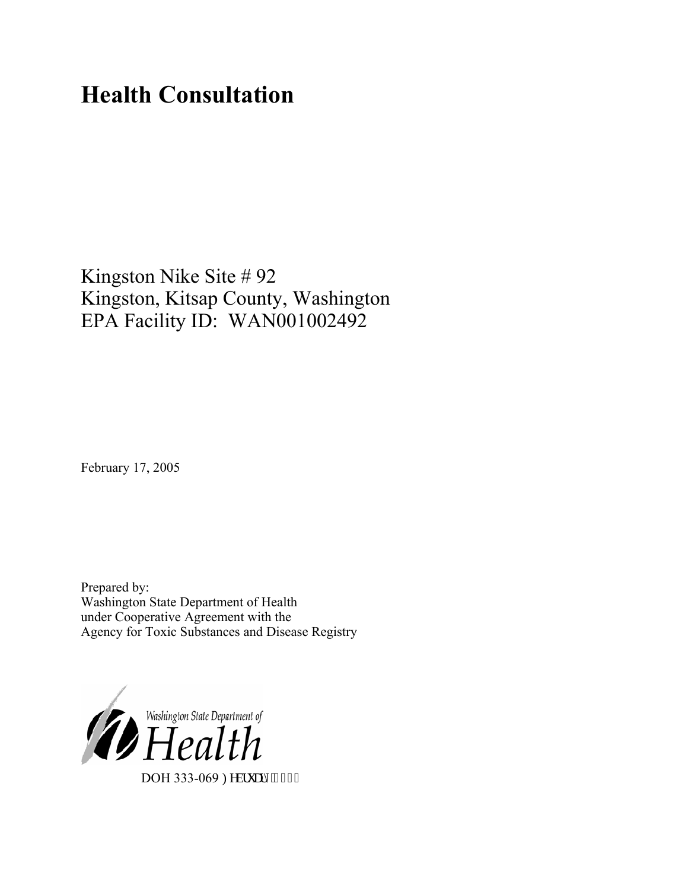# Health Consultation

Kingston Nike Site # 92
Kingston, Kitsap County, Washington
EPA Facility ID: WAN001002492

February 17, 2005

Prepared by:
Washington State Department of Health
under Cooperative Agreement with the
Agency for Toxic Substances and Disease Registry

Washington State Department of Health

DOH 333-069 February 2005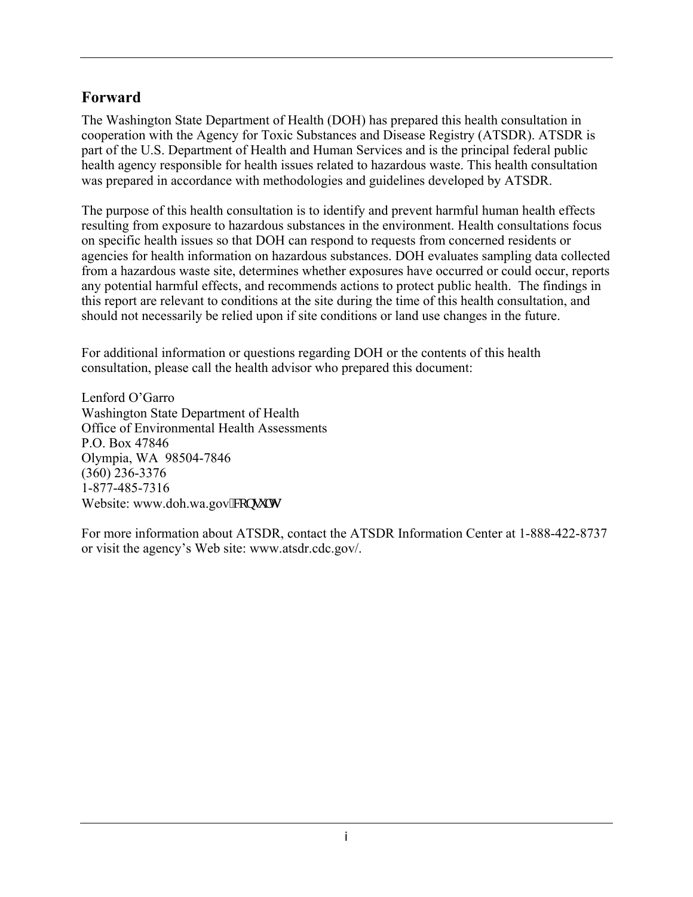## Forward

The Washington State Department of Health (DOH) has prepared this health consultation in cooperation with the Agency for Toxic Substances and Disease Registry (ATSDR). ATSDR is part of the U.S. Department of Health and Human Services and is the principal federal public health agency responsible for health issues related to hazardous waste. This health consultation was prepared in accordance with methodologies and guidelines developed by ATSDR.

The purpose of this health consultation is to identify and prevent harmful human health effects resulting from exposure to hazardous substances in the environment. Health consultations focus on specific health issues so that DOH can respond to requests from concerned residents or agencies for health information on hazardous substances. DOH evaluates sampling data collected from a hazardous waste site, determines whether exposures have occurred or could occur, reports any potential harmful effects, and recommends actions to protect public health. The findings in this report are relevant to conditions at the site during the time of this health consultation, and should not necessarily be relied upon if site conditions or land use changes in the future.

For additional information or questions regarding DOH or the contents of this health consultation, please call the health advisor who prepared this document:

Lenford O'Garro
Washington State Department of Health
Office of Environmental Health Assessments
P.O. Box 47846
Olympia, WA 98504-7846
(360) 236-3376
1-877-485-7316
Website: www.doh.wa.gov/consults

For more information about ATSDR, contact the ATSDR Information Center at 1-888-422-8737 or visit the agency's Web site: www.atsdr.cdc.gov/.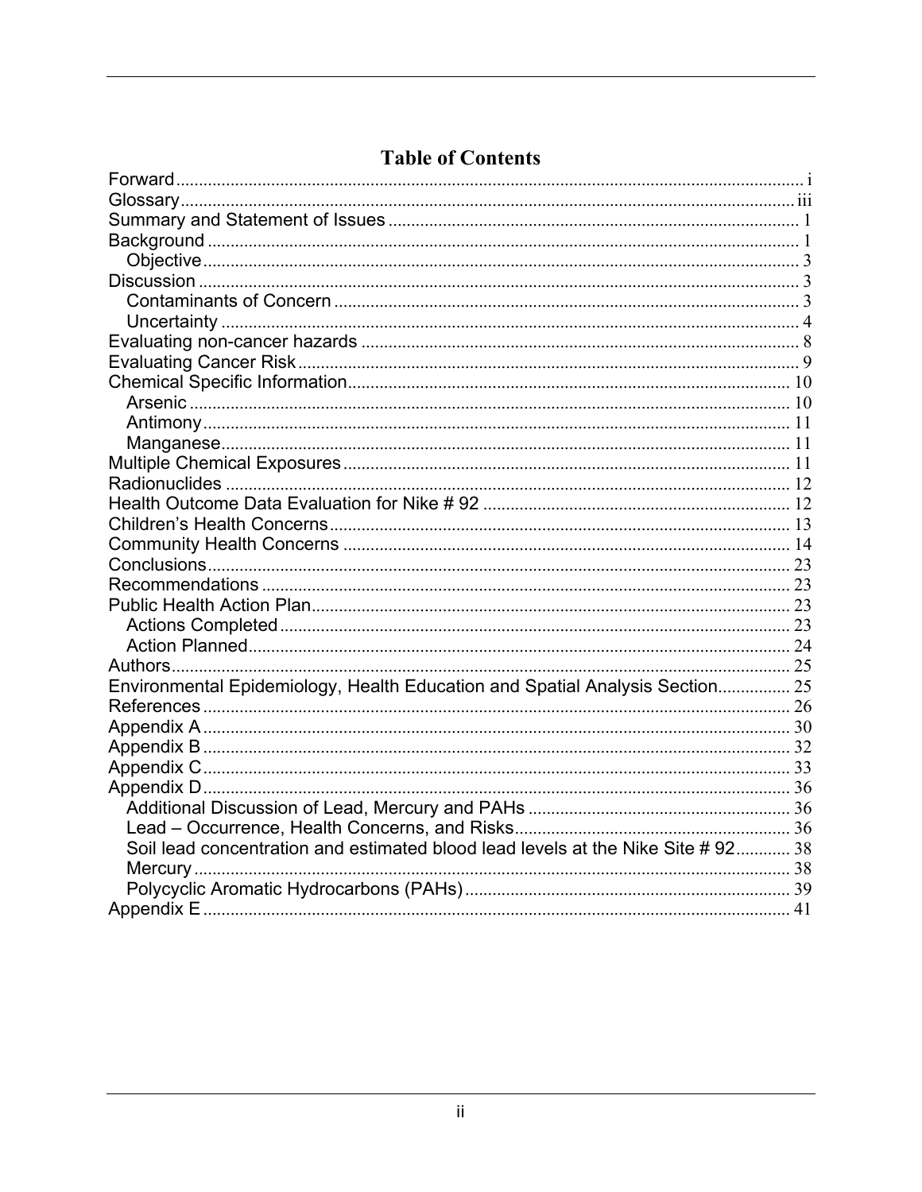# Table of Contents

- Forward ... i
- Glossary ... iii
- Summary and Statement of Issues ... 1
- Background ... 1
  - Objective ... 3
- Discussion ... 3
  - Contaminants of Concern ... 3
  - Uncertainty ... 4
- Evaluating non-cancer hazards ... 8
- Evaluating Cancer Risk ... 9
- Chemical Specific Information ... 10
  - Arsenic ... 10
  - Antimony ... 11
  - Manganese ... 11
- Multiple Chemical Exposures ... 11
- Radionuclides ... 12
- Health Outcome Data Evaluation for Nike # 92 ... 12
- Children's Health Concerns ... 13
- Community Health Concerns ... 14
- Conclusions ... 23
- Recommendations ... 23
- Public Health Action Plan ... 23
  - Actions Completed ... 23
  - Action Planned ... 24
- Authors ... 25
- Environmental Epidemiology, Health Education and Spatial Analysis Section ... 25
- References ... 26
- Appendix A ... 30
- Appendix B ... 32
- Appendix C ... 33
- Appendix D ... 36
  - Additional Discussion of Lead, Mercury and PAHs ... 36
  - Lead – Occurrence, Health Concerns, and Risks ... 36
  - Soil lead concentration and estimated blood lead levels at the Nike Site # 92 ... 38
  - Mercury ... 38
  - Polycyclic Aromatic Hydrocarbons (PAHs) ... 39
- Appendix E ... 41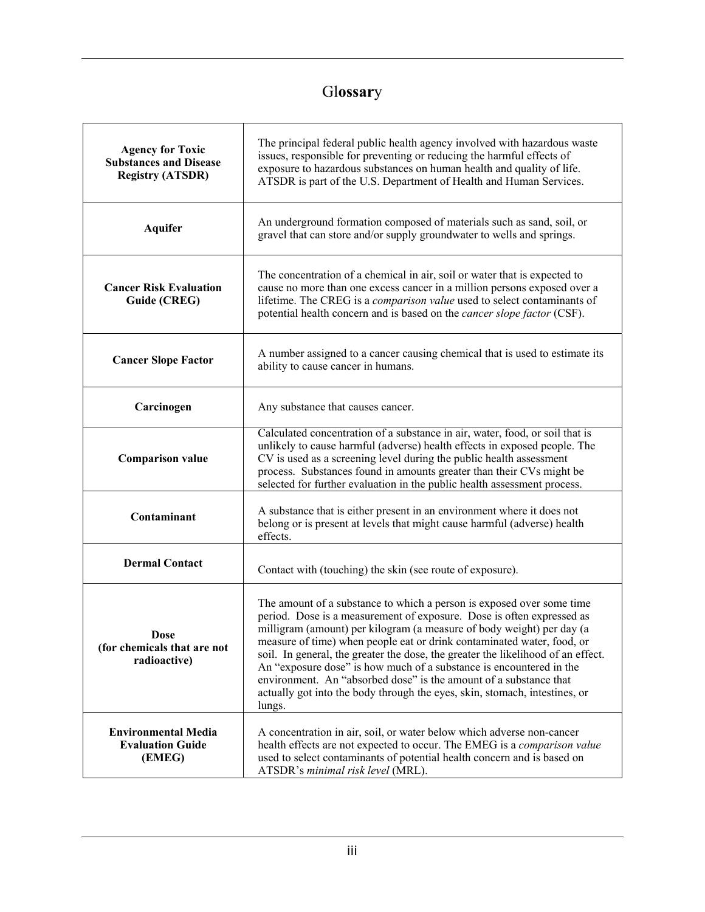# Glossary

| Term | Definition |
|---|---|
| **Agency for Toxic Substances and Disease Registry (ATSDR)** | The principal federal public health agency involved with hazardous waste issues, responsible for preventing or reducing the harmful effects of exposure to hazardous substances on human health and quality of life. ATSDR is part of the U.S. Department of Health and Human Services. |
| **Aquifer** | An underground formation composed of materials such as sand, soil, or gravel that can store and/or supply groundwater to wells and springs. |
| **Cancer Risk Evaluation Guide (CREG)** | The concentration of a chemical in air, soil or water that is expected to cause no more than one excess cancer in a million persons exposed over a lifetime. The CREG is a *comparison value* used to select contaminants of potential health concern and is based on the *cancer slope factor* (CSF). |
| **Cancer Slope Factor** | A number assigned to a cancer causing chemical that is used to estimate its ability to cause cancer in humans. |
| **Carcinogen** | Any substance that causes cancer. |
| **Comparison value** | Calculated concentration of a substance in air, water, food, or soil that is unlikely to cause harmful (adverse) health effects in exposed people. The CV is used as a screening level during the public health assessment process. Substances found in amounts greater than their CVs might be selected for further evaluation in the public health assessment process. |
| **Contaminant** | A substance that is either present in an environment where it does not belong or is present at levels that might cause harmful (adverse) health effects. |
| **Dermal Contact** | Contact with (touching) the skin (see route of exposure). |
| **Dose (for chemicals that are not radioactive)** | The amount of a substance to which a person is exposed over some time period. Dose is a measurement of exposure. Dose is often expressed as milligram (amount) per kilogram (a measure of body weight) per day (a measure of time) when people eat or drink contaminated water, food, or soil. In general, the greater the dose, the greater the likelihood of an effect. An "exposure dose" is how much of a substance is encountered in the environment. An "absorbed dose" is the amount of a substance that actually got into the body through the eyes, skin, stomach, intestines, or lungs. |
| **Environmental Media Evaluation Guide (EMEG)** | A concentration in air, soil, or water below which adverse non-cancer health effects are not expected to occur. The EMEG is a *comparison value* used to select contaminants of potential health concern and is based on ATSDR's *minimal risk level* (MRL). |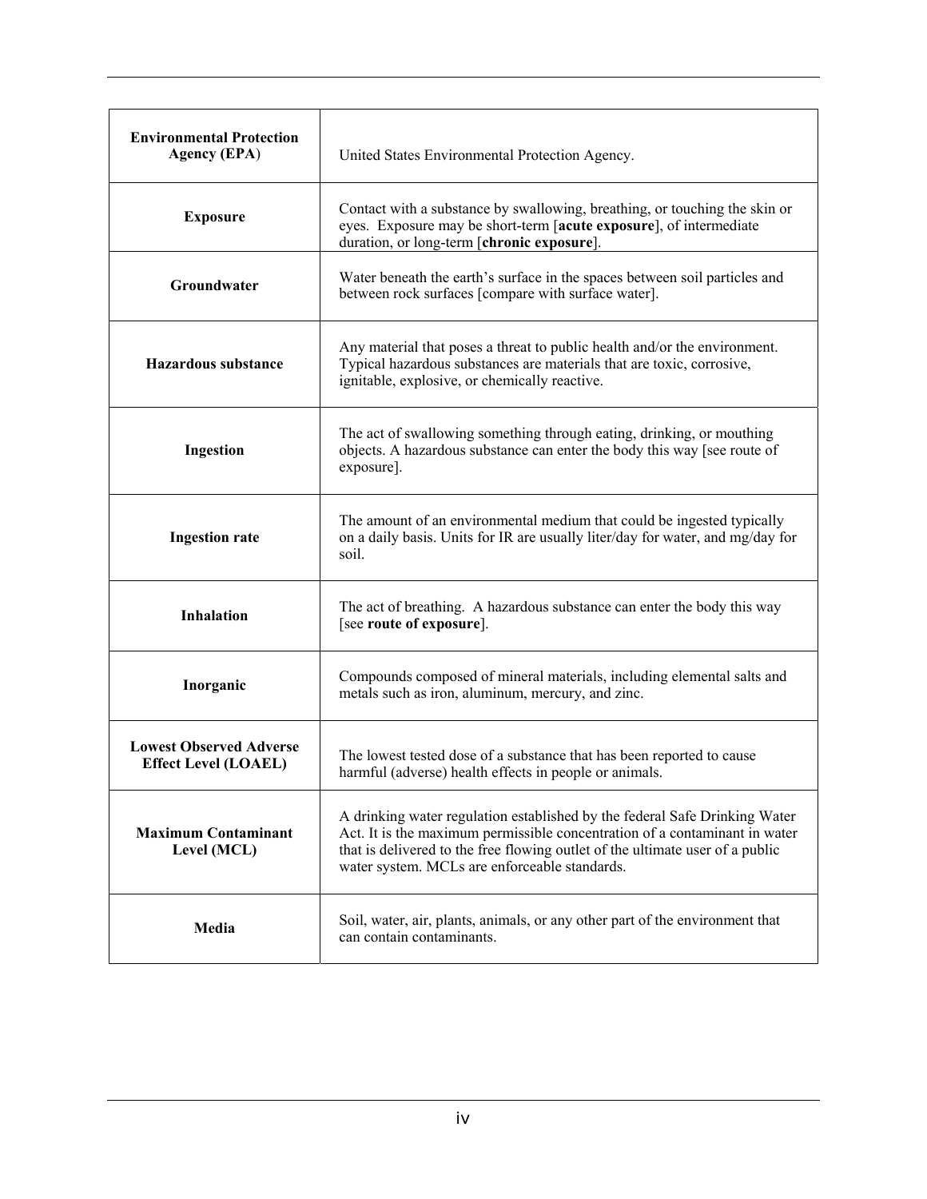| | |
|---|---|
| **Environmental Protection Agency (EPA)** | United States Environmental Protection Agency. |
| **Exposure** | Contact with a substance by swallowing, breathing, or touching the skin or eyes. Exposure may be short-term [**acute exposure**], of intermediate duration, or long-term [**chronic exposure**]. |
| **Groundwater** | Water beneath the earth's surface in the spaces between soil particles and between rock surfaces [compare with surface water]. |
| **Hazardous substance** | Any material that poses a threat to public health and/or the environment. Typical hazardous substances are materials that are toxic, corrosive, ignitable, explosive, or chemically reactive. |
| **Ingestion** | The act of swallowing something through eating, drinking, or mouthing objects. A hazardous substance can enter the body this way [see route of exposure]. |
| **Ingestion rate** | The amount of an environmental medium that could be ingested typically on a daily basis. Units for IR are usually liter/day for water, and mg/day for soil. |
| **Inhalation** | The act of breathing. A hazardous substance can enter the body this way [see **route of exposure**]. |
| **Inorganic** | Compounds composed of mineral materials, including elemental salts and metals such as iron, aluminum, mercury, and zinc. |
| **Lowest Observed Adverse Effect Level (LOAEL)** | The lowest tested dose of a substance that has been reported to cause harmful (adverse) health effects in people or animals. |
| **Maximum Contaminant Level (MCL)** | A drinking water regulation established by the federal Safe Drinking Water Act. It is the maximum permissible concentration of a contaminant in water that is delivered to the free flowing outlet of the ultimate user of a public water system. MCLs are enforceable standards. |
| **Media** | Soil, water, air, plants, animals, or any other part of the environment that can contain contaminants. |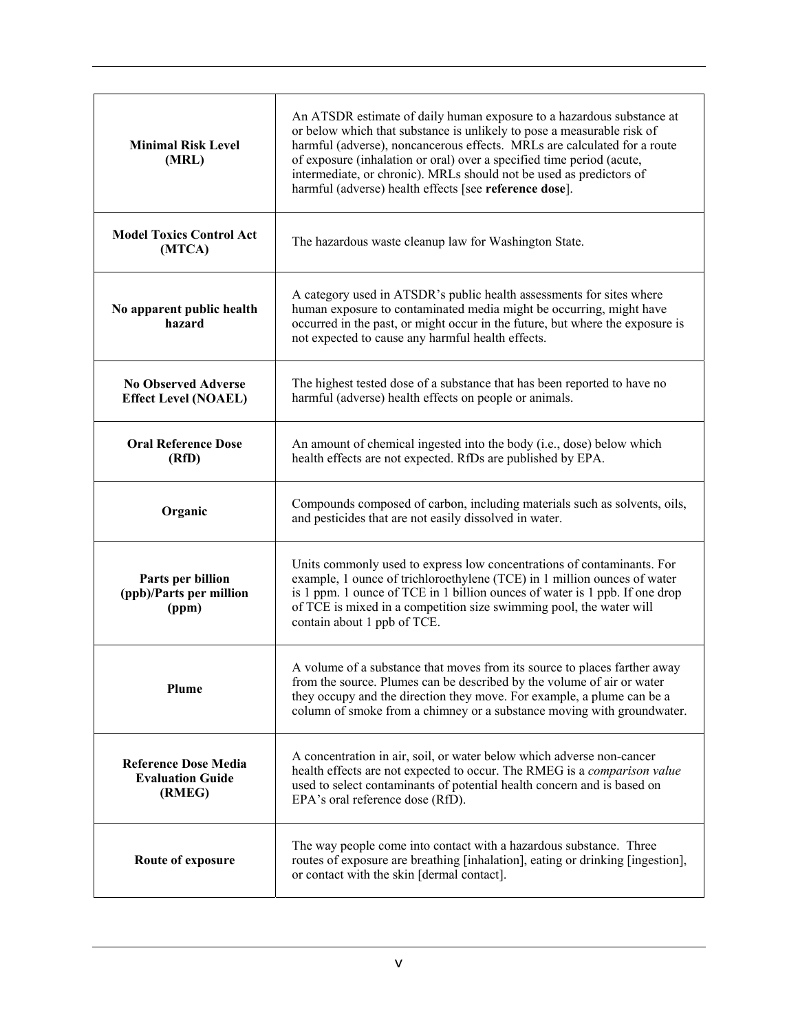| | |
|---|---|
| **Minimal Risk Level (MRL)** | An ATSDR estimate of daily human exposure to a hazardous substance at or below which that substance is unlikely to pose a measurable risk of harmful (adverse), noncancerous effects. MRLs are calculated for a route of exposure (inhalation or oral) over a specified time period (acute, intermediate, or chronic). MRLs should not be used as predictors of harmful (adverse) health effects [see **reference dose**]. |
| **Model Toxics Control Act (MTCA)** | The hazardous waste cleanup law for Washington State. |
| **No apparent public health hazard** | A category used in ATSDR's public health assessments for sites where human exposure to contaminated media might be occurring, might have occurred in the past, or might occur in the future, but where the exposure is not expected to cause any harmful health effects. |
| **No Observed Adverse Effect Level (NOAEL)** | The highest tested dose of a substance that has been reported to have no harmful (adverse) health effects on people or animals. |
| **Oral Reference Dose (RfD)** | An amount of chemical ingested into the body (i.e., dose) below which health effects are not expected. RfDs are published by EPA. |
| **Organic** | Compounds composed of carbon, including materials such as solvents, oils, and pesticides that are not easily dissolved in water. |
| **Parts per billion (ppb)/Parts per million (ppm)** | Units commonly used to express low concentrations of contaminants. For example, 1 ounce of trichloroethylene (TCE) in 1 million ounces of water is 1 ppm. 1 ounce of TCE in 1 billion ounces of water is 1 ppb. If one drop of TCE is mixed in a competition size swimming pool, the water will contain about 1 ppb of TCE. |
| **Plume** | A volume of a substance that moves from its source to places farther away from the source. Plumes can be described by the volume of air or water they occupy and the direction they move. For example, a plume can be a column of smoke from a chimney or a substance moving with groundwater. |
| **Reference Dose Media Evaluation Guide (RMEG)** | A concentration in air, soil, or water below which adverse non-cancer health effects are not expected to occur. The RMEG is a *comparison value* used to select contaminants of potential health concern and is based on EPA's oral reference dose (RfD). |
| **Route of exposure** | The way people come into contact with a hazardous substance. Three routes of exposure are breathing [inhalation], eating or drinking [ingestion], or contact with the skin [dermal contact]. |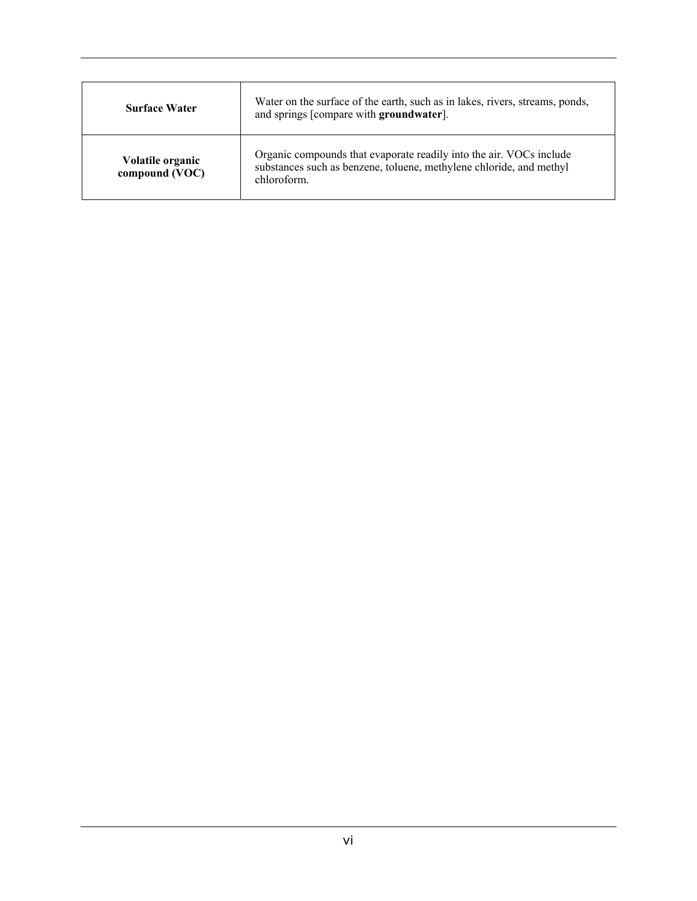| | |
|---|---|
| **Surface Water** | Water on the surface of the earth, such as in lakes, rivers, streams, ponds, and springs [compare with **groundwater**]. |
| **Volatile organic compound (VOC)** | Organic compounds that evaporate readily into the air. VOCs include substances such as benzene, toluene, methylene chloride, and methyl chloroform. |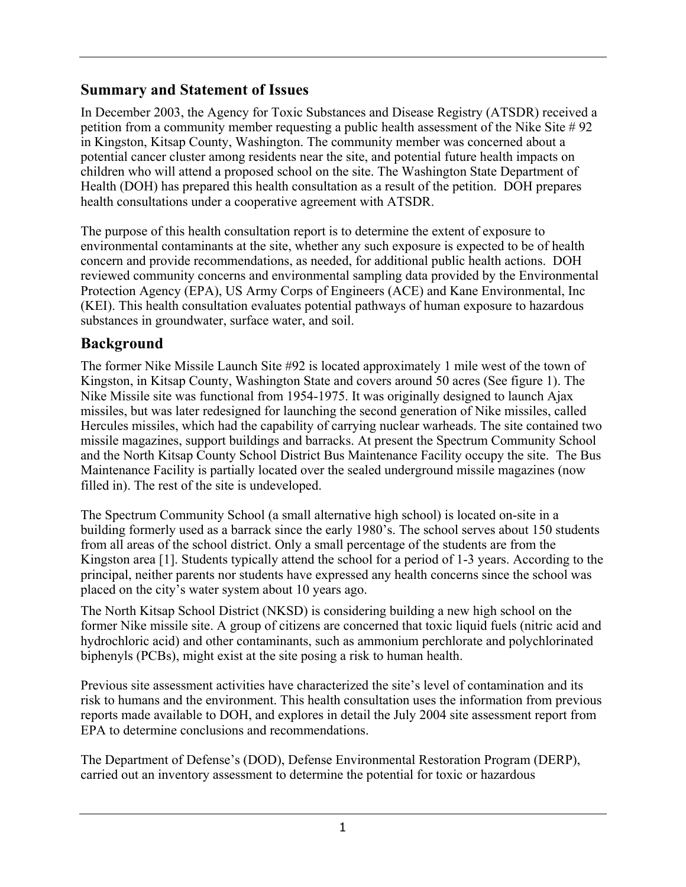## Summary and Statement of Issues

In December 2003, the Agency for Toxic Substances and Disease Registry (ATSDR) received a petition from a community member requesting a public health assessment of the Nike Site # 92 in Kingston, Kitsap County, Washington. The community member was concerned about a potential cancer cluster among residents near the site, and potential future health impacts on children who will attend a proposed school on the site. The Washington State Department of Health (DOH) has prepared this health consultation as a result of the petition. DOH prepares health consultations under a cooperative agreement with ATSDR.

The purpose of this health consultation report is to determine the extent of exposure to environmental contaminants at the site, whether any such exposure is expected to be of health concern and provide recommendations, as needed, for additional public health actions. DOH reviewed community concerns and environmental sampling data provided by the Environmental Protection Agency (EPA), US Army Corps of Engineers (ACE) and Kane Environmental, Inc (KEI). This health consultation evaluates potential pathways of human exposure to hazardous substances in groundwater, surface water, and soil.

## Background

The former Nike Missile Launch Site #92 is located approximately 1 mile west of the town of Kingston, in Kitsap County, Washington State and covers around 50 acres (See figure 1). The Nike Missile site was functional from 1954-1975. It was originally designed to launch Ajax missiles, but was later redesigned for launching the second generation of Nike missiles, called Hercules missiles, which had the capability of carrying nuclear warheads. The site contained two missile magazines, support buildings and barracks. At present the Spectrum Community School and the North Kitsap County School District Bus Maintenance Facility occupy the site. The Bus Maintenance Facility is partially located over the sealed underground missile magazines (now filled in). The rest of the site is undeveloped.

The Spectrum Community School (a small alternative high school) is located on-site in a building formerly used as a barrack since the early 1980's. The school serves about 150 students from all areas of the school district. Only a small percentage of the students are from the Kingston area [1]. Students typically attend the school for a period of 1-3 years. According to the principal, neither parents nor students have expressed any health concerns since the school was placed on the city's water system about 10 years ago.

The North Kitsap School District (NKSD) is considering building a new high school on the former Nike missile site. A group of citizens are concerned that toxic liquid fuels (nitric acid and hydrochloric acid) and other contaminants, such as ammonium perchlorate and polychlorinated biphenyls (PCBs), might exist at the site posing a risk to human health.

Previous site assessment activities have characterized the site's level of contamination and its risk to humans and the environment. This health consultation uses the information from previous reports made available to DOH, and explores in detail the July 2004 site assessment report from EPA to determine conclusions and recommendations.

The Department of Defense's (DOD), Defense Environmental Restoration Program (DERP), carried out an inventory assessment to determine the potential for toxic or hazardous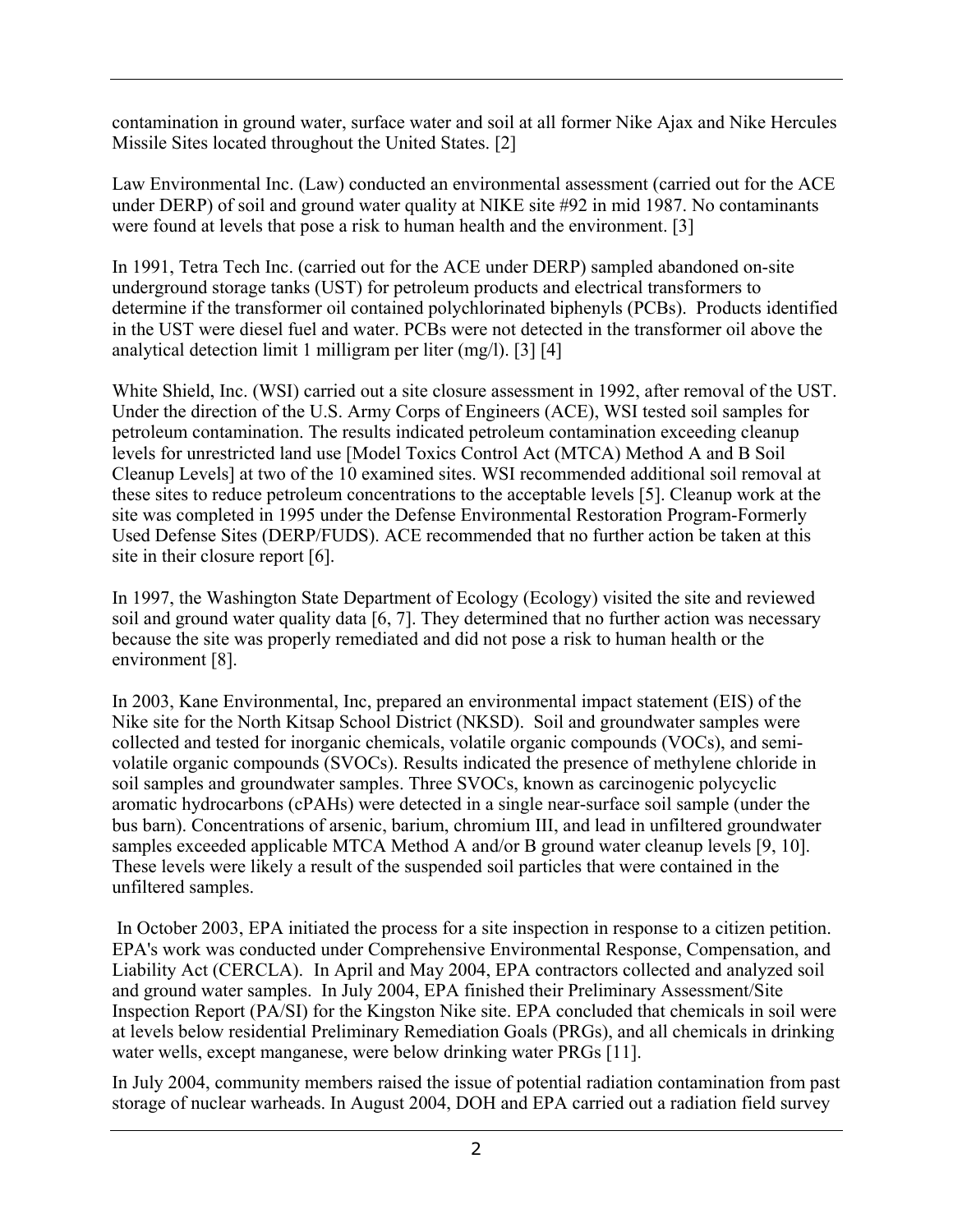contamination in ground water, surface water and soil at all former Nike Ajax and Nike Hercules Missile Sites located throughout the United States. [2]

Law Environmental Inc. (Law) conducted an environmental assessment (carried out for the ACE under DERP) of soil and ground water quality at NIKE site #92 in mid 1987. No contaminants were found at levels that pose a risk to human health and the environment. [3]

In 1991, Tetra Tech Inc. (carried out for the ACE under DERP) sampled abandoned on-site underground storage tanks (UST) for petroleum products and electrical transformers to determine if the transformer oil contained polychlorinated biphenyls (PCBs). Products identified in the UST were diesel fuel and water. PCBs were not detected in the transformer oil above the analytical detection limit 1 milligram per liter (mg/l). [3] [4]

White Shield, Inc. (WSI) carried out a site closure assessment in 1992, after removal of the UST. Under the direction of the U.S. Army Corps of Engineers (ACE), WSI tested soil samples for petroleum contamination. The results indicated petroleum contamination exceeding cleanup levels for unrestricted land use [Model Toxics Control Act (MTCA) Method A and B Soil Cleanup Levels] at two of the 10 examined sites. WSI recommended additional soil removal at these sites to reduce petroleum concentrations to the acceptable levels [5]. Cleanup work at the site was completed in 1995 under the Defense Environmental Restoration Program-Formerly Used Defense Sites (DERP/FUDS). ACE recommended that no further action be taken at this site in their closure report [6].

In 1997, the Washington State Department of Ecology (Ecology) visited the site and reviewed soil and ground water quality data [6, 7]. They determined that no further action was necessary because the site was properly remediated and did not pose a risk to human health or the environment [8].

In 2003, Kane Environmental, Inc, prepared an environmental impact statement (EIS) of the Nike site for the North Kitsap School District (NKSD). Soil and groundwater samples were collected and tested for inorganic chemicals, volatile organic compounds (VOCs), and semi-volatile organic compounds (SVOCs). Results indicated the presence of methylene chloride in soil samples and groundwater samples. Three SVOCs, known as carcinogenic polycyclic aromatic hydrocarbons (cPAHs) were detected in a single near-surface soil sample (under the bus barn). Concentrations of arsenic, barium, chromium III, and lead in unfiltered groundwater samples exceeded applicable MTCA Method A and/or B ground water cleanup levels [9, 10]. These levels were likely a result of the suspended soil particles that were contained in the unfiltered samples.

In October 2003, EPA initiated the process for a site inspection in response to a citizen petition. EPA's work was conducted under Comprehensive Environmental Response, Compensation, and Liability Act (CERCLA). In April and May 2004, EPA contractors collected and analyzed soil and ground water samples. In July 2004, EPA finished their Preliminary Assessment/Site Inspection Report (PA/SI) for the Kingston Nike site. EPA concluded that chemicals in soil were at levels below residential Preliminary Remediation Goals (PRGs), and all chemicals in drinking water wells, except manganese, were below drinking water PRGs [11].

In July 2004, community members raised the issue of potential radiation contamination from past storage of nuclear warheads. In August 2004, DOH and EPA carried out a radiation field survey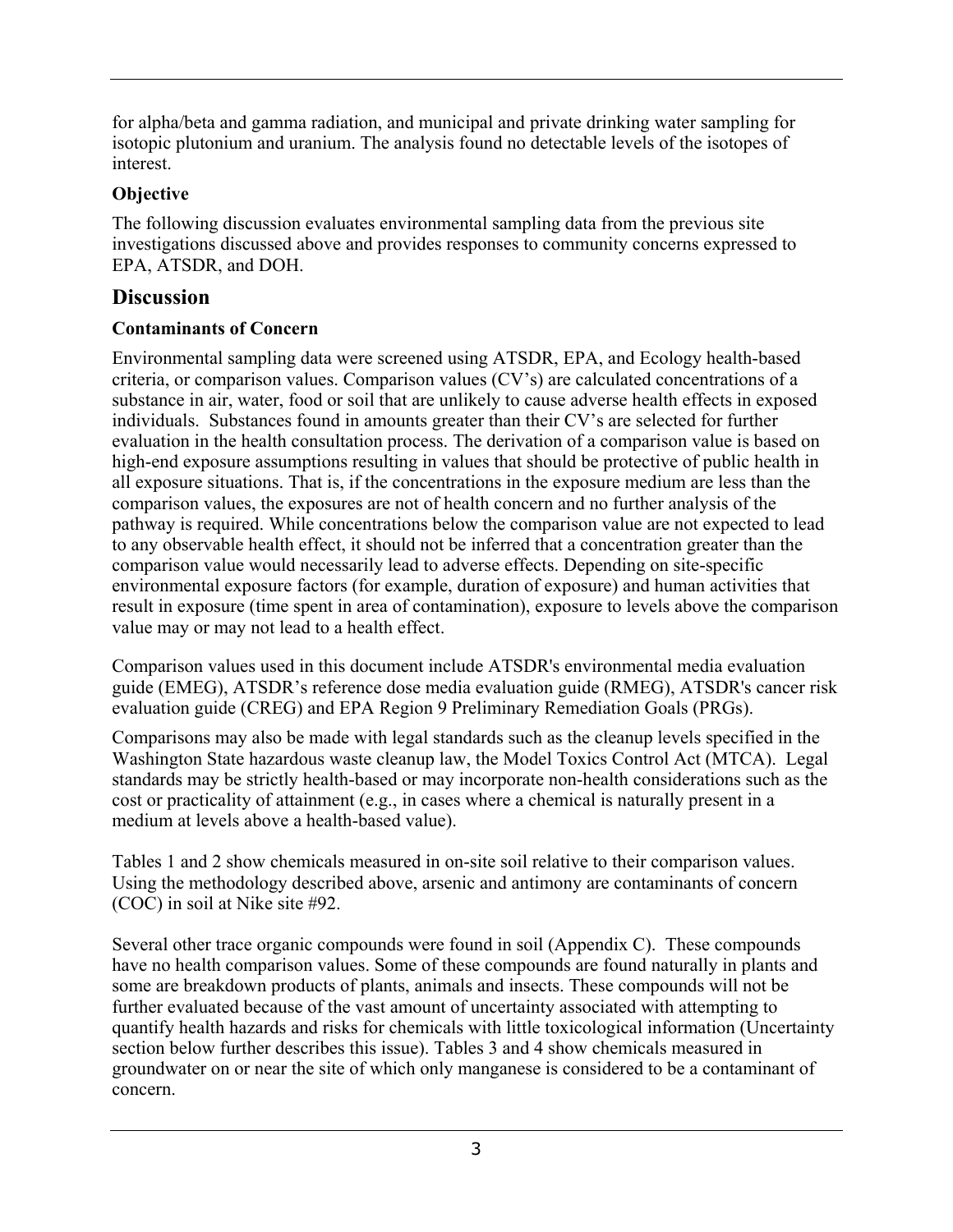for alpha/beta and gamma radiation, and municipal and private drinking water sampling for isotopic plutonium and uranium. The analysis found no detectable levels of the isotopes of interest.

### Objective

The following discussion evaluates environmental sampling data from the previous site investigations discussed above and provides responses to community concerns expressed to EPA, ATSDR, and DOH.

## Discussion

### Contaminants of Concern

Environmental sampling data were screened using ATSDR, EPA, and Ecology health-based criteria, or comparison values. Comparison values (CV's) are calculated concentrations of a substance in air, water, food or soil that are unlikely to cause adverse health effects in exposed individuals. Substances found in amounts greater than their CV's are selected for further evaluation in the health consultation process. The derivation of a comparison value is based on high-end exposure assumptions resulting in values that should be protective of public health in all exposure situations. That is, if the concentrations in the exposure medium are less than the comparison values, the exposures are not of health concern and no further analysis of the pathway is required. While concentrations below the comparison value are not expected to lead to any observable health effect, it should not be inferred that a concentration greater than the comparison value would necessarily lead to adverse effects. Depending on site-specific environmental exposure factors (for example, duration of exposure) and human activities that result in exposure (time spent in area of contamination), exposure to levels above the comparison value may or may not lead to a health effect.

Comparison values used in this document include ATSDR's environmental media evaluation guide (EMEG), ATSDR's reference dose media evaluation guide (RMEG), ATSDR's cancer risk evaluation guide (CREG) and EPA Region 9 Preliminary Remediation Goals (PRGs).

Comparisons may also be made with legal standards such as the cleanup levels specified in the Washington State hazardous waste cleanup law, the Model Toxics Control Act (MTCA). Legal standards may be strictly health-based or may incorporate non-health considerations such as the cost or practicality of attainment (e.g., in cases where a chemical is naturally present in a medium at levels above a health-based value).

Tables 1 and 2 show chemicals measured in on-site soil relative to their comparison values. Using the methodology described above, arsenic and antimony are contaminants of concern (COC) in soil at Nike site #92.

Several other trace organic compounds were found in soil (Appendix C). These compounds have no health comparison values. Some of these compounds are found naturally in plants and some are breakdown products of plants, animals and insects. These compounds will not be further evaluated because of the vast amount of uncertainty associated with attempting to quantify health hazards and risks for chemicals with little toxicological information (Uncertainty section below further describes this issue). Tables 3 and 4 show chemicals measured in groundwater on or near the site of which only manganese is considered to be a contaminant of concern.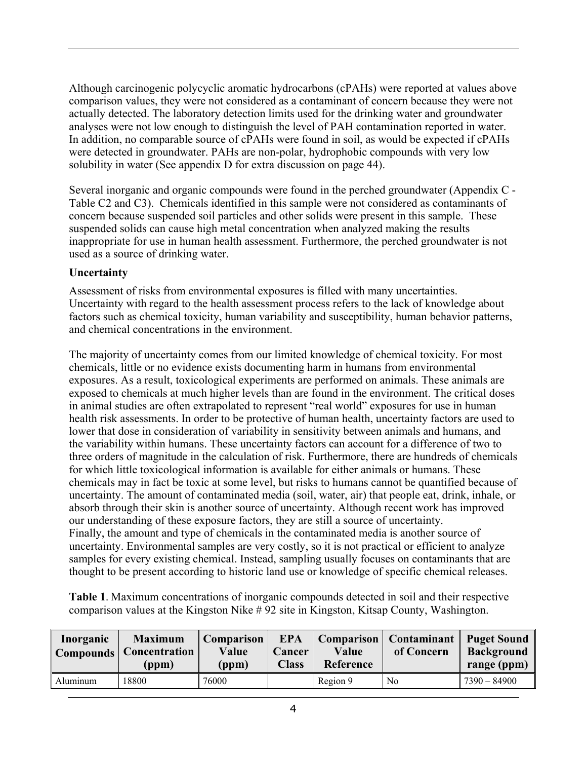Although carcinogenic polycyclic aromatic hydrocarbons (cPAHs) were reported at values above comparison values, they were not considered as a contaminant of concern because they were not actually detected. The laboratory detection limits used for the drinking water and groundwater analyses were not low enough to distinguish the level of PAH contamination reported in water. In addition, no comparable source of cPAHs were found in soil, as would be expected if cPAHs were detected in groundwater. PAHs are non-polar, hydrophobic compounds with very low solubility in water (See appendix D for extra discussion on page 44).

Several inorganic and organic compounds were found in the perched groundwater (Appendix C - Table C2 and C3). Chemicals identified in this sample were not considered as contaminants of concern because suspended soil particles and other solids were present in this sample. These suspended solids can cause high metal concentration when analyzed making the results inappropriate for use in human health assessment. Furthermore, the perched groundwater is not used as a source of drinking water.

**Uncertainty**

Assessment of risks from environmental exposures is filled with many uncertainties. Uncertainty with regard to the health assessment process refers to the lack of knowledge about factors such as chemical toxicity, human variability and susceptibility, human behavior patterns, and chemical concentrations in the environment.

The majority of uncertainty comes from our limited knowledge of chemical toxicity. For most chemicals, little or no evidence exists documenting harm in humans from environmental exposures. As a result, toxicological experiments are performed on animals. These animals are exposed to chemicals at much higher levels than are found in the environment. The critical doses in animal studies are often extrapolated to represent "real world" exposures for use in human health risk assessments. In order to be protective of human health, uncertainty factors are used to lower that dose in consideration of variability in sensitivity between animals and humans, and the variability within humans. These uncertainty factors can account for a difference of two to three orders of magnitude in the calculation of risk. Furthermore, there are hundreds of chemicals for which little toxicological information is available for either animals or humans. These chemicals may in fact be toxic at some level, but risks to humans cannot be quantified because of uncertainty. The amount of contaminated media (soil, water, air) that people eat, drink, inhale, or absorb through their skin is another source of uncertainty. Although recent work has improved our understanding of these exposure factors, they are still a source of uncertainty.
Finally, the amount and type of chemicals in the contaminated media is another source of uncertainty. Environmental samples are very costly, so it is not practical or efficient to analyze samples for every existing chemical. Instead, sampling usually focuses on contaminants that are thought to be present according to historic land use or knowledge of specific chemical releases.

**Table 1**. Maximum concentrations of inorganic compounds detected in soil and their respective comparison values at the Kingston Nike # 92 site in Kingston, Kitsap County, Washington.

| Inorganic Compounds | Maximum Concentration (ppm) | Comparison Value (ppm) | EPA Cancer Class | Comparison Value Reference | Contaminant of Concern | Puget Sound Background range (ppm) |
|---|---|---|---|---|---|---|
| Aluminum | 18800 | 76000 | | Region 9 | No | 7390 – 84900 |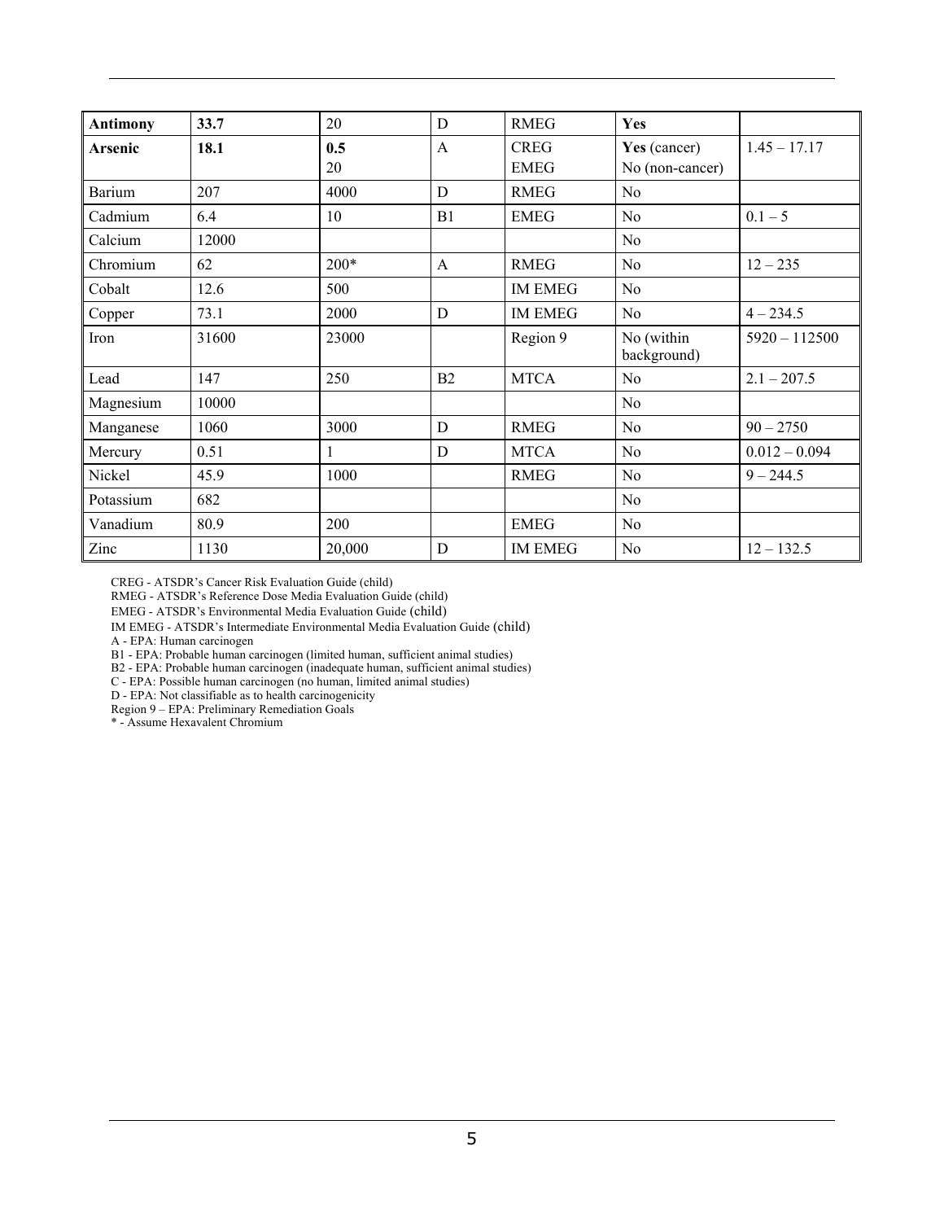| | | | | | | |
|---|---|---|---|---|---|---|
| **Antimony** | **33.7** | 20 | D | RMEG | **Yes** | |
| **Arsenic** | **18.1** | **0.5**<br>20 | A | CREG<br>EMEG | **Yes** (cancer)<br>No (non-cancer) | 1.45 – 17.17 |
| Barium | 207 | 4000 | D | RMEG | No | |
| Cadmium | 6.4 | 10 | B1 | EMEG | No | 0.1 – 5 |
| Calcium | 12000 | | | | No | |
| Chromium | 62 | 200* | A | RMEG | No | 12 – 235 |
| Cobalt | 12.6 | 500 | | IM EMEG | No | |
| Copper | 73.1 | 2000 | D | IM EMEG | No | 4 – 234.5 |
| Iron | 31600 | 23000 | | Region 9 | No (within background) | 5920 – 112500 |
| Lead | 147 | 250 | B2 | MTCA | No | 2.1 – 207.5 |
| Magnesium | 10000 | | | | No | |
| Manganese | 1060 | 3000 | D | RMEG | No | 90 – 2750 |
| Mercury | 0.51 | 1 | D | MTCA | No | 0.012 – 0.094 |
| Nickel | 45.9 | 1000 | | RMEG | No | 9 – 244.5 |
| Potassium | 682 | | | | No | |
| Vanadium | 80.9 | 200 | | EMEG | No | |
| Zinc | 1130 | 20,000 | D | IM EMEG | No | 12 – 132.5 |

CREG - ATSDR's Cancer Risk Evaluation Guide (child)
RMEG - ATSDR's Reference Dose Media Evaluation Guide (child)
EMEG - ATSDR's Environmental Media Evaluation Guide (child)
IM EMEG - ATSDR's Intermediate Environmental Media Evaluation Guide (child)
A - EPA: Human carcinogen
B1 - EPA: Probable human carcinogen (limited human, sufficient animal studies)
B2 - EPA: Probable human carcinogen (inadequate human, sufficient animal studies)
C - EPA: Possible human carcinogen (no human, limited animal studies)
D - EPA: Not classifiable as to health carcinogenicity
Region 9 – EPA: Preliminary Remediation Goals
* - Assume Hexavalent Chromium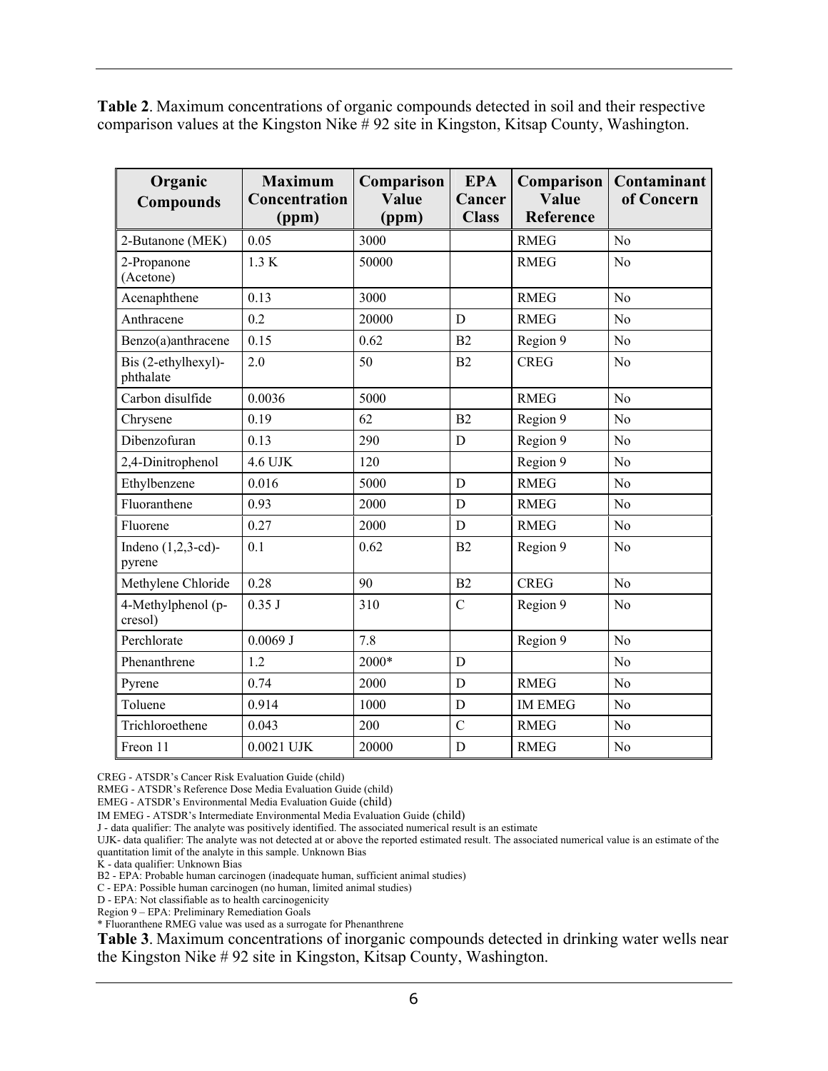**Table 2**. Maximum concentrations of organic compounds detected in soil and their respective comparison values at the Kingston Nike # 92 site in Kingston, Kitsap County, Washington.

| Organic Compounds | Maximum Concentration (ppm) | Comparison Value (ppm) | EPA Cancer Class | Comparison Value Reference | Contaminant of Concern |
|---|---|---|---|---|---|
| 2-Butanone (MEK) | 0.05 | 3000 | | RMEG | No |
| 2-Propanone (Acetone) | 1.3 K | 50000 | | RMEG | No |
| Acenaphthene | 0.13 | 3000 | | RMEG | No |
| Anthracene | 0.2 | 20000 | D | RMEG | No |
| Benzo(a)anthracene | 0.15 | 0.62 | B2 | Region 9 | No |
| Bis (2-ethylhexyl)-phthalate | 2.0 | 50 | B2 | CREG | No |
| Carbon disulfide | 0.0036 | 5000 | | RMEG | No |
| Chrysene | 0.19 | 62 | B2 | Region 9 | No |
| Dibenzofuran | 0.13 | 290 | D | Region 9 | No |
| 2,4-Dinitrophenol | 4.6 UJK | 120 | | Region 9 | No |
| Ethylbenzene | 0.016 | 5000 | D | RMEG | No |
| Fluoranthene | 0.93 | 2000 | D | RMEG | No |
| Fluorene | 0.27 | 2000 | D | RMEG | No |
| Indeno (1,2,3-cd)-pyrene | 0.1 | 0.62 | B2 | Region 9 | No |
| Methylene Chloride | 0.28 | 90 | B2 | CREG | No |
| 4-Methylphenol (p-cresol) | 0.35 J | 310 | C | Region 9 | No |
| Perchlorate | 0.0069 J | 7.8 | | Region 9 | No |
| Phenanthrene | 1.2 | 2000* | D | | No |
| Pyrene | 0.74 | 2000 | D | RMEG | No |
| Toluene | 0.914 | 1000 | D | IM EMEG | No |
| Trichloroethene | 0.043 | 200 | C | RMEG | No |
| Freon 11 | 0.0021 UJK | 20000 | D | RMEG | No |

CREG - ATSDR's Cancer Risk Evaluation Guide (child)
RMEG - ATSDR's Reference Dose Media Evaluation Guide (child)
EMEG - ATSDR's Environmental Media Evaluation Guide (child)
IM EMEG - ATSDR's Intermediate Environmental Media Evaluation Guide (child)
J - data qualifier: The analyte was positively identified. The associated numerical result is an estimate
UJK- data qualifier: The analyte was not detected at or above the reported estimated result. The associated numerical value is an estimate of the quantitation limit of the analyte in this sample. Unknown Bias
K - data qualifier: Unknown Bias
B2 - EPA: Probable human carcinogen (inadequate human, sufficient animal studies)
C - EPA: Possible human carcinogen (no human, limited animal studies)
D - EPA: Not classifiable as to health carcinogenicity
Region 9 – EPA: Preliminary Remediation Goals
* Fluoranthene RMEG value was used as a surrogate for Phenanthrene

**Table 3**. Maximum concentrations of inorganic compounds detected in drinking water wells near the Kingston Nike # 92 site in Kingston, Kitsap County, Washington.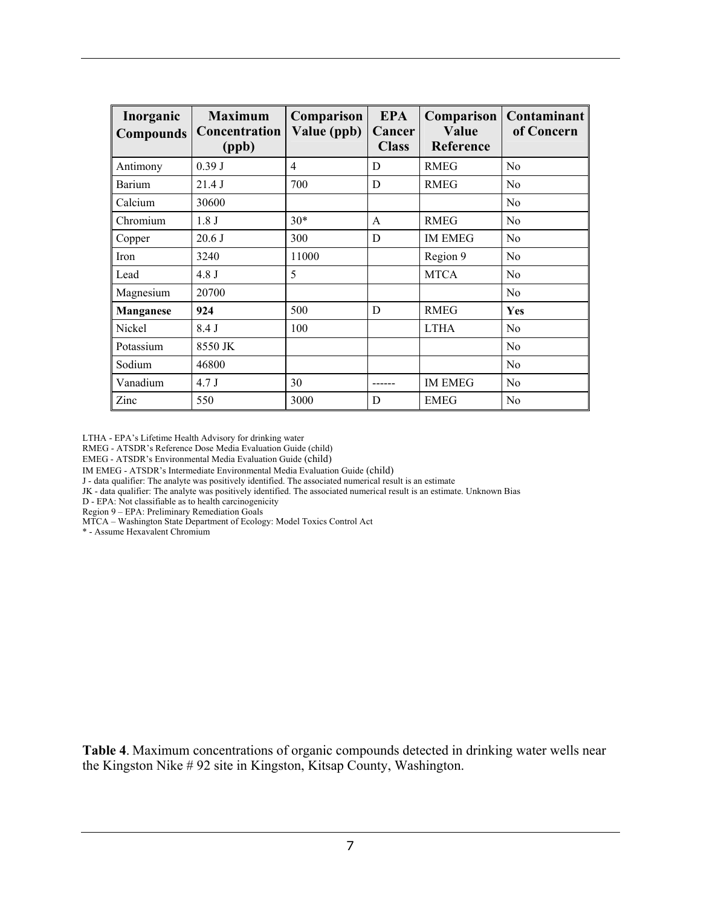| Inorganic Compounds | Maximum Concentration (ppb) | Comparison Value (ppb) | EPA Cancer Class | Comparison Value Reference | Contaminant of Concern |
|---|---|---|---|---|---|
| Antimony | 0.39 J | 4 | D | RMEG | No |
| Barium | 21.4 J | 700 | D | RMEG | No |
| Calcium | 30600 | | | | No |
| Chromium | 1.8 J | 30* | A | RMEG | No |
| Copper | 20.6 J | 300 | D | IM EMEG | No |
| Iron | 3240 | 11000 | | Region 9 | No |
| Lead | 4.8 J | 5 | | MTCA | No |
| Magnesium | 20700 | | | | No |
| **Manganese** | **924** | 500 | D | RMEG | **Yes** |
| Nickel | 8.4 J | 100 | | LTHA | No |
| Potassium | 8550 JK | | | | No |
| Sodium | 46800 | | | | No |
| Vanadium | 4.7 J | 30 | ------ | IM EMEG | No |
| Zinc | 550 | 3000 | D | EMEG | No |

LTHA - EPA's Lifetime Health Advisory for drinking water
RMEG - ATSDR's Reference Dose Media Evaluation Guide (child)
EMEG - ATSDR's Environmental Media Evaluation Guide (child)
IM EMEG - ATSDR's Intermediate Environmental Media Evaluation Guide (child)
J - data qualifier: The analyte was positively identified. The associated numerical result is an estimate
JK - data qualifier: The analyte was positively identified. The associated numerical result is an estimate. Unknown Bias
D - EPA: Not classifiable as to health carcinogenicity
Region 9 – EPA: Preliminary Remediation Goals
MTCA – Washington State Department of Ecology: Model Toxics Control Act
* - Assume Hexavalent Chromium

**Table 4**. Maximum concentrations of organic compounds detected in drinking water wells near the Kingston Nike # 92 site in Kingston, Kitsap County, Washington.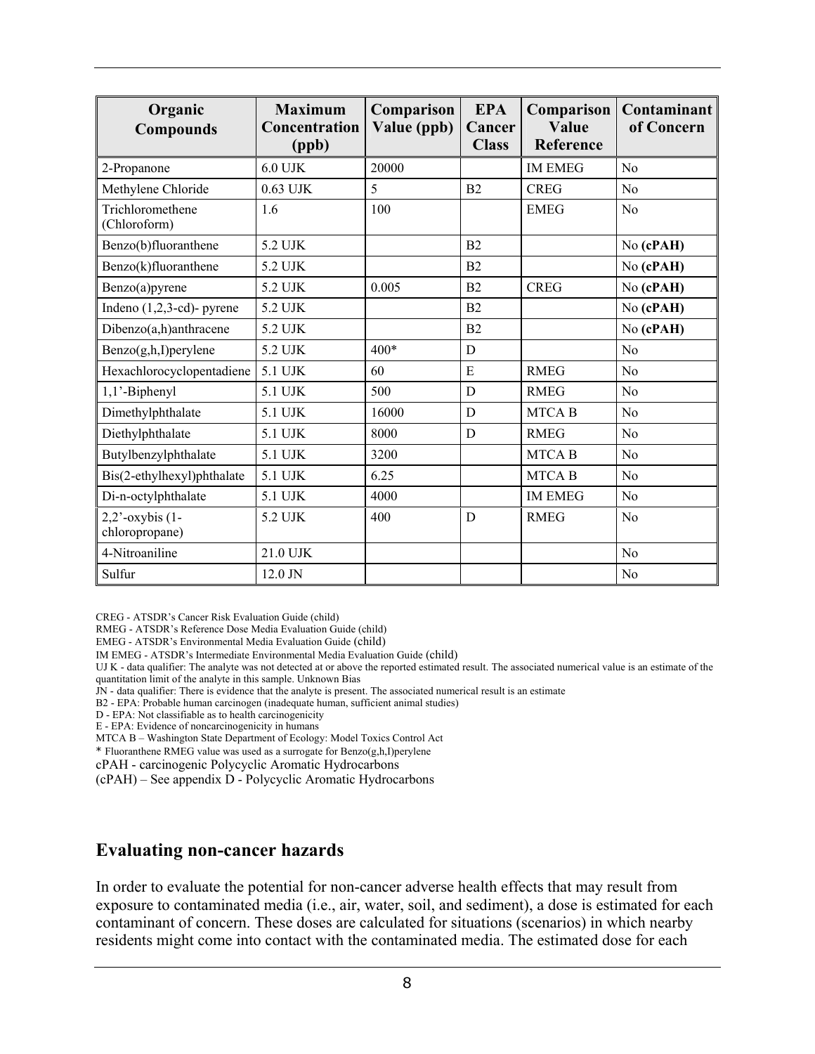| Organic Compounds | Maximum Concentration (ppb) | Comparison Value (ppb) | EPA Cancer Class | Comparison Value Reference | Contaminant of Concern |
|---|---|---|---|---|---|
| 2-Propanone | 6.0 UJK | 20000 | | IM EMEG | No |
| Methylene Chloride | 0.63 UJK | 5 | B2 | CREG | No |
| Trichloromethene (Chloroform) | 1.6 | 100 | | EMEG | No |
| Benzo(b)fluoranthene | 5.2 UJK | | B2 | | No **(cPAH)** |
| Benzo(k)fluoranthene | 5.2 UJK | | B2 | | No **(cPAH)** |
| Benzo(a)pyrene | 5.2 UJK | 0.005 | B2 | CREG | No **(cPAH)** |
| Indeno (1,2,3-cd)- pyrene | 5.2 UJK | | B2 | | No **(cPAH)** |
| Dibenzo(a,h)anthracene | 5.2 UJK | | B2 | | No **(cPAH)** |
| Benzo(g,h,I)perylene | 5.2 UJK | 400* | D | | No |
| Hexachlorocyclopentadiene | 5.1 UJK | 60 | E | RMEG | No |
| 1,1'-Biphenyl | 5.1 UJK | 500 | D | RMEG | No |
| Dimethylphthalate | 5.1 UJK | 16000 | D | MTCA B | No |
| Diethylphthalate | 5.1 UJK | 8000 | D | RMEG | No |
| Butylbenzylphthalate | 5.1 UJK | 3200 | | MTCA B | No |
| Bis(2-ethylhexyl)phthalate | 5.1 UJK | 6.25 | | MTCA B | No |
| Di-n-octylphthalate | 5.1 UJK | 4000 | | IM EMEG | No |
| 2,2'-oxybis (1-chloropropane) | 5.2 UJK | 400 | D | RMEG | No |
| 4-Nitroaniline | 21.0 UJK | | | | No |
| Sulfur | 12.0 JN | | | | No |

CREG - ATSDR's Cancer Risk Evaluation Guide (child)
RMEG - ATSDR's Reference Dose Media Evaluation Guide (child)
EMEG - ATSDR's Environmental Media Evaluation Guide (child)
IM EMEG - ATSDR's Intermediate Environmental Media Evaluation Guide (child)
UJ K - data qualifier: The analyte was not detected at or above the reported estimated result. The associated numerical value is an estimate of the quantitation limit of the analyte in this sample. Unknown Bias
JN - data qualifier: There is evidence that the analyte is present. The associated numerical result is an estimate
B2 - EPA: Probable human carcinogen (inadequate human, sufficient animal studies)
D - EPA: Not classifiable as to health carcinogenicity
E - EPA: Evidence of noncarcinogenicity in humans
MTCA B – Washington State Department of Ecology: Model Toxics Control Act
* Fluoranthene RMEG value was used as a surrogate for Benzo(g,h,I)perylene
cPAH - carcinogenic Polycyclic Aromatic Hydrocarbons
(cPAH) – See appendix D - Polycyclic Aromatic Hydrocarbons

## Evaluating non-cancer hazards

In order to evaluate the potential for non-cancer adverse health effects that may result from exposure to contaminated media (i.e., air, water, soil, and sediment), a dose is estimated for each contaminant of concern. These doses are calculated for situations (scenarios) in which nearby residents might come into contact with the contaminated media. The estimated dose for each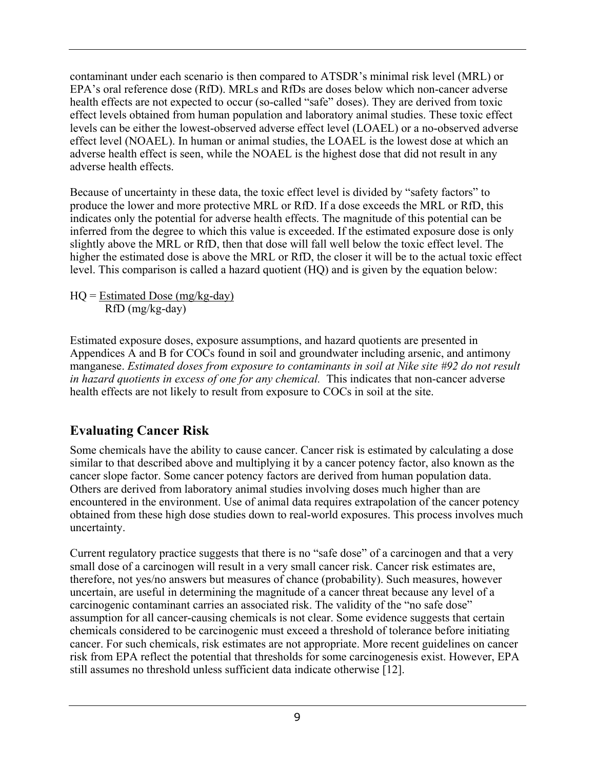contaminant under each scenario is then compared to ATSDR's minimal risk level (MRL) or EPA's oral reference dose (RfD). MRLs and RfDs are doses below which non-cancer adverse health effects are not expected to occur (so-called "safe" doses). They are derived from toxic effect levels obtained from human population and laboratory animal studies. These toxic effect levels can be either the lowest-observed adverse effect level (LOAEL) or a no-observed adverse effect level (NOAEL). In human or animal studies, the LOAEL is the lowest dose at which an adverse health effect is seen, while the NOAEL is the highest dose that did not result in any adverse health effects.

Because of uncertainty in these data, the toxic effect level is divided by "safety factors" to produce the lower and more protective MRL or RfD. If a dose exceeds the MRL or RfD, this indicates only the potential for adverse health effects. The magnitude of this potential can be inferred from the degree to which this value is exceeded. If the estimated exposure dose is only slightly above the MRL or RfD, then that dose will fall well below the toxic effect level. The higher the estimated dose is above the MRL or RfD, the closer it will be to the actual toxic effect level. This comparison is called a hazard quotient (HQ) and is given by the equation below:

$$HQ = \frac{\text{Estimated Dose (mg/kg-day)}}{\text{RfD (mg/kg-day)}}$$

Estimated exposure doses, exposure assumptions, and hazard quotients are presented in Appendices A and B for COCs found in soil and groundwater including arsenic, and antimony manganese. *Estimated doses from exposure to contaminants in soil at Nike site #92 do not result in hazard quotients in excess of one for any chemical.* This indicates that non-cancer adverse health effects are not likely to result from exposure to COCs in soil at the site.

## Evaluating Cancer Risk

Some chemicals have the ability to cause cancer. Cancer risk is estimated by calculating a dose similar to that described above and multiplying it by a cancer potency factor, also known as the cancer slope factor. Some cancer potency factors are derived from human population data. Others are derived from laboratory animal studies involving doses much higher than are encountered in the environment. Use of animal data requires extrapolation of the cancer potency obtained from these high dose studies down to real-world exposures. This process involves much uncertainty.

Current regulatory practice suggests that there is no "safe dose" of a carcinogen and that a very small dose of a carcinogen will result in a very small cancer risk. Cancer risk estimates are, therefore, not yes/no answers but measures of chance (probability). Such measures, however uncertain, are useful in determining the magnitude of a cancer threat because any level of a carcinogenic contaminant carries an associated risk. The validity of the "no safe dose" assumption for all cancer-causing chemicals is not clear. Some evidence suggests that certain chemicals considered to be carcinogenic must exceed a threshold of tolerance before initiating cancer. For such chemicals, risk estimates are not appropriate. More recent guidelines on cancer risk from EPA reflect the potential that thresholds for some carcinogenesis exist. However, EPA still assumes no threshold unless sufficient data indicate otherwise [12].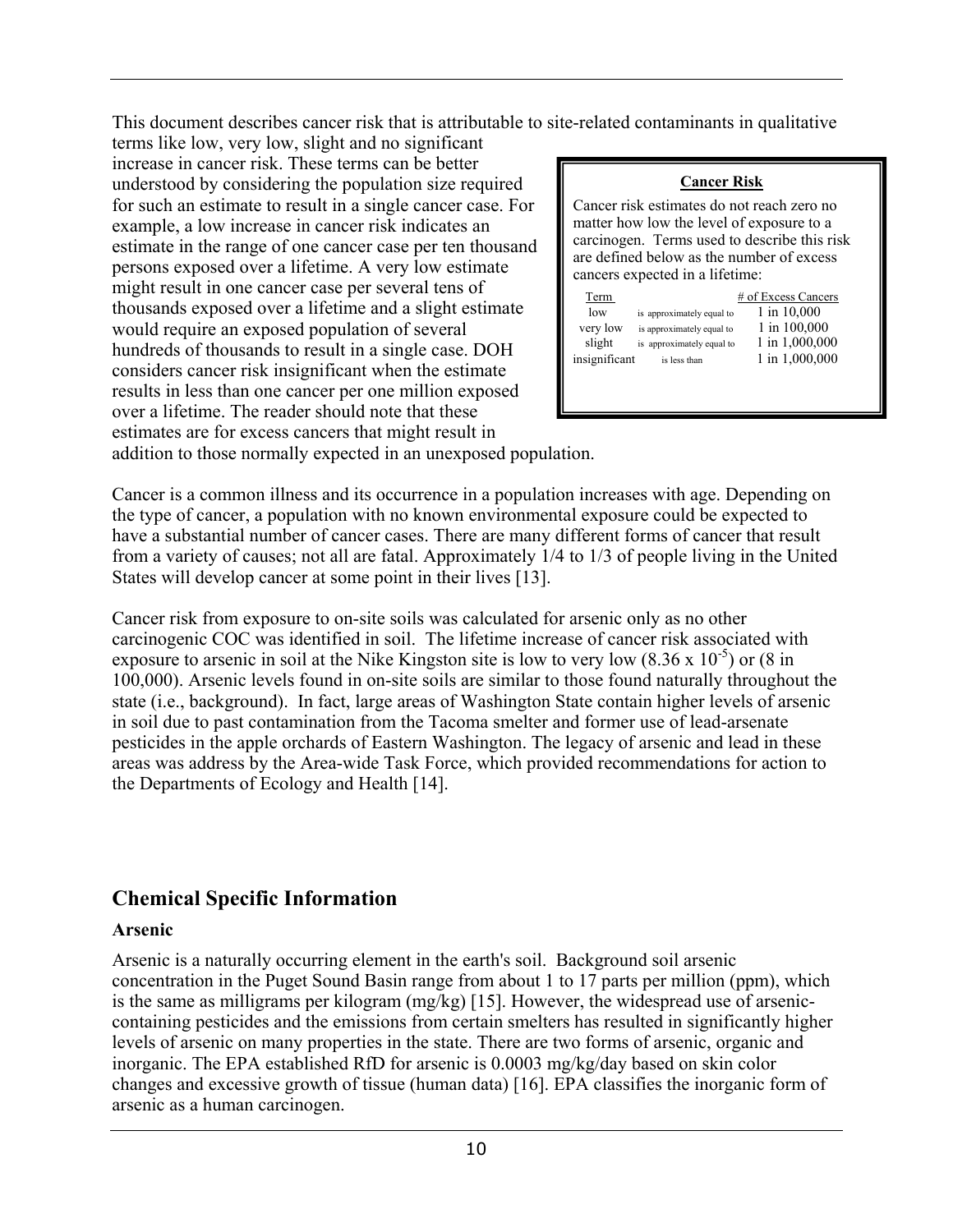This document describes cancer risk that is attributable to site-related contaminants in qualitative terms like low, very low, slight and no significant increase in cancer risk. These terms can be better understood by considering the population size required for such an estimate to result in a single cancer case. For example, a low increase in cancer risk indicates an estimate in the range of one cancer case per ten thousand persons exposed over a lifetime. A very low estimate might result in one cancer case per several tens of thousands exposed over a lifetime and a slight estimate would require an exposed population of several hundreds of thousands to result in a single case. DOH considers cancer risk insignificant when the estimate results in less than one cancer per one million exposed over a lifetime. The reader should note that these estimates are for excess cancers that might result in addition to those normally expected in an unexposed population.

**Cancer Risk**

Cancer risk estimates do not reach zero no matter how low the level of exposure to a carcinogen. Terms used to describe this risk are defined below as the number of excess cancers expected in a lifetime:

| Term | | # of Excess Cancers |
|---|---|---|
| low | is approximately equal to | 1 in 10,000 |
| very low | is approximately equal to | 1 in 100,000 |
| slight | is approximately equal to | 1 in 1,000,000 |
| insignificant | is less than | 1 in 1,000,000 |

Cancer is a common illness and its occurrence in a population increases with age. Depending on the type of cancer, a population with no known environmental exposure could be expected to have a substantial number of cancer cases. There are many different forms of cancer that result from a variety of causes; not all are fatal. Approximately 1/4 to 1/3 of people living in the United States will develop cancer at some point in their lives [13].

Cancer risk from exposure to on-site soils was calculated for arsenic only as no other carcinogenic COC was identified in soil. The lifetime increase of cancer risk associated with exposure to arsenic in soil at the Nike Kingston site is low to very low ($8.36 \times 10^{-5}$) or (8 in 100,000). Arsenic levels found in on-site soils are similar to those found naturally throughout the state (i.e., background). In fact, large areas of Washington State contain higher levels of arsenic in soil due to past contamination from the Tacoma smelter and former use of lead-arsenate pesticides in the apple orchards of Eastern Washington. The legacy of arsenic and lead in these areas was address by the Area-wide Task Force, which provided recommendations for action to the Departments of Ecology and Health [14].

## Chemical Specific Information

### Arsenic

Arsenic is a naturally occurring element in the earth's soil. Background soil arsenic concentration in the Puget Sound Basin range from about 1 to 17 parts per million (ppm), which is the same as milligrams per kilogram (mg/kg) [15]. However, the widespread use of arsenic-containing pesticides and the emissions from certain smelters has resulted in significantly higher levels of arsenic on many properties in the state. There are two forms of arsenic, organic and inorganic. The EPA established RfD for arsenic is 0.0003 mg/kg/day based on skin color changes and excessive growth of tissue (human data) [16]. EPA classifies the inorganic form of arsenic as a human carcinogen.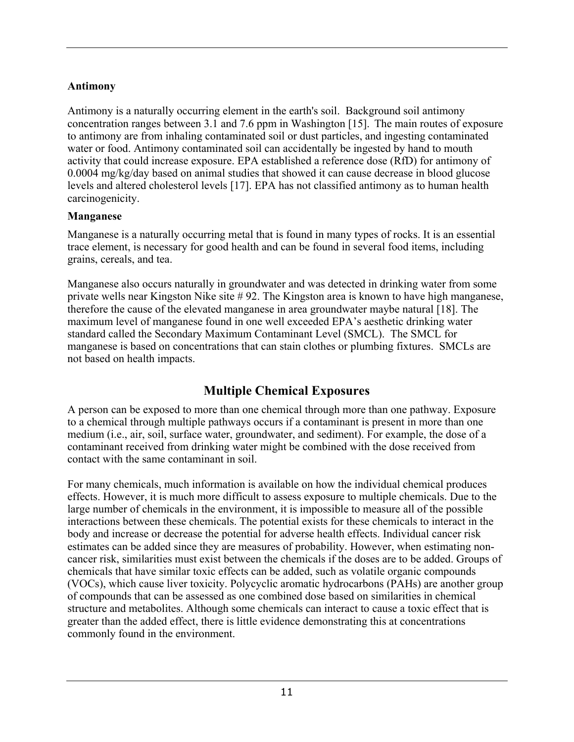### Antimony

Antimony is a naturally occurring element in the earth's soil. Background soil antimony concentration ranges between 3.1 and 7.6 ppm in Washington [15]. The main routes of exposure to antimony are from inhaling contaminated soil or dust particles, and ingesting contaminated water or food. Antimony contaminated soil can accidentally be ingested by hand to mouth activity that could increase exposure. EPA established a reference dose (RfD) for antimony of 0.0004 mg/kg/day based on animal studies that showed it can cause decrease in blood glucose levels and altered cholesterol levels [17]. EPA has not classified antimony as to human health carcinogenicity.

### Manganese

Manganese is a naturally occurring metal that is found in many types of rocks. It is an essential trace element, is necessary for good health and can be found in several food items, including grains, cereals, and tea.

Manganese also occurs naturally in groundwater and was detected in drinking water from some private wells near Kingston Nike site # 92. The Kingston area is known to have high manganese, therefore the cause of the elevated manganese in area groundwater maybe natural [18]. The maximum level of manganese found in one well exceeded EPA's aesthetic drinking water standard called the Secondary Maximum Contaminant Level (SMCL). The SMCL for manganese is based on concentrations that can stain clothes or plumbing fixtures. SMCLs are not based on health impacts.

## Multiple Chemical Exposures

A person can be exposed to more than one chemical through more than one pathway. Exposure to a chemical through multiple pathways occurs if a contaminant is present in more than one medium (i.e., air, soil, surface water, groundwater, and sediment). For example, the dose of a contaminant received from drinking water might be combined with the dose received from contact with the same contaminant in soil.

For many chemicals, much information is available on how the individual chemical produces effects. However, it is much more difficult to assess exposure to multiple chemicals. Due to the large number of chemicals in the environment, it is impossible to measure all of the possible interactions between these chemicals. The potential exists for these chemicals to interact in the body and increase or decrease the potential for adverse health effects. Individual cancer risk estimates can be added since they are measures of probability. However, when estimating non-cancer risk, similarities must exist between the chemicals if the doses are to be added. Groups of chemicals that have similar toxic effects can be added, such as volatile organic compounds (VOCs), which cause liver toxicity. Polycyclic aromatic hydrocarbons (PAHs) are another group of compounds that can be assessed as one combined dose based on similarities in chemical structure and metabolites. Although some chemicals can interact to cause a toxic effect that is greater than the added effect, there is little evidence demonstrating this at concentrations commonly found in the environment.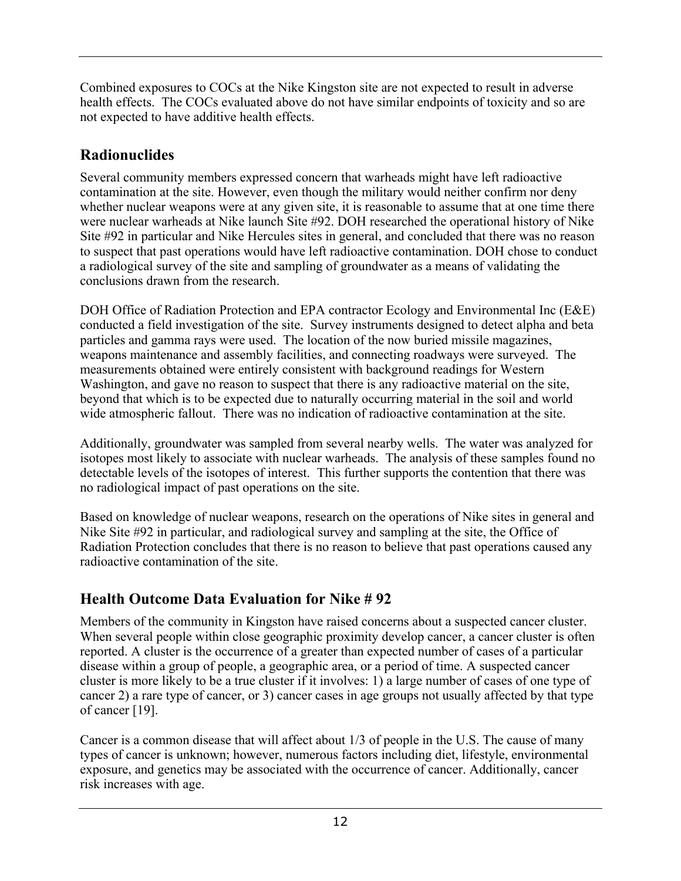Combined exposures to COCs at the Nike Kingston site are not expected to result in adverse health effects. The COCs evaluated above do not have similar endpoints of toxicity and so are not expected to have additive health effects.

## Radionuclides

Several community members expressed concern that warheads might have left radioactive contamination at the site. However, even though the military would neither confirm nor deny whether nuclear weapons were at any given site, it is reasonable to assume that at one time there were nuclear warheads at Nike launch Site #92. DOH researched the operational history of Nike Site #92 in particular and Nike Hercules sites in general, and concluded that there was no reason to suspect that past operations would have left radioactive contamination. DOH chose to conduct a radiological survey of the site and sampling of groundwater as a means of validating the conclusions drawn from the research.

DOH Office of Radiation Protection and EPA contractor Ecology and Environmental Inc (E&E) conducted a field investigation of the site. Survey instruments designed to detect alpha and beta particles and gamma rays were used. The location of the now buried missile magazines, weapons maintenance and assembly facilities, and connecting roadways were surveyed. The measurements obtained were entirely consistent with background readings for Western Washington, and gave no reason to suspect that there is any radioactive material on the site, beyond that which is to be expected due to naturally occurring material in the soil and world wide atmospheric fallout. There was no indication of radioactive contamination at the site.

Additionally, groundwater was sampled from several nearby wells. The water was analyzed for isotopes most likely to associate with nuclear warheads. The analysis of these samples found no detectable levels of the isotopes of interest. This further supports the contention that there was no radiological impact of past operations on the site.

Based on knowledge of nuclear weapons, research on the operations of Nike sites in general and Nike Site #92 in particular, and radiological survey and sampling at the site, the Office of Radiation Protection concludes that there is no reason to believe that past operations caused any radioactive contamination of the site.

## Health Outcome Data Evaluation for Nike # 92

Members of the community in Kingston have raised concerns about a suspected cancer cluster. When several people within close geographic proximity develop cancer, a cancer cluster is often reported. A cluster is the occurrence of a greater than expected number of cases of a particular disease within a group of people, a geographic area, or a period of time. A suspected cancer cluster is more likely to be a true cluster if it involves: 1) a large number of cases of one type of cancer 2) a rare type of cancer, or 3) cancer cases in age groups not usually affected by that type of cancer [19].

Cancer is a common disease that will affect about 1/3 of people in the U.S. The cause of many types of cancer is unknown; however, numerous factors including diet, lifestyle, environmental exposure, and genetics may be associated with the occurrence of cancer. Additionally, cancer risk increases with age.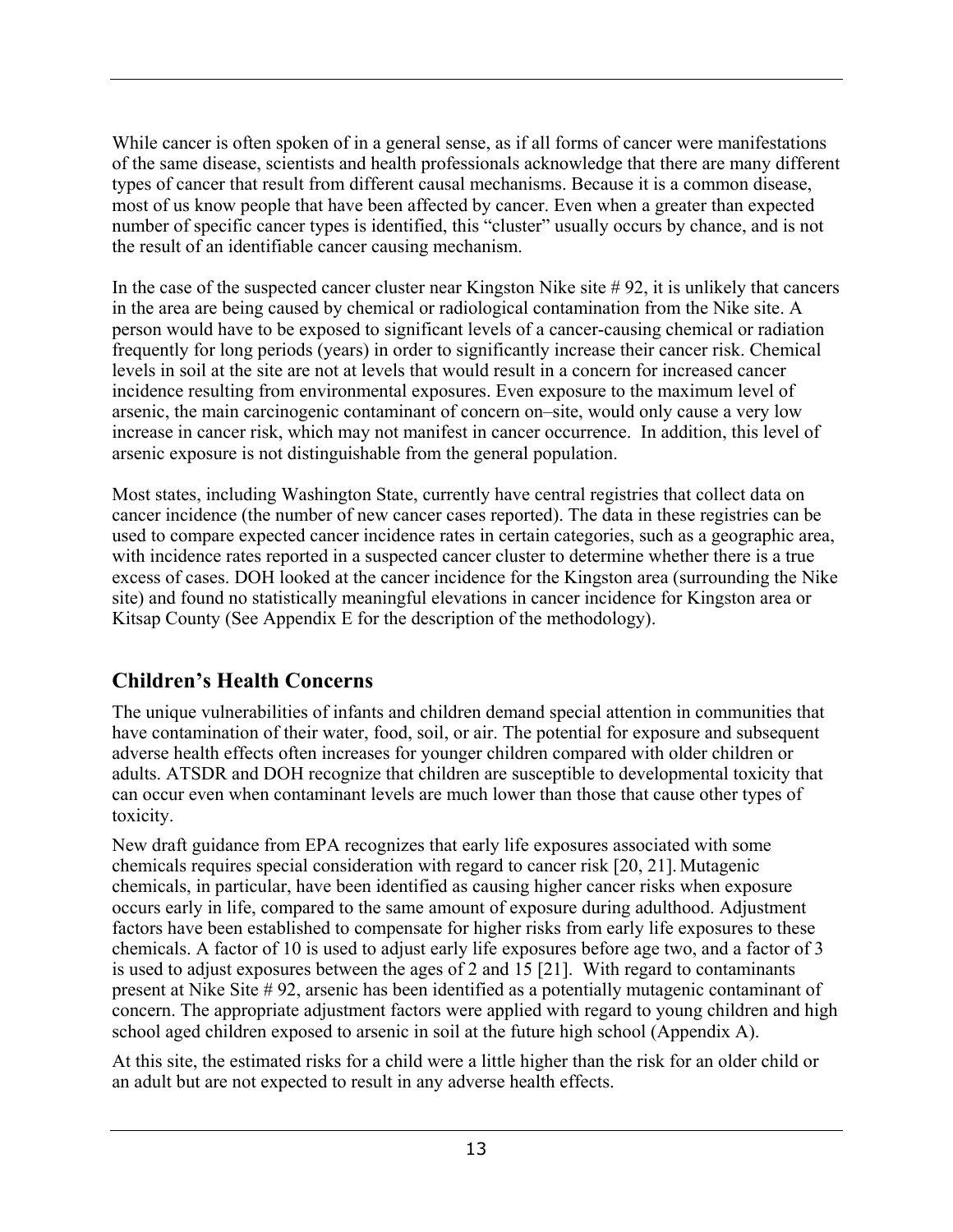While cancer is often spoken of in a general sense, as if all forms of cancer were manifestations of the same disease, scientists and health professionals acknowledge that there are many different types of cancer that result from different causal mechanisms. Because it is a common disease, most of us know people that have been affected by cancer. Even when a greater than expected number of specific cancer types is identified, this "cluster" usually occurs by chance, and is not the result of an identifiable cancer causing mechanism.

In the case of the suspected cancer cluster near Kingston Nike site # 92, it is unlikely that cancers in the area are being caused by chemical or radiological contamination from the Nike site. A person would have to be exposed to significant levels of a cancer-causing chemical or radiation frequently for long periods (years) in order to significantly increase their cancer risk. Chemical levels in soil at the site are not at levels that would result in a concern for increased cancer incidence resulting from environmental exposures. Even exposure to the maximum level of arsenic, the main carcinogenic contaminant of concern on–site, would only cause a very low increase in cancer risk, which may not manifest in cancer occurrence. In addition, this level of arsenic exposure is not distinguishable from the general population.

Most states, including Washington State, currently have central registries that collect data on cancer incidence (the number of new cancer cases reported). The data in these registries can be used to compare expected cancer incidence rates in certain categories, such as a geographic area, with incidence rates reported in a suspected cancer cluster to determine whether there is a true excess of cases. DOH looked at the cancer incidence for the Kingston area (surrounding the Nike site) and found no statistically meaningful elevations in cancer incidence for Kingston area or Kitsap County (See Appendix E for the description of the methodology).

## Children's Health Concerns

The unique vulnerabilities of infants and children demand special attention in communities that have contamination of their water, food, soil, or air. The potential for exposure and subsequent adverse health effects often increases for younger children compared with older children or adults. ATSDR and DOH recognize that children are susceptible to developmental toxicity that can occur even when contaminant levels are much lower than those that cause other types of toxicity.

New draft guidance from EPA recognizes that early life exposures associated with some chemicals requires special consideration with regard to cancer risk [20, 21]. Mutagenic chemicals, in particular, have been identified as causing higher cancer risks when exposure occurs early in life, compared to the same amount of exposure during adulthood. Adjustment factors have been established to compensate for higher risks from early life exposures to these chemicals. A factor of 10 is used to adjust early life exposures before age two, and a factor of 3 is used to adjust exposures between the ages of 2 and 15 [21]. With regard to contaminants present at Nike Site # 92, arsenic has been identified as a potentially mutagenic contaminant of concern. The appropriate adjustment factors were applied with regard to young children and high school aged children exposed to arsenic in soil at the future high school (Appendix A).

At this site, the estimated risks for a child were a little higher than the risk for an older child or an adult but are not expected to result in any adverse health effects.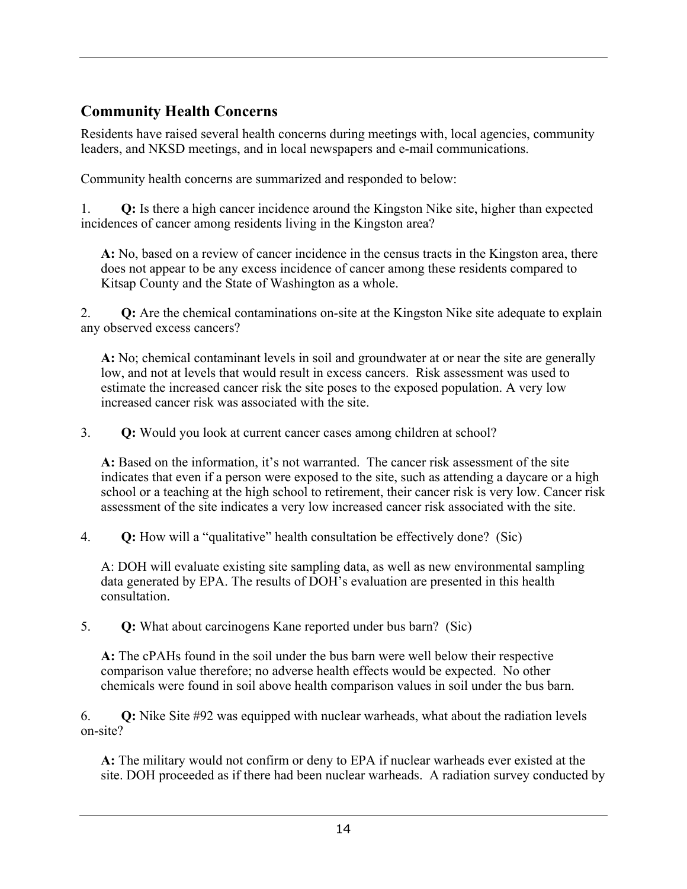## Community Health Concerns

Residents have raised several health concerns during meetings with, local agencies, community leaders, and NKSD meetings, and in local newspapers and e-mail communications.

Community health concerns are summarized and responded to below:

1. **Q:** Is there a high cancer incidence around the Kingston Nike site, higher than expected incidences of cancer among residents living in the Kingston area?

   **A:** No, based on a review of cancer incidence in the census tracts in the Kingston area, there does not appear to be any excess incidence of cancer among these residents compared to Kitsap County and the State of Washington as a whole.

2. **Q:** Are the chemical contaminations on-site at the Kingston Nike site adequate to explain any observed excess cancers?

   **A:** No; chemical contaminant levels in soil and groundwater at or near the site are generally low, and not at levels that would result in excess cancers. Risk assessment was used to estimate the increased cancer risk the site poses to the exposed population. A very low increased cancer risk was associated with the site.

3. **Q:** Would you look at current cancer cases among children at school?

   **A:** Based on the information, it's not warranted. The cancer risk assessment of the site indicates that even if a person were exposed to the site, such as attending a daycare or a high school or a teaching at the high school to retirement, their cancer risk is very low. Cancer risk assessment of the site indicates a very low increased cancer risk associated with the site.

4. **Q:** How will a "qualitative" health consultation be effectively done? (Sic)

   A: DOH will evaluate existing site sampling data, as well as new environmental sampling data generated by EPA. The results of DOH's evaluation are presented in this health consultation.

5. **Q:** What about carcinogens Kane reported under bus barn? (Sic)

   **A:** The cPAHs found in the soil under the bus barn were well below their respective comparison value therefore; no adverse health effects would be expected. No other chemicals were found in soil above health comparison values in soil under the bus barn.

6. **Q:** Nike Site #92 was equipped with nuclear warheads, what about the radiation levels on-site?

   **A:** The military would not confirm or deny to EPA if nuclear warheads ever existed at the site. DOH proceeded as if there had been nuclear warheads. A radiation survey conducted by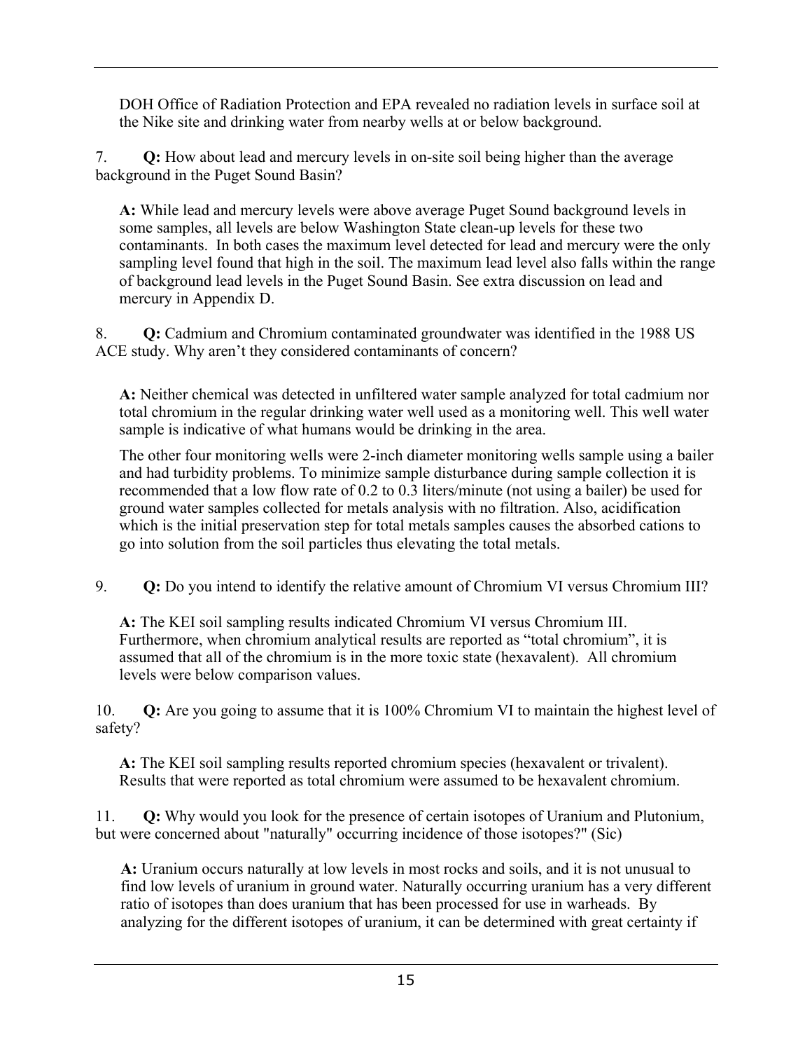DOH Office of Radiation Protection and EPA revealed no radiation levels in surface soil at the Nike site and drinking water from nearby wells at or below background.

7. **Q:** How about lead and mercury levels in on-site soil being higher than the average background in the Puget Sound Basin?

**A:** While lead and mercury levels were above average Puget Sound background levels in some samples, all levels are below Washington State clean-up levels for these two contaminants. In both cases the maximum level detected for lead and mercury were the only sampling level found that high in the soil. The maximum lead level also falls within the range of background lead levels in the Puget Sound Basin. See extra discussion on lead and mercury in Appendix D.

8. **Q:** Cadmium and Chromium contaminated groundwater was identified in the 1988 US ACE study. Why aren't they considered contaminants of concern?

**A:** Neither chemical was detected in unfiltered water sample analyzed for total cadmium nor total chromium in the regular drinking water well used as a monitoring well. This well water sample is indicative of what humans would be drinking in the area.

The other four monitoring wells were 2-inch diameter monitoring wells sample using a bailer and had turbidity problems. To minimize sample disturbance during sample collection it is recommended that a low flow rate of 0.2 to 0.3 liters/minute (not using a bailer) be used for ground water samples collected for metals analysis with no filtration. Also, acidification which is the initial preservation step for total metals samples causes the absorbed cations to go into solution from the soil particles thus elevating the total metals.

9. **Q:** Do you intend to identify the relative amount of Chromium VI versus Chromium III?

**A:** The KEI soil sampling results indicated Chromium VI versus Chromium III. Furthermore, when chromium analytical results are reported as "total chromium", it is assumed that all of the chromium is in the more toxic state (hexavalent). All chromium levels were below comparison values.

10. **Q:** Are you going to assume that it is 100% Chromium VI to maintain the highest level of safety?

**A:** The KEI soil sampling results reported chromium species (hexavalent or trivalent). Results that were reported as total chromium were assumed to be hexavalent chromium.

11. **Q:** Why would you look for the presence of certain isotopes of Uranium and Plutonium, but were concerned about "naturally" occurring incidence of those isotopes?" (Sic)

**A:** Uranium occurs naturally at low levels in most rocks and soils, and it is not unusual to find low levels of uranium in ground water. Naturally occurring uranium has a very different ratio of isotopes than does uranium that has been processed for use in warheads. By analyzing for the different isotopes of uranium, it can be determined with great certainty if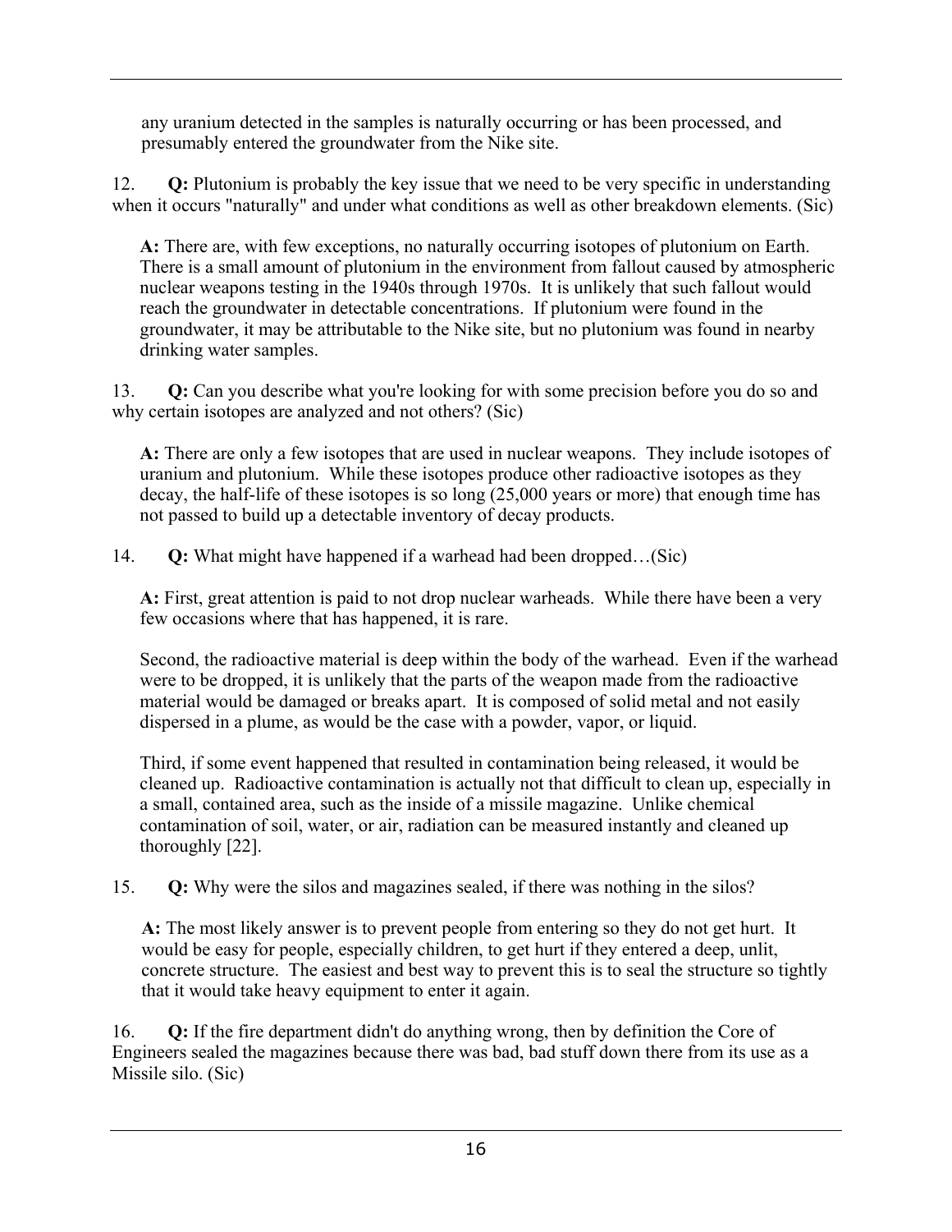any uranium detected in the samples is naturally occurring or has been processed, and presumably entered the groundwater from the Nike site.

12. **Q:** Plutonium is probably the key issue that we need to be very specific in understanding when it occurs "naturally" and under what conditions as well as other breakdown elements. (Sic)

> **A:** There are, with few exceptions, no naturally occurring isotopes of plutonium on Earth. There is a small amount of plutonium in the environment from fallout caused by atmospheric nuclear weapons testing in the 1940s through 1970s. It is unlikely that such fallout would reach the groundwater in detectable concentrations. If plutonium were found in the groundwater, it may be attributable to the Nike site, but no plutonium was found in nearby drinking water samples.

13. **Q:** Can you describe what you're looking for with some precision before you do so and why certain isotopes are analyzed and not others? (Sic)

> **A:** There are only a few isotopes that are used in nuclear weapons. They include isotopes of uranium and plutonium. While these isotopes produce other radioactive isotopes as they decay, the half-life of these isotopes is so long (25,000 years or more) that enough time has not passed to build up a detectable inventory of decay products.

14. **Q:** What might have happened if a warhead had been dropped…(Sic)

> **A:** First, great attention is paid to not drop nuclear warheads. While there have been a very few occasions where that has happened, it is rare.
>
> Second, the radioactive material is deep within the body of the warhead. Even if the warhead were to be dropped, it is unlikely that the parts of the weapon made from the radioactive material would be damaged or breaks apart. It is composed of solid metal and not easily dispersed in a plume, as would be the case with a powder, vapor, or liquid.
>
> Third, if some event happened that resulted in contamination being released, it would be cleaned up. Radioactive contamination is actually not that difficult to clean up, especially in a small, contained area, such as the inside of a missile magazine. Unlike chemical contamination of soil, water, or air, radiation can be measured instantly and cleaned up thoroughly [22].

15. **Q:** Why were the silos and magazines sealed, if there was nothing in the silos?

> **A:** The most likely answer is to prevent people from entering so they do not get hurt. It would be easy for people, especially children, to get hurt if they entered a deep, unlit, concrete structure. The easiest and best way to prevent this is to seal the structure so tightly that it would take heavy equipment to enter it again.

16. **Q:** If the fire department didn't do anything wrong, then by definition the Core of Engineers sealed the magazines because there was bad, bad stuff down there from its use as a Missile silo. (Sic)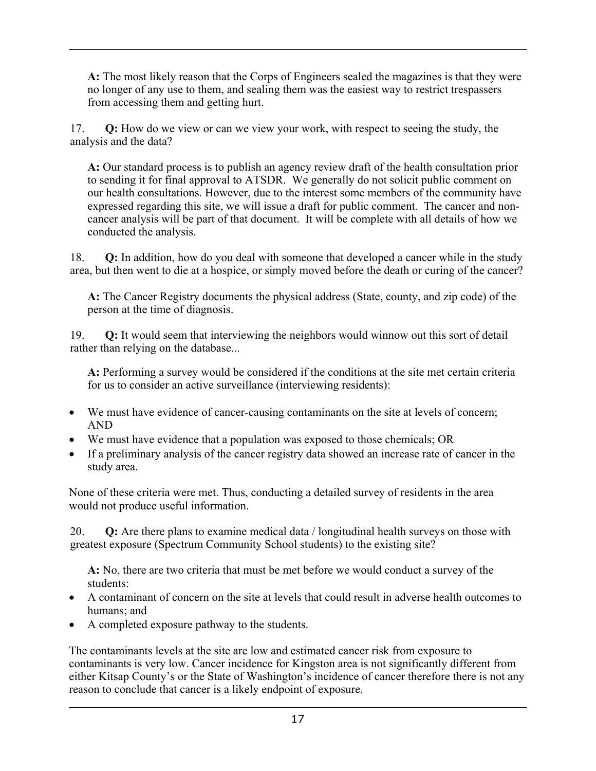**A:** The most likely reason that the Corps of Engineers sealed the magazines is that they were no longer of any use to them, and sealing them was the easiest way to restrict trespassers from accessing them and getting hurt.

17. **Q:** How do we view or can we view your work, with respect to seeing the study, the analysis and the data?

**A:** Our standard process is to publish an agency review draft of the health consultation prior to sending it for final approval to ATSDR. We generally do not solicit public comment on our health consultations. However, due to the interest some members of the community have expressed regarding this site, we will issue a draft for public comment. The cancer and non-cancer analysis will be part of that document. It will be complete with all details of how we conducted the analysis.

18. **Q:** In addition, how do you deal with someone that developed a cancer while in the study area, but then went to die at a hospice, or simply moved before the death or curing of the cancer?

**A:** The Cancer Registry documents the physical address (State, county, and zip code) of the person at the time of diagnosis.

19. **Q:** It would seem that interviewing the neighbors would winnow out this sort of detail rather than relying on the database...

**A:** Performing a survey would be considered if the conditions at the site met certain criteria for us to consider an active surveillance (interviewing residents):

- We must have evidence of cancer-causing contaminants on the site at levels of concern; AND
- We must have evidence that a population was exposed to those chemicals; OR
- If a preliminary analysis of the cancer registry data showed an increase rate of cancer in the study area.

None of these criteria were met. Thus, conducting a detailed survey of residents in the area would not produce useful information.

20. **Q:** Are there plans to examine medical data / longitudinal health surveys on those with greatest exposure (Spectrum Community School students) to the existing site?

**A:** No, there are two criteria that must be met before we would conduct a survey of the students:

- A contaminant of concern on the site at levels that could result in adverse health outcomes to humans; and
- A completed exposure pathway to the students.

The contaminants levels at the site are low and estimated cancer risk from exposure to contaminants is very low. Cancer incidence for Kingston area is not significantly different from either Kitsap County's or the State of Washington's incidence of cancer therefore there is not any reason to conclude that cancer is a likely endpoint of exposure.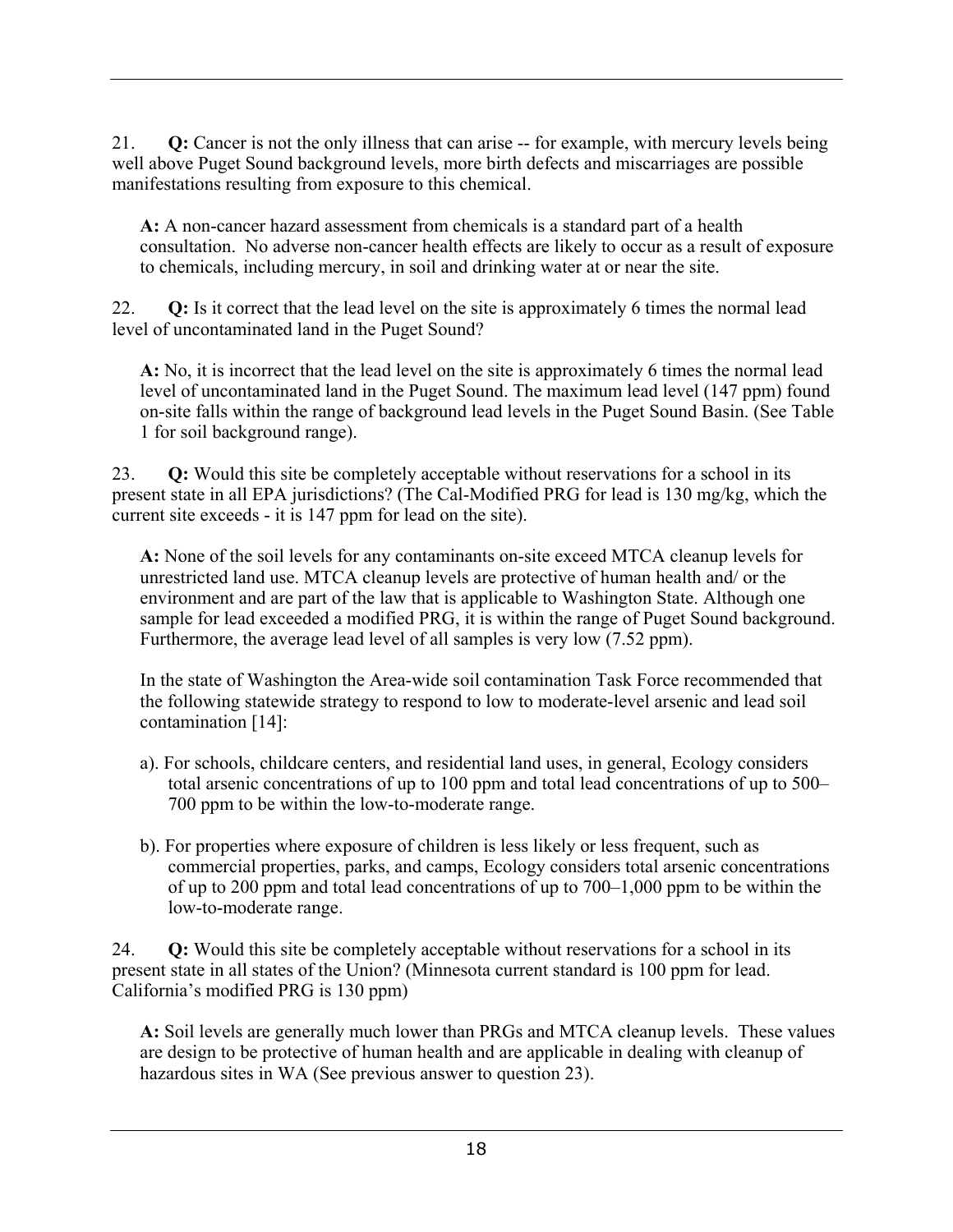21. **Q:** Cancer is not the only illness that can arise -- for example, with mercury levels being well above Puget Sound background levels, more birth defects and miscarriages are possible manifestations resulting from exposure to this chemical.

> **A:** A non-cancer hazard assessment from chemicals is a standard part of a health consultation. No adverse non-cancer health effects are likely to occur as a result of exposure to chemicals, including mercury, in soil and drinking water at or near the site.

22. **Q:** Is it correct that the lead level on the site is approximately 6 times the normal lead level of uncontaminated land in the Puget Sound?

> **A:** No, it is incorrect that the lead level on the site is approximately 6 times the normal lead level of uncontaminated land in the Puget Sound. The maximum lead level (147 ppm) found on-site falls within the range of background lead levels in the Puget Sound Basin. (See Table 1 for soil background range).

23. **Q:** Would this site be completely acceptable without reservations for a school in its present state in all EPA jurisdictions? (The Cal-Modified PRG for lead is 130 mg/kg, which the current site exceeds - it is 147 ppm for lead on the site).

> **A:** None of the soil levels for any contaminants on-site exceed MTCA cleanup levels for unrestricted land use. MTCA cleanup levels are protective of human health and/ or the environment and are part of the law that is applicable to Washington State. Although one sample for lead exceeded a modified PRG, it is within the range of Puget Sound background. Furthermore, the average lead level of all samples is very low (7.52 ppm).
>
> In the state of Washington the Area-wide soil contamination Task Force recommended that the following statewide strategy to respond to low to moderate-level arsenic and lead soil contamination [14]:
>
> a). For schools, childcare centers, and residential land uses, in general, Ecology considers total arsenic concentrations of up to 100 ppm and total lead concentrations of up to 500–700 ppm to be within the low-to-moderate range.
>
> b). For properties where exposure of children is less likely or less frequent, such as commercial properties, parks, and camps, Ecology considers total arsenic concentrations of up to 200 ppm and total lead concentrations of up to 700–1,000 ppm to be within the low-to-moderate range.

24. **Q:** Would this site be completely acceptable without reservations for a school in its present state in all states of the Union? (Minnesota current standard is 100 ppm for lead. California's modified PRG is 130 ppm)

> **A:** Soil levels are generally much lower than PRGs and MTCA cleanup levels. These values are design to be protective of human health and are applicable in dealing with cleanup of hazardous sites in WA (See previous answer to question 23).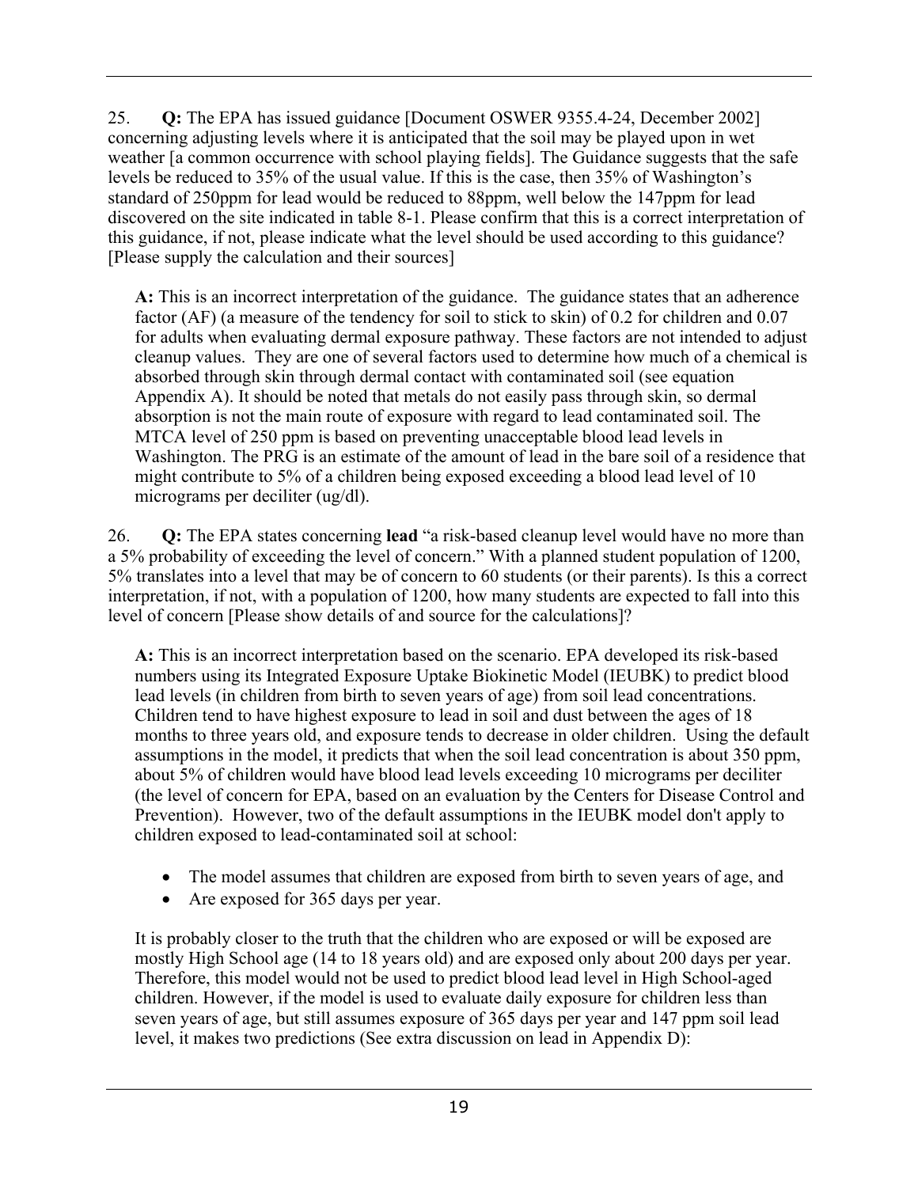25. **Q:** The EPA has issued guidance [Document OSWER 9355.4-24, December 2002] concerning adjusting levels where it is anticipated that the soil may be played upon in wet weather [a common occurrence with school playing fields]. The Guidance suggests that the safe levels be reduced to 35% of the usual value. If this is the case, then 35% of Washington's standard of 250ppm for lead would be reduced to 88ppm, well below the 147ppm for lead discovered on the site indicated in table 8-1. Please confirm that this is a correct interpretation of this guidance, if not, please indicate what the level should be used according to this guidance? [Please supply the calculation and their sources]

> **A:** This is an incorrect interpretation of the guidance. The guidance states that an adherence factor (AF) (a measure of the tendency for soil to stick to skin) of 0.2 for children and 0.07 for adults when evaluating dermal exposure pathway. These factors are not intended to adjust cleanup values. They are one of several factors used to determine how much of a chemical is absorbed through skin through dermal contact with contaminated soil (see equation Appendix A). It should be noted that metals do not easily pass through skin, so dermal absorption is not the main route of exposure with regard to lead contaminated soil. The MTCA level of 250 ppm is based on preventing unacceptable blood lead levels in Washington. The PRG is an estimate of the amount of lead in the bare soil of a residence that might contribute to 5% of a children being exposed exceeding a blood lead level of 10 micrograms per deciliter (ug/dl).

26. **Q:** The EPA states concerning **lead** "a risk-based cleanup level would have no more than a 5% probability of exceeding the level of concern." With a planned student population of 1200, 5% translates into a level that may be of concern to 60 students (or their parents). Is this a correct interpretation, if not, with a population of 1200, how many students are expected to fall into this level of concern [Please show details of and source for the calculations]?

> **A:** This is an incorrect interpretation based on the scenario. EPA developed its risk-based numbers using its Integrated Exposure Uptake Biokinetic Model (IEUBK) to predict blood lead levels (in children from birth to seven years of age) from soil lead concentrations. Children tend to have highest exposure to lead in soil and dust between the ages of 18 months to three years old, and exposure tends to decrease in older children. Using the default assumptions in the model, it predicts that when the soil lead concentration is about 350 ppm, about 5% of children would have blood lead levels exceeding 10 micrograms per deciliter (the level of concern for EPA, based on an evaluation by the Centers for Disease Control and Prevention). However, two of the default assumptions in the IEUBK model don't apply to children exposed to lead-contaminated soil at school:
>
> - The model assumes that children are exposed from birth to seven years of age, and
> - Are exposed for 365 days per year.
>
> It is probably closer to the truth that the children who are exposed or will be exposed are mostly High School age (14 to 18 years old) and are exposed only about 200 days per year. Therefore, this model would not be used to predict blood lead level in High School-aged children. However, if the model is used to evaluate daily exposure for children less than seven years of age, but still assumes exposure of 365 days per year and 147 ppm soil lead level, it makes two predictions (See extra discussion on lead in Appendix D):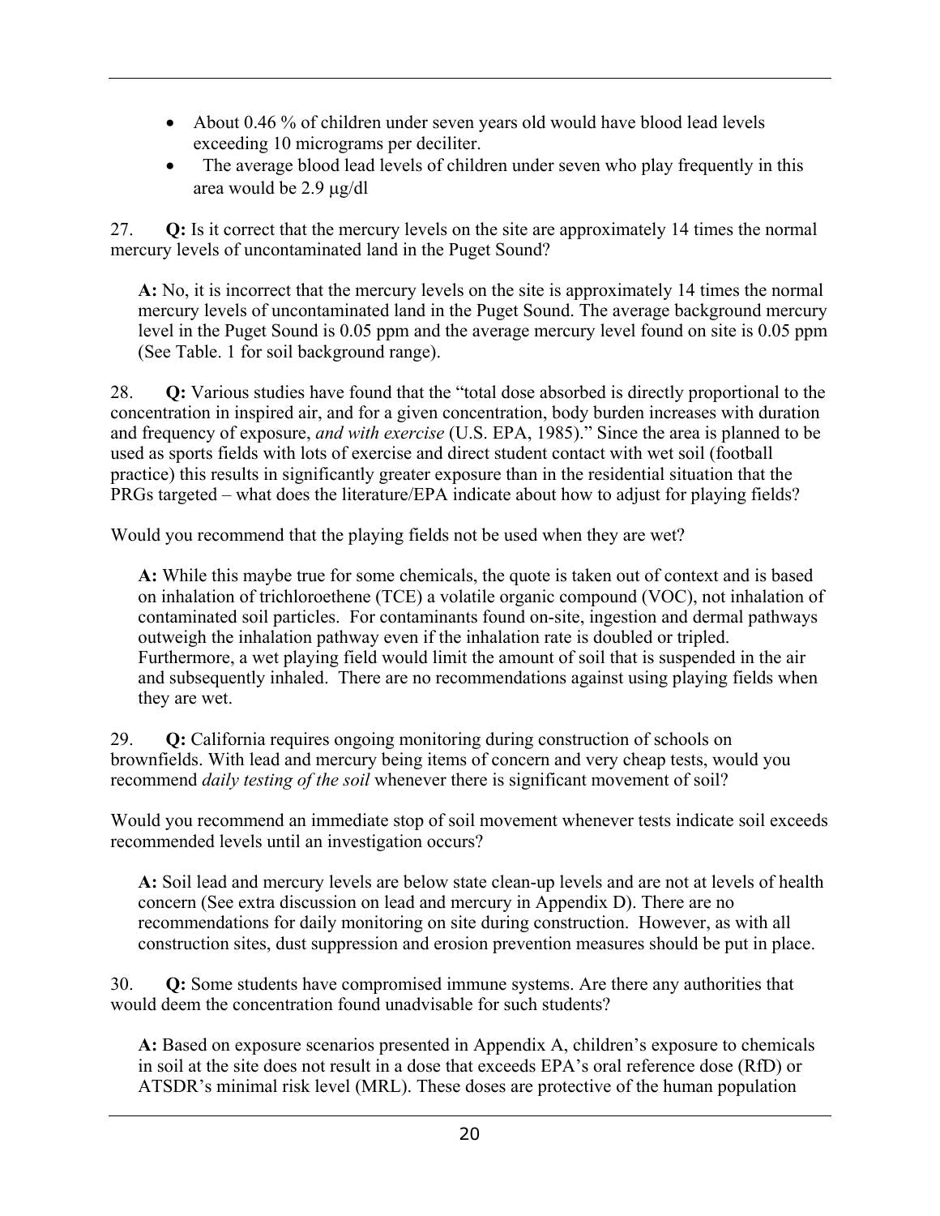- About 0.46 % of children under seven years old would have blood lead levels exceeding 10 micrograms per deciliter.
- The average blood lead levels of children under seven who play frequently in this area would be 2.9 μg/dl

27. **Q:** Is it correct that the mercury levels on the site are approximately 14 times the normal mercury levels of uncontaminated land in the Puget Sound?

   **A:** No, it is incorrect that the mercury levels on the site is approximately 14 times the normal mercury levels of uncontaminated land in the Puget Sound. The average background mercury level in the Puget Sound is 0.05 ppm and the average mercury level found on site is 0.05 ppm (See Table. 1 for soil background range).

28. **Q:** Various studies have found that the "total dose absorbed is directly proportional to the concentration in inspired air, and for a given concentration, body burden increases with duration and frequency of exposure, *and with exercise* (U.S. EPA, 1985)." Since the area is planned to be used as sports fields with lots of exercise and direct student contact with wet soil (football practice) this results in significantly greater exposure than in the residential situation that the PRGs targeted – what does the literature/EPA indicate about how to adjust for playing fields?

Would you recommend that the playing fields not be used when they are wet?

   **A:** While this maybe true for some chemicals, the quote is taken out of context and is based on inhalation of trichloroethene (TCE) a volatile organic compound (VOC), not inhalation of contaminated soil particles. For contaminants found on-site, ingestion and dermal pathways outweigh the inhalation pathway even if the inhalation rate is doubled or tripled. Furthermore, a wet playing field would limit the amount of soil that is suspended in the air and subsequently inhaled. There are no recommendations against using playing fields when they are wet.

29. **Q:** California requires ongoing monitoring during construction of schools on brownfields. With lead and mercury being items of concern and very cheap tests, would you recommend *daily testing of the soil* whenever there is significant movement of soil?

Would you recommend an immediate stop of soil movement whenever tests indicate soil exceeds recommended levels until an investigation occurs?

   **A:** Soil lead and mercury levels are below state clean-up levels and are not at levels of health concern (See extra discussion on lead and mercury in Appendix D). There are no recommendations for daily monitoring on site during construction. However, as with all construction sites, dust suppression and erosion prevention measures should be put in place.

30. **Q:** Some students have compromised immune systems. Are there any authorities that would deem the concentration found unadvisable for such students?

   **A:** Based on exposure scenarios presented in Appendix A, children's exposure to chemicals in soil at the site does not result in a dose that exceeds EPA's oral reference dose (RfD) or ATSDR's minimal risk level (MRL). These doses are protective of the human population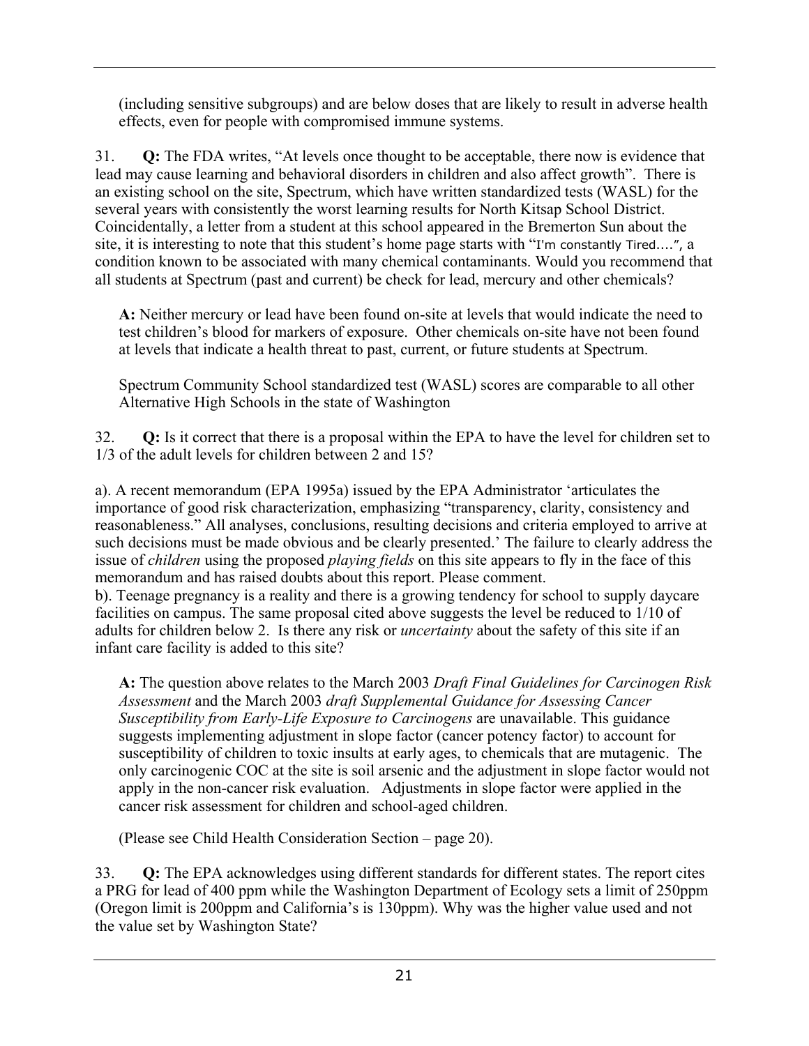(including sensitive subgroups) and are below doses that are likely to result in adverse health effects, even for people with compromised immune systems.

31. **Q:** The FDA writes, "At levels once thought to be acceptable, there now is evidence that lead may cause learning and behavioral disorders in children and also affect growth". There is an existing school on the site, Spectrum, which have written standardized tests (WASL) for the several years with consistently the worst learning results for North Kitsap School District. Coincidentally, a letter from a student at this school appeared in the Bremerton Sun about the site, it is interesting to note that this student's home page starts with "I'm constantly Tired….", a condition known to be associated with many chemical contaminants. Would you recommend that all students at Spectrum (past and current) be check for lead, mercury and other chemicals?

**A:** Neither mercury or lead have been found on-site at levels that would indicate the need to test children's blood for markers of exposure. Other chemicals on-site have not been found at levels that indicate a health threat to past, current, or future students at Spectrum.

Spectrum Community School standardized test (WASL) scores are comparable to all other Alternative High Schools in the state of Washington

32. **Q:** Is it correct that there is a proposal within the EPA to have the level for children set to 1/3 of the adult levels for children between 2 and 15?

a). A recent memorandum (EPA 1995a) issued by the EPA Administrator 'articulates the importance of good risk characterization, emphasizing "transparency, clarity, consistency and reasonableness." All analyses, conclusions, resulting decisions and criteria employed to arrive at such decisions must be made obvious and be clearly presented.' The failure to clearly address the issue of *children* using the proposed *playing fields* on this site appears to fly in the face of this memorandum and has raised doubts about this report. Please comment.
b). Teenage pregnancy is a reality and there is a growing tendency for school to supply daycare facilities on campus. The same proposal cited above suggests the level be reduced to 1/10 of adults for children below 2. Is there any risk or *uncertainty* about the safety of this site if an infant care facility is added to this site?

**A:** The question above relates to the March 2003 *Draft Final Guidelines for Carcinogen Risk Assessment* and the March 2003 *draft Supplemental Guidance for Assessing Cancer Susceptibility from Early-Life Exposure to Carcinogens* are unavailable. This guidance suggests implementing adjustment in slope factor (cancer potency factor) to account for susceptibility of children to toxic insults at early ages, to chemicals that are mutagenic. The only carcinogenic COC at the site is soil arsenic and the adjustment in slope factor would not apply in the non-cancer risk evaluation. Adjustments in slope factor were applied in the cancer risk assessment for children and school-aged children.

(Please see Child Health Consideration Section – page 20).

33. **Q:** The EPA acknowledges using different standards for different states. The report cites a PRG for lead of 400 ppm while the Washington Department of Ecology sets a limit of 250ppm (Oregon limit is 200ppm and California's is 130ppm). Why was the higher value used and not the value set by Washington State?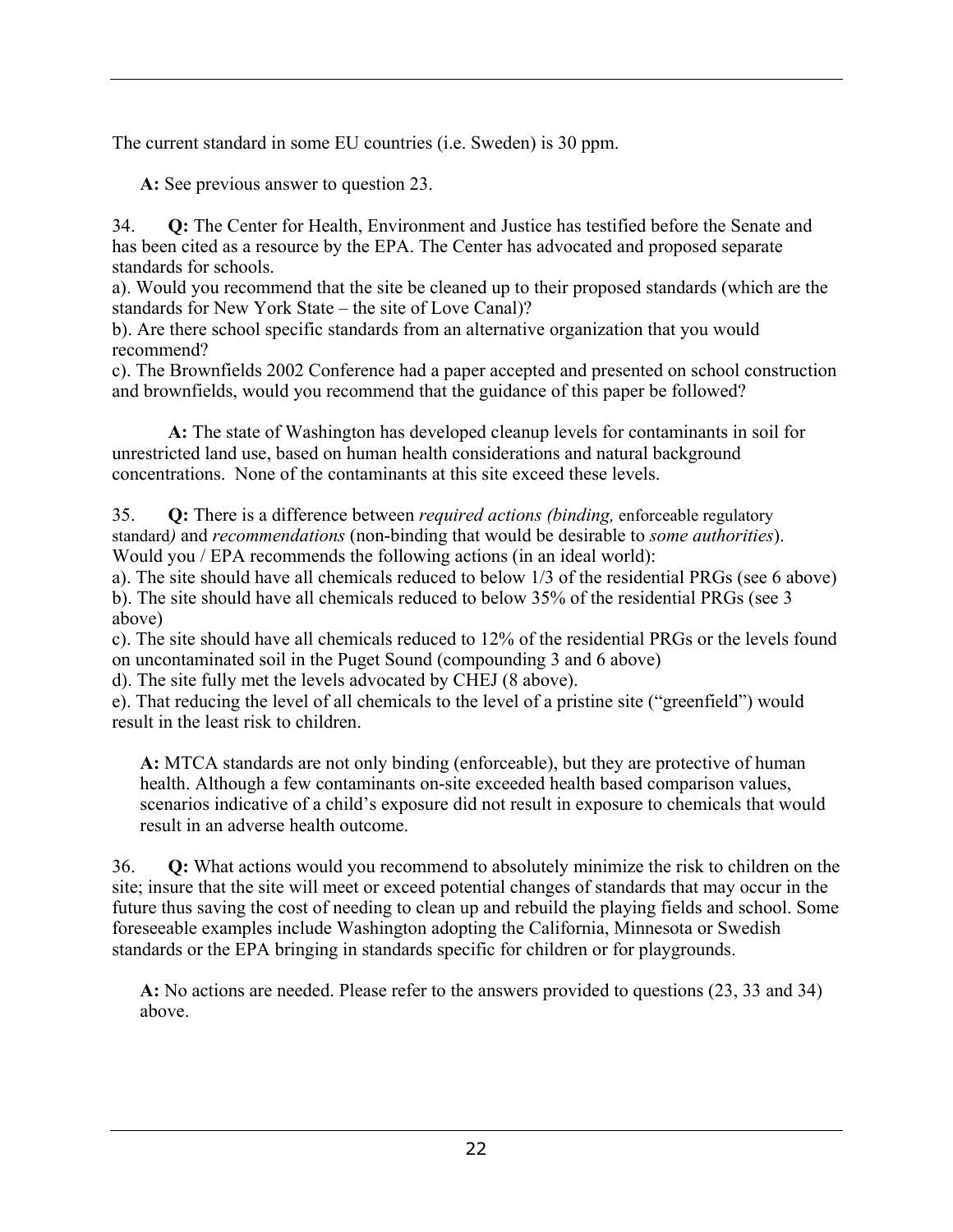The current standard in some EU countries (i.e. Sweden) is 30 ppm.

**A:** See previous answer to question 23.

34. **Q:** The Center for Health, Environment and Justice has testified before the Senate and has been cited as a resource by the EPA. The Center has advocated and proposed separate standards for schools.
a). Would you recommend that the site be cleaned up to their proposed standards (which are the standards for New York State – the site of Love Canal)?
b). Are there school specific standards from an alternative organization that you would recommend?
c). The Brownfields 2002 Conference had a paper accepted and presented on school construction and brownfields, would you recommend that the guidance of this paper be followed?

**A:** The state of Washington has developed cleanup levels for contaminants in soil for unrestricted land use, based on human health considerations and natural background concentrations. None of the contaminants at this site exceed these levels.

35. **Q:** There is a difference between *required actions (binding,* enforceable regulatory standard*)* and *recommendations* (non-binding that would be desirable to *some authorities*). Would you / EPA recommends the following actions (in an ideal world):
a). The site should have all chemicals reduced to below 1/3 of the residential PRGs (see 6 above)
b). The site should have all chemicals reduced to below 35% of the residential PRGs (see 3 above)
c). The site should have all chemicals reduced to 12% of the residential PRGs or the levels found on uncontaminated soil in the Puget Sound (compounding 3 and 6 above)
d). The site fully met the levels advocated by CHEJ (8 above).
e). That reducing the level of all chemicals to the level of a pristine site ("greenfield") would result in the least risk to children.

**A:** MTCA standards are not only binding (enforceable), but they are protective of human health. Although a few contaminants on-site exceeded health based comparison values, scenarios indicative of a child's exposure did not result in exposure to chemicals that would result in an adverse health outcome.

36. **Q:** What actions would you recommend to absolutely minimize the risk to children on the site; insure that the site will meet or exceed potential changes of standards that may occur in the future thus saving the cost of needing to clean up and rebuild the playing fields and school. Some foreseeable examples include Washington adopting the California, Minnesota or Swedish standards or the EPA bringing in standards specific for children or for playgrounds.

**A:** No actions are needed. Please refer to the answers provided to questions (23, 33 and 34) above.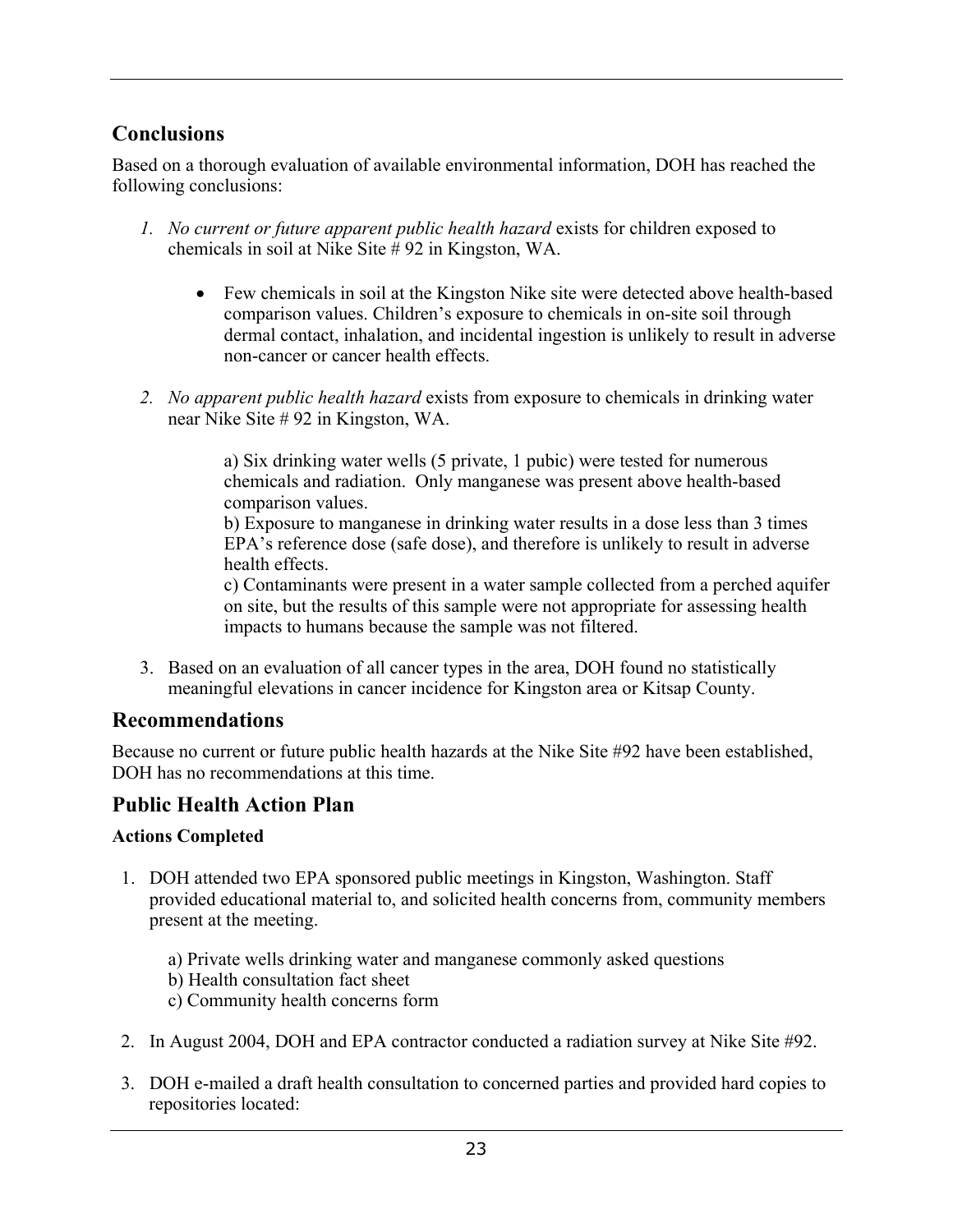## Conclusions

Based on a thorough evaluation of available environmental information, DOH has reached the following conclusions:

1. *No current or future apparent public health hazard* exists for children exposed to chemicals in soil at Nike Site # 92 in Kingston, WA.

   - Few chemicals in soil at the Kingston Nike site were detected above health-based comparison values. Children's exposure to chemicals in on-site soil through dermal contact, inhalation, and incidental ingestion is unlikely to result in adverse non-cancer or cancer health effects.

2. *No apparent public health hazard* exists from exposure to chemicals in drinking water near Nike Site # 92 in Kingston, WA.

   a) Six drinking water wells (5 private, 1 pubic) were tested for numerous chemicals and radiation. Only manganese was present above health-based comparison values.
   b) Exposure to manganese in drinking water results in a dose less than 3 times EPA's reference dose (safe dose), and therefore is unlikely to result in adverse health effects.
   c) Contaminants were present in a water sample collected from a perched aquifer on site, but the results of this sample were not appropriate for assessing health impacts to humans because the sample was not filtered.

3. Based on an evaluation of all cancer types in the area, DOH found no statistically meaningful elevations in cancer incidence for Kingston area or Kitsap County.

## Recommendations

Because no current or future public health hazards at the Nike Site #92 have been established, DOH has no recommendations at this time.

## Public Health Action Plan

**Actions Completed**

1. DOH attended two EPA sponsored public meetings in Kingston, Washington. Staff provided educational material to, and solicited health concerns from, community members present at the meeting.

   a) Private wells drinking water and manganese commonly asked questions
   b) Health consultation fact sheet
   c) Community health concerns form

2. In August 2004, DOH and EPA contractor conducted a radiation survey at Nike Site #92.

3. DOH e-mailed a draft health consultation to concerned parties and provided hard copies to repositories located: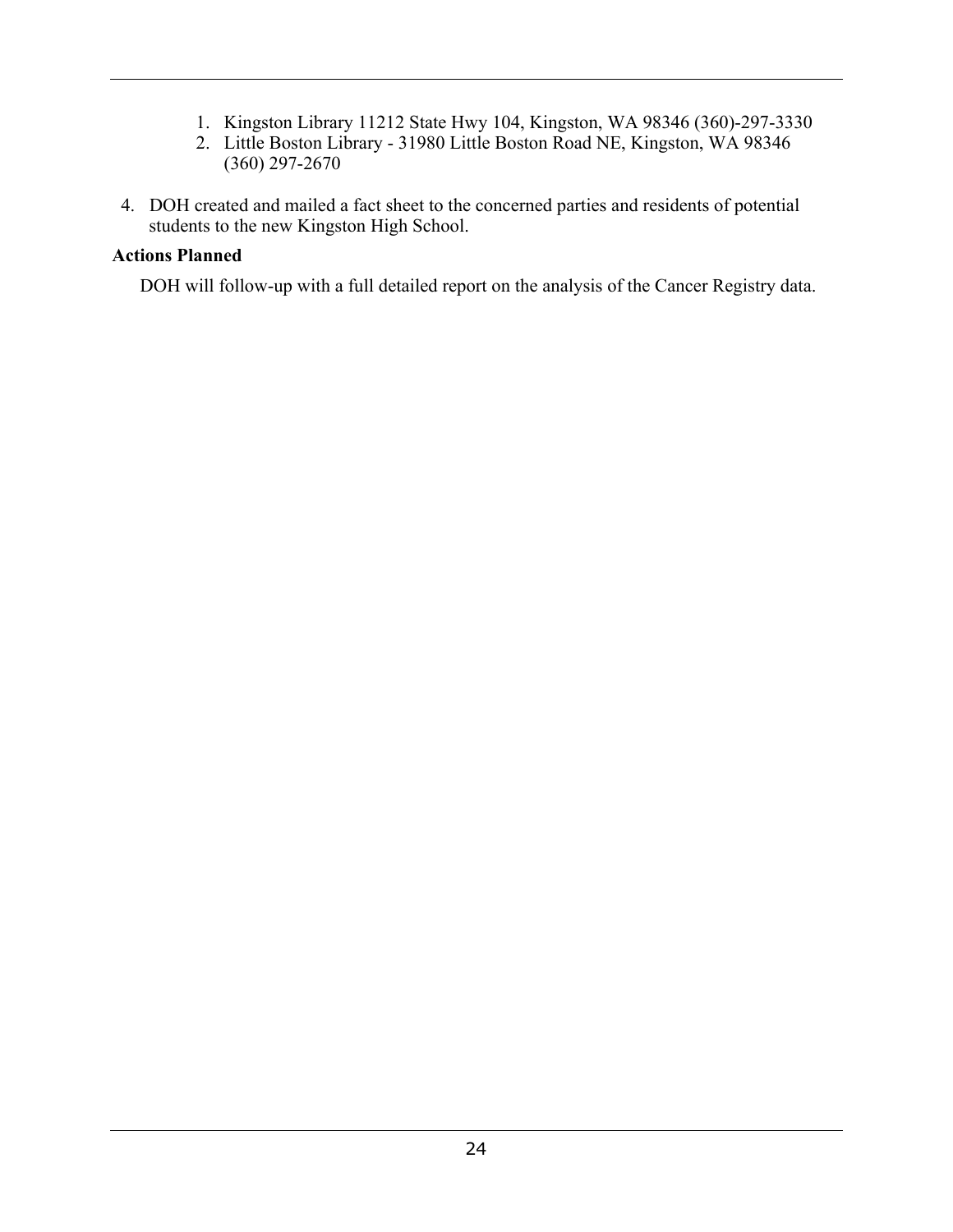1. Kingston Library 11212 State Hwy 104, Kingston, WA 98346 (360)-297-3330
2. Little Boston Library - 31980 Little Boston Road NE, Kingston, WA 98346 (360) 297-2670

4. DOH created and mailed a fact sheet to the concerned parties and residents of potential students to the new Kingston High School.

**Actions Planned**

DOH will follow-up with a full detailed report on the analysis of the Cancer Registry data.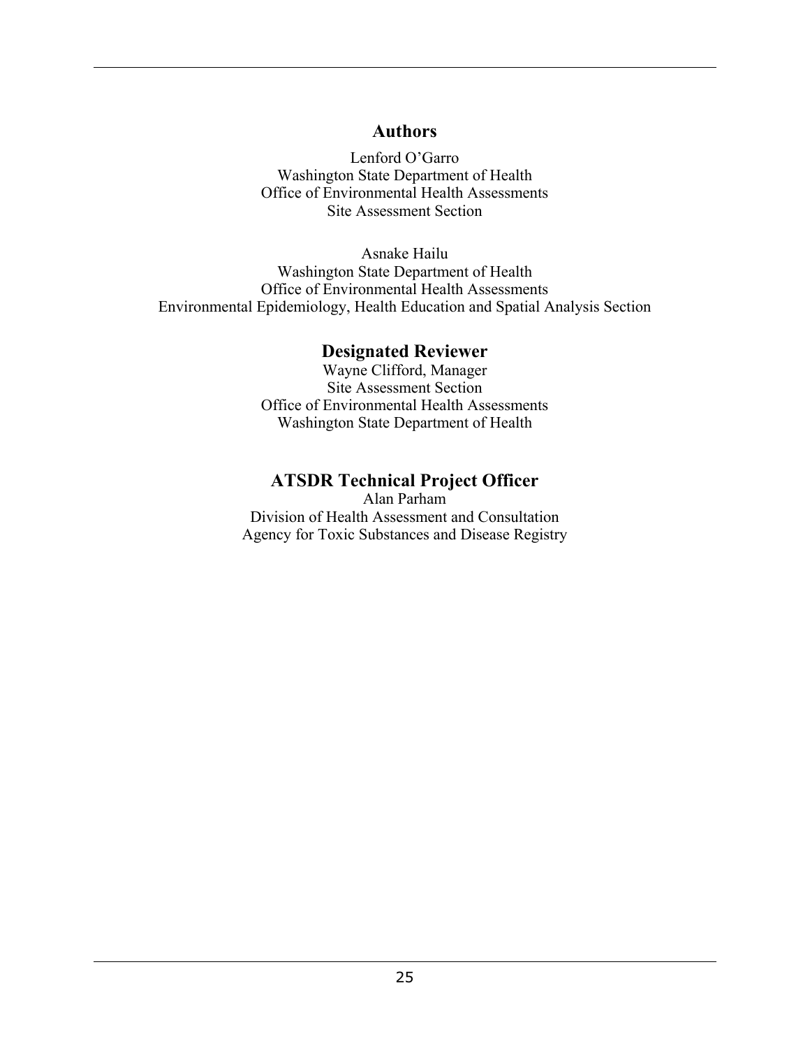## Authors

Lenford O'Garro
Washington State Department of Health
Office of Environmental Health Assessments
Site Assessment Section

Asnake Hailu
Washington State Department of Health
Office of Environmental Health Assessments
Environmental Epidemiology, Health Education and Spatial Analysis Section

## Designated Reviewer

Wayne Clifford, Manager
Site Assessment Section
Office of Environmental Health Assessments
Washington State Department of Health

## ATSDR Technical Project Officer

Alan Parham
Division of Health Assessment and Consultation
Agency for Toxic Substances and Disease Registry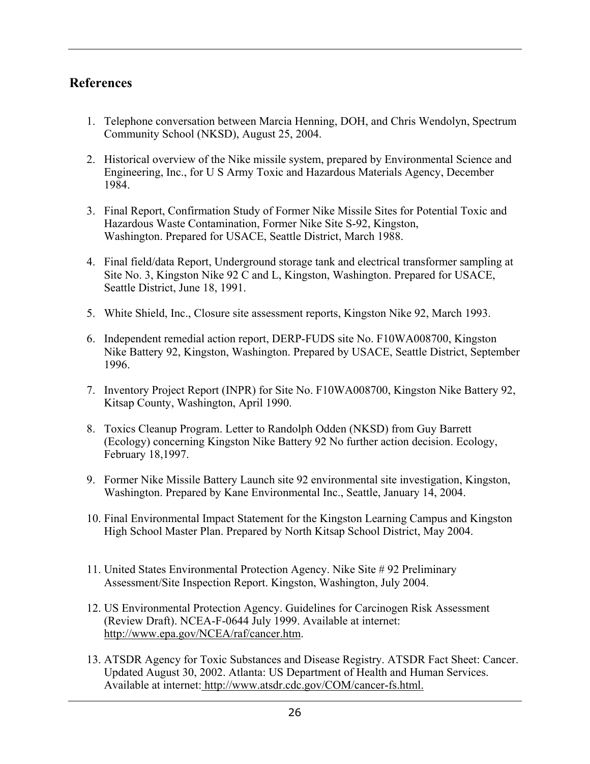## References

1. Telephone conversation between Marcia Henning, DOH, and Chris Wendolyn, Spectrum Community School (NKSD), August 25, 2004.

2. Historical overview of the Nike missile system, prepared by Environmental Science and Engineering, Inc., for U S Army Toxic and Hazardous Materials Agency, December 1984.

3. Final Report, Confirmation Study of Former Nike Missile Sites for Potential Toxic and Hazardous Waste Contamination, Former Nike Site S-92, Kingston, Washington. Prepared for USACE, Seattle District, March 1988.

4. Final field/data Report, Underground storage tank and electrical transformer sampling at Site No. 3, Kingston Nike 92 C and L, Kingston, Washington. Prepared for USACE, Seattle District, June 18, 1991.

5. White Shield, Inc., Closure site assessment reports, Kingston Nike 92, March 1993.

6. Independent remedial action report, DERP-FUDS site No. F10WA008700, Kingston Nike Battery 92, Kingston, Washington. Prepared by USACE, Seattle District, September 1996.

7. Inventory Project Report (INPR) for Site No. F10WA008700, Kingston Nike Battery 92, Kitsap County, Washington, April 1990.

8. Toxics Cleanup Program. Letter to Randolph Odden (NKSD) from Guy Barrett (Ecology) concerning Kingston Nike Battery 92 No further action decision. Ecology, February 18,1997.

9. Former Nike Missile Battery Launch site 92 environmental site investigation, Kingston, Washington. Prepared by Kane Environmental Inc., Seattle, January 14, 2004.

10. Final Environmental Impact Statement for the Kingston Learning Campus and Kingston High School Master Plan. Prepared by North Kitsap School District, May 2004.

11. United States Environmental Protection Agency. Nike Site # 92 Preliminary Assessment/Site Inspection Report. Kingston, Washington, July 2004.

12. US Environmental Protection Agency. Guidelines for Carcinogen Risk Assessment (Review Draft). NCEA-F-0644 July 1999. Available at internet: http://www.epa.gov/NCEA/raf/cancer.htm.

13. ATSDR Agency for Toxic Substances and Disease Registry. ATSDR Fact Sheet: Cancer. Updated August 30, 2002. Atlanta: US Department of Health and Human Services. Available at internet: http://www.atsdr.cdc.gov/COM/cancer-fs.html.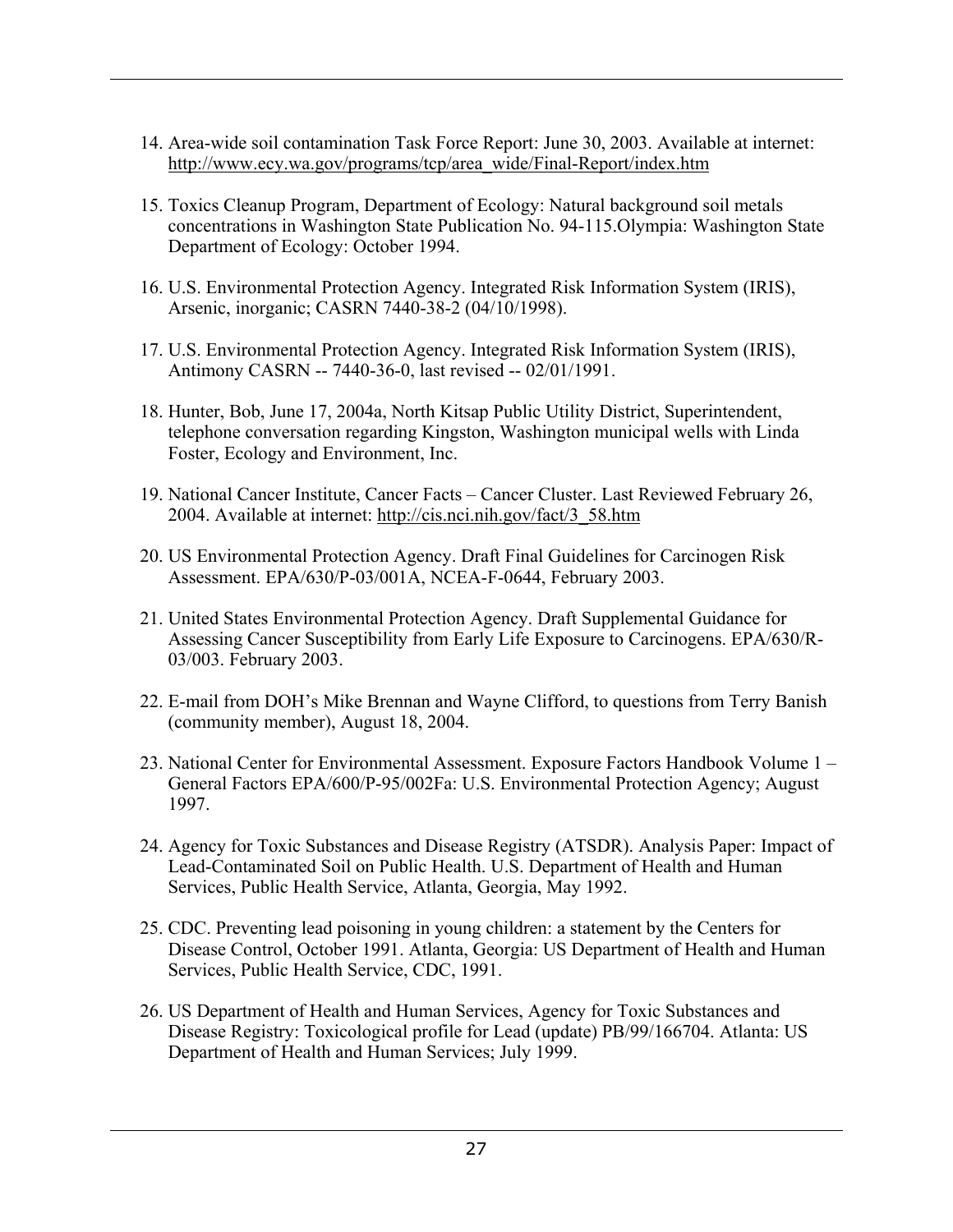14. Area-wide soil contamination Task Force Report: June 30, 2003. Available at internet: http://www.ecy.wa.gov/programs/tcp/area_wide/Final-Report/index.htm

15. Toxics Cleanup Program, Department of Ecology: Natural background soil metals concentrations in Washington State Publication No. 94-115.Olympia: Washington State Department of Ecology: October 1994.

16. U.S. Environmental Protection Agency. Integrated Risk Information System (IRIS), Arsenic, inorganic; CASRN 7440-38-2 (04/10/1998).

17. U.S. Environmental Protection Agency. Integrated Risk Information System (IRIS), Antimony CASRN -- 7440-36-0, last revised -- 02/01/1991.

18. Hunter, Bob, June 17, 2004a, North Kitsap Public Utility District, Superintendent, telephone conversation regarding Kingston, Washington municipal wells with Linda Foster, Ecology and Environment, Inc.

19. National Cancer Institute, Cancer Facts – Cancer Cluster. Last Reviewed February 26, 2004. Available at internet: http://cis.nci.nih.gov/fact/3_58.htm

20. US Environmental Protection Agency. Draft Final Guidelines for Carcinogen Risk Assessment. EPA/630/P-03/001A, NCEA-F-0644, February 2003.

21. United States Environmental Protection Agency. Draft Supplemental Guidance for Assessing Cancer Susceptibility from Early Life Exposure to Carcinogens. EPA/630/R-03/003. February 2003.

22. E-mail from DOH's Mike Brennan and Wayne Clifford, to questions from Terry Banish (community member), August 18, 2004.

23. National Center for Environmental Assessment. Exposure Factors Handbook Volume 1 – General Factors EPA/600/P-95/002Fa: U.S. Environmental Protection Agency; August 1997.

24. Agency for Toxic Substances and Disease Registry (ATSDR). Analysis Paper: Impact of Lead-Contaminated Soil on Public Health. U.S. Department of Health and Human Services, Public Health Service, Atlanta, Georgia, May 1992.

25. CDC. Preventing lead poisoning in young children: a statement by the Centers for Disease Control, October 1991. Atlanta, Georgia: US Department of Health and Human Services, Public Health Service, CDC, 1991.

26. US Department of Health and Human Services, Agency for Toxic Substances and Disease Registry: Toxicological profile for Lead (update) PB/99/166704. Atlanta: US Department of Health and Human Services; July 1999.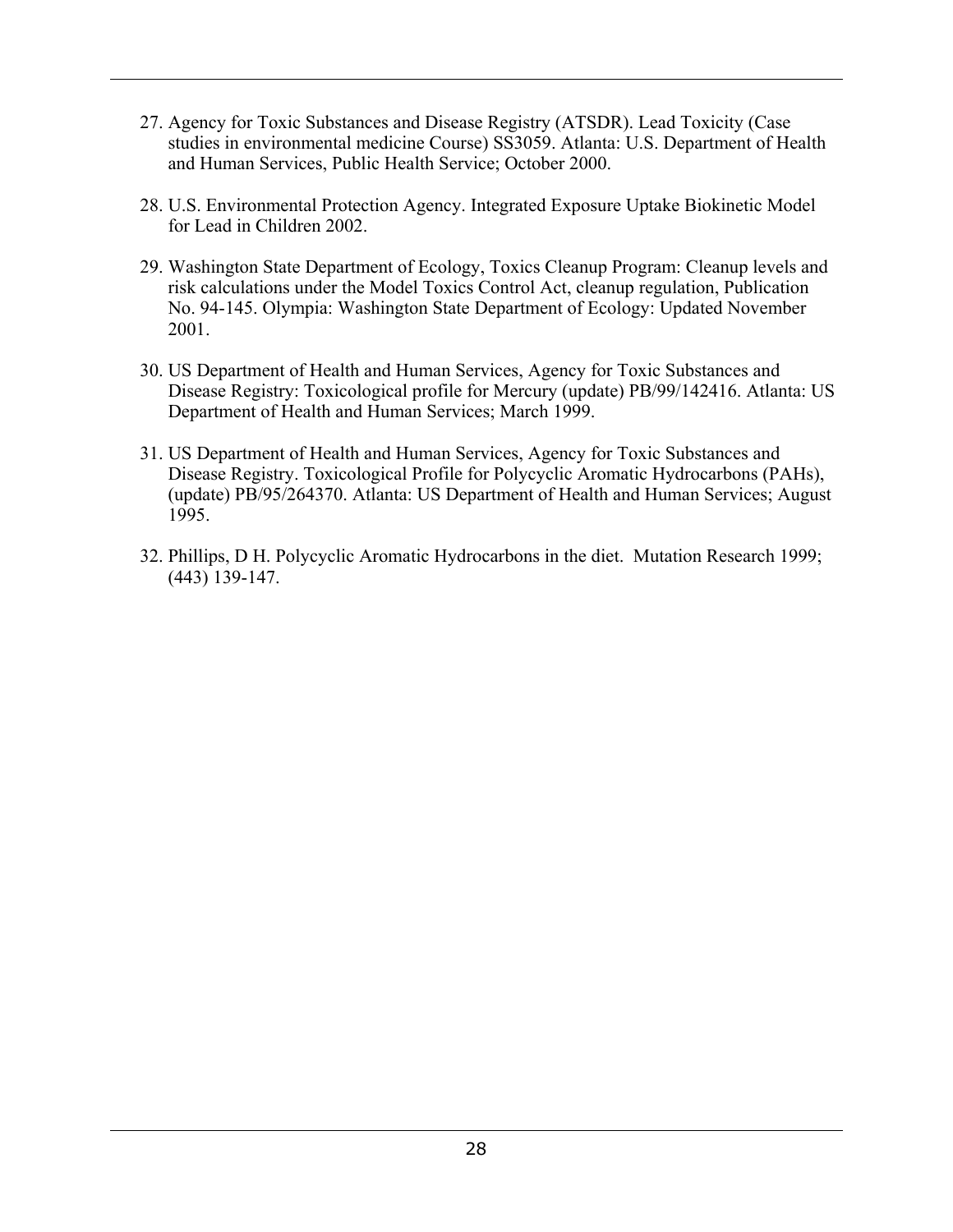27. Agency for Toxic Substances and Disease Registry (ATSDR). Lead Toxicity (Case studies in environmental medicine Course) SS3059. Atlanta: U.S. Department of Health and Human Services, Public Health Service; October 2000.

28. U.S. Environmental Protection Agency. Integrated Exposure Uptake Biokinetic Model for Lead in Children 2002.

29. Washington State Department of Ecology, Toxics Cleanup Program: Cleanup levels and risk calculations under the Model Toxics Control Act, cleanup regulation, Publication No. 94-145. Olympia: Washington State Department of Ecology: Updated November 2001.

30. US Department of Health and Human Services, Agency for Toxic Substances and Disease Registry: Toxicological profile for Mercury (update) PB/99/142416. Atlanta: US Department of Health and Human Services; March 1999.

31. US Department of Health and Human Services, Agency for Toxic Substances and Disease Registry. Toxicological Profile for Polycyclic Aromatic Hydrocarbons (PAHs), (update) PB/95/264370. Atlanta: US Department of Health and Human Services; August 1995.

32. Phillips, D H. Polycyclic Aromatic Hydrocarbons in the diet. Mutation Research 1999; (443) 139-147.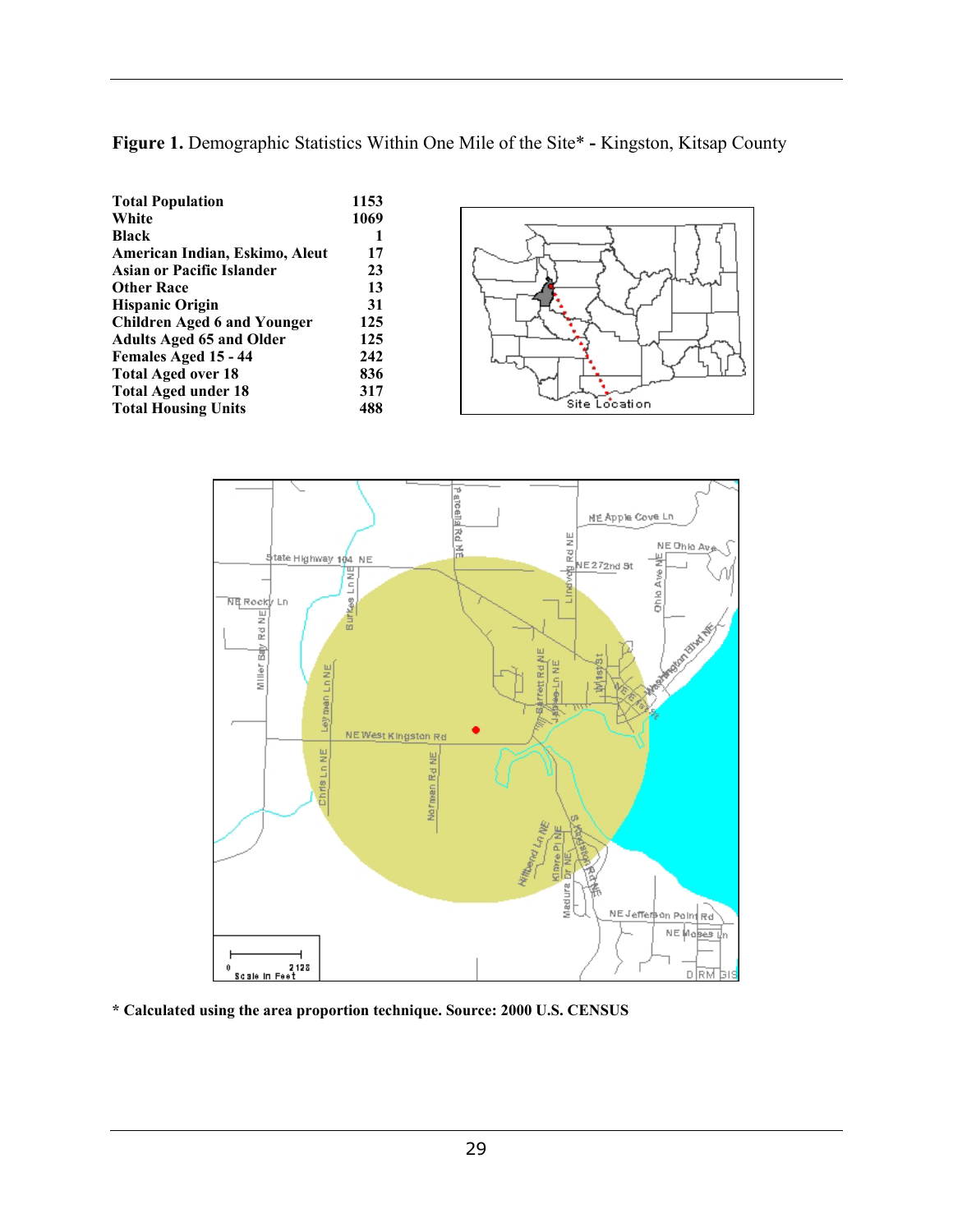**Figure 1.** Demographic Statistics Within One Mile of the Site* **-** Kingston, Kitsap County

| | |
|---|---|
| **Total Population** | **1153** |
| **White** | **1069** |
| **Black** | **1** |
| **American Indian, Eskimo, Aleut** | **17** |
| **Asian or Pacific Islander** | **23** |
| **Other Race** | **13** |
| **Hispanic Origin** | **31** |
| **Children Aged 6 and Younger** | **125** |
| **Adults Aged 65 and Older** | **125** |
| **Females Aged 15 - 44** | **242** |
| **Total Aged over 18** | **836** |
| **Total Aged under 18** | **317** |
| **Total Housing Units** | **488** |

**\* Calculated using the area proportion technique. Source: 2000 U.S. CENSUS**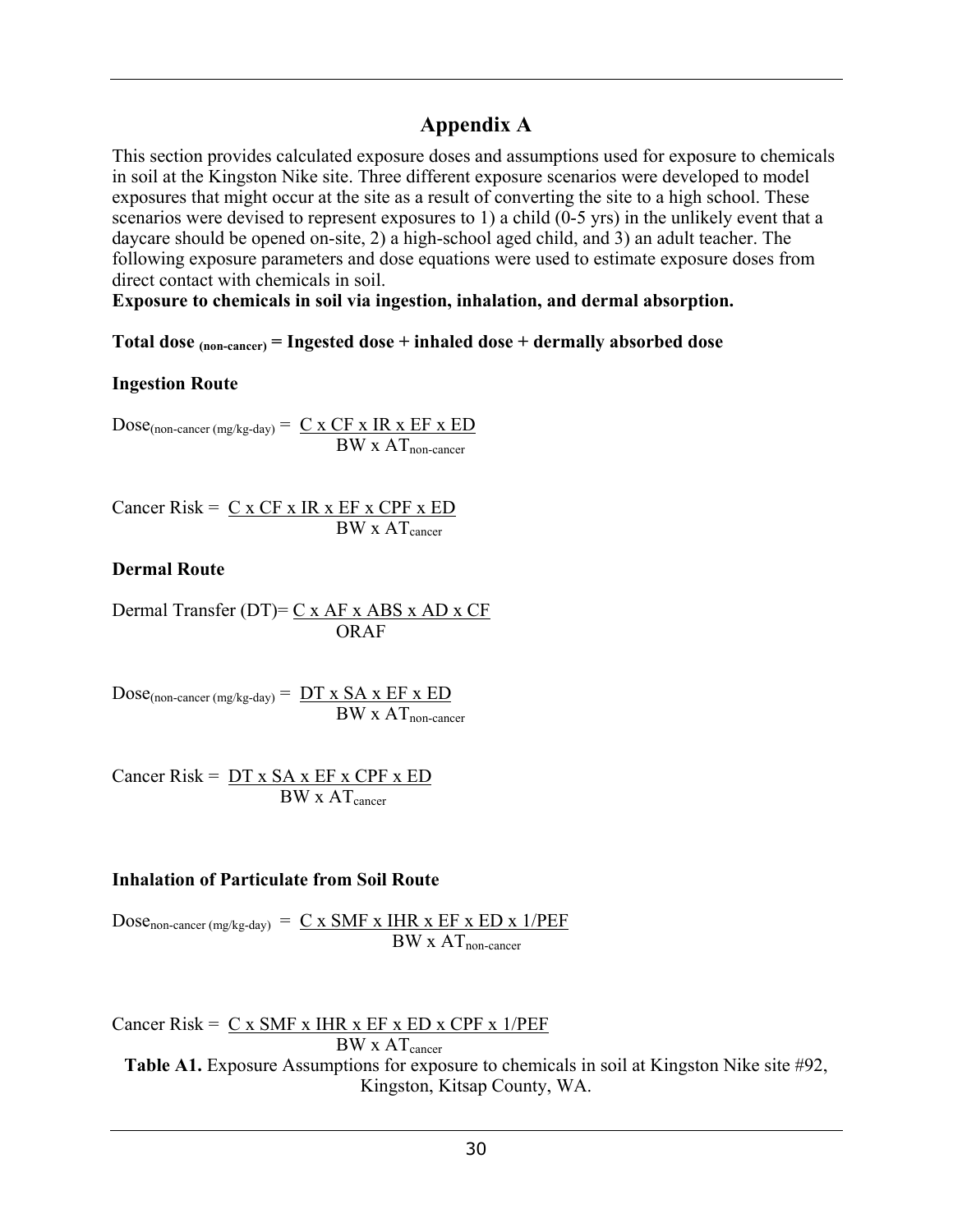## Appendix A

This section provides calculated exposure doses and assumptions used for exposure to chemicals in soil at the Kingston Nike site. Three different exposure scenarios were developed to model exposures that might occur at the site as a result of converting the site to a high school. These scenarios were devised to represent exposures to 1) a child (0-5 yrs) in the unlikely event that a daycare should be opened on-site, 2) a high-school aged child, and 3) an adult teacher. The following exposure parameters and dose equations were used to estimate exposure doses from direct contact with chemicals in soil.

**Exposure to chemicals in soil via ingestion, inhalation, and dermal absorption.**

**Total dose $_{\text{(non-cancer)}}$ = Ingested dose + inhaled dose + dermally absorbed dose**

**Ingestion Route**

$$\text{Dose}_{\text{(non-cancer (mg/kg-day)}} = \frac{C \times CF \times IR \times EF \times ED}{BW \times AT_{\text{non-cancer}}}$$

$$\text{Cancer Risk} = \frac{C \times CF \times IR \times EF \times CPF \times ED}{BW \times AT_{\text{cancer}}}$$

**Dermal Route**

$$\text{Dermal Transfer (DT)} = \frac{C \times AF \times ABS \times AD \times CF}{ORAF}$$

$$\text{Dose}_{\text{(non-cancer (mg/kg-day)}} = \frac{DT \times SA \times EF \times ED}{BW \times AT_{\text{non-cancer}}}$$

$$\text{Cancer Risk} = \frac{DT \times SA \times EF \times CPF \times ED}{BW \times AT_{\text{cancer}}}$$

**Inhalation of Particulate from Soil Route**

$$\text{Dose}_{\text{non-cancer (mg/kg-day)}} = \frac{C \times SMF \times IHR \times EF \times ED \times 1/PEF}{BW \times AT_{\text{non-cancer}}}$$

$$\text{Cancer Risk} = \frac{C \times SMF \times IHR \times EF \times ED \times CPF \times 1/PEF}{BW \times AT_{\text{cancer}}}$$

**Table A1.** Exposure Assumptions for exposure to chemicals in soil at Kingston Nike site #92, Kingston, Kitsap County, WA.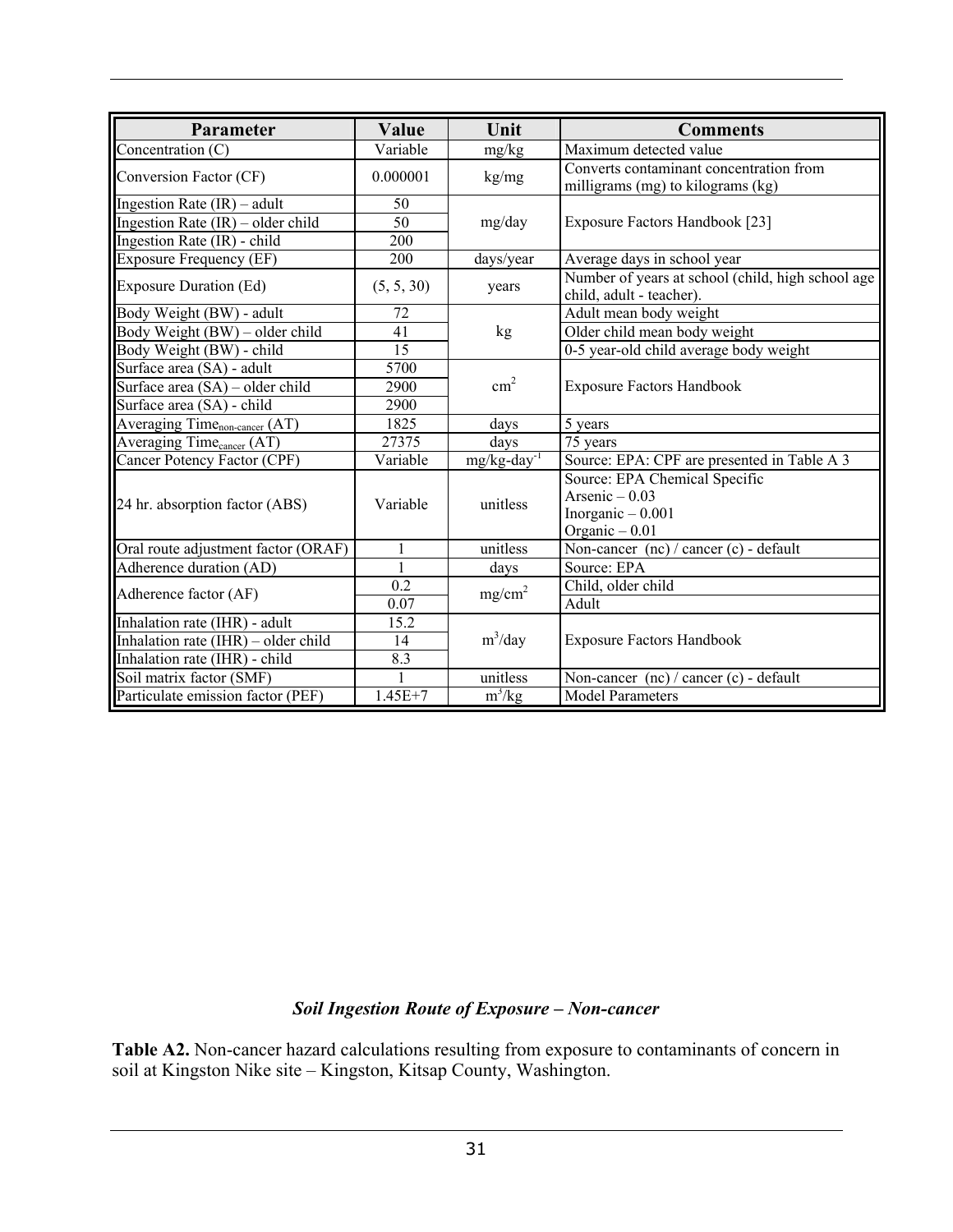| Parameter | Value | Unit | Comments |
|---|---|---|---|
| Concentration (C) | Variable | mg/kg | Maximum detected value |
| Conversion Factor (CF) | 0.000001 | kg/mg | Converts contaminant concentration from milligrams (mg) to kilograms (kg) |
| Ingestion Rate (IR) – adult | 50 | mg/day | Exposure Factors Handbook [23] |
| Ingestion Rate (IR) – older child | 50 | | |
| Ingestion Rate (IR) - child | 200 | | |
| Exposure Frequency (EF) | 200 | days/year | Average days in school year |
| Exposure Duration (Ed) | (5, 5, 30) | years | Number of years at school (child, high school age child, adult - teacher). |
| Body Weight (BW) - adult | 72 | kg | Adult mean body weight |
| Body Weight (BW) – older child | 41 | | Older child mean body weight |
| Body Weight (BW) - child | 15 | | 0-5 year-old child average body weight |
| Surface area (SA) - adult | 5700 | $cm^2$ | Exposure Factors Handbook |
| Surface area (SA) – older child | 2900 | | |
| Surface area (SA) - child | 2900 | | |
| Averaging Time$_{non-cancer}$ (AT) | 1825 | days | 5 years |
| Averaging Time$_{cancer}$ (AT) | 27375 | days | 75 years |
| Cancer Potency Factor (CPF) | Variable | $mg/kg\text{-}day^{-1}$ | Source: EPA: CPF are presented in Table A 3 |
| 24 hr. absorption factor (ABS) | Variable | unitless | Source: EPA Chemical Specific<br>Arsenic – 0.03<br>Inorganic – 0.001<br>Organic – 0.01 |
| Oral route adjustment factor (ORAF) | 1 | unitless | Non-cancer (nc) / cancer (c) - default |
| Adherence duration (AD) | 1 | days | Source: EPA |
| Adherence factor (AF) | 0.2 | $mg/cm^2$ | Child, older child |
| | 0.07 | | Adult |
| Inhalation rate (IHR) - adult | 15.2 | $m^3/day$ | Exposure Factors Handbook |
| Inhalation rate (IHR) – older child | 14 | | |
| Inhalation rate (IHR) - child | 8.3 | | |
| Soil matrix factor (SMF) | 1 | unitless | Non-cancer (nc) / cancer (c) - default |
| Particulate emission factor (PEF) | 1.45E+7 | $m^3/kg$ | Model Parameters |

### *Soil Ingestion Route of Exposure – Non-cancer*

**Table A2.** Non-cancer hazard calculations resulting from exposure to contaminants of concern in soil at Kingston Nike site – Kingston, Kitsap County, Washington.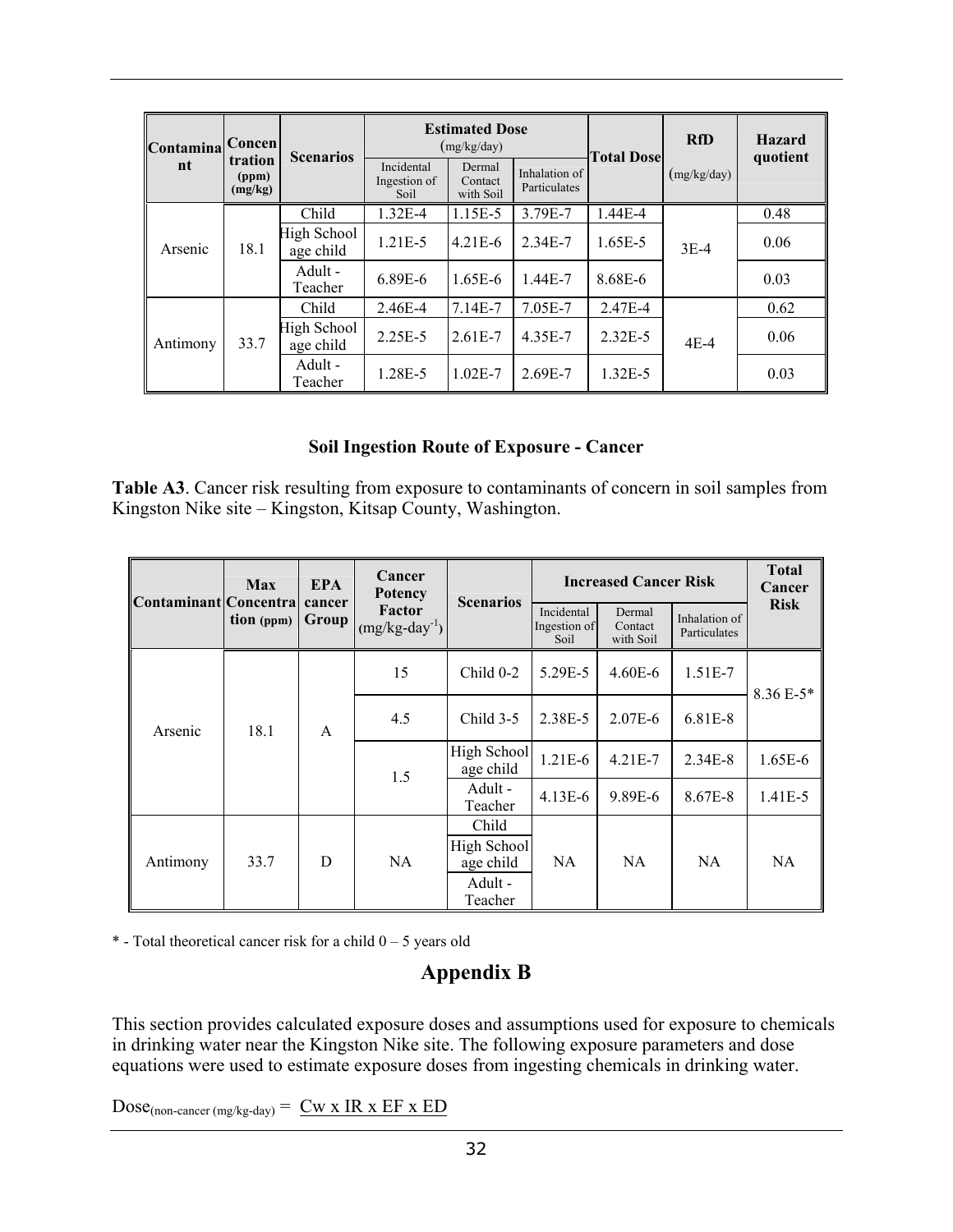| Contaminant | Concentration (ppm) (mg/kg) | Scenarios | Estimated Dose (mg/kg/day) | | | Total Dose | RfD (mg/kg/day) | Hazard quotient |
|---|---|---|---|---|---|---|---|---|
| | | | Incidental Ingestion of Soil | Dermal Contact with Soil | Inhalation of Particulates | | | |
| Arsenic | 18.1 | Child | 1.32E-4 | 1.15E-5 | 3.79E-7 | 1.44E-4 | 3E-4 | 0.48 |
| | | High School age child | 1.21E-5 | 4.21E-6 | 2.34E-7 | 1.65E-5 | | 0.06 |
| | | Adult - Teacher | 6.89E-6 | 1.65E-6 | 1.44E-7 | 8.68E-6 | | 0.03 |
| Antimony | 33.7 | Child | 2.46E-4 | 7.14E-7 | 7.05E-7 | 2.47E-4 | 4E-4 | 0.62 |
| | | High School age child | 2.25E-5 | 2.61E-7 | 4.35E-7 | 2.32E-5 | | 0.06 |
| | | Adult - Teacher | 1.28E-5 | 1.02E-7 | 2.69E-7 | 1.32E-5 | | 0.03 |

### Soil Ingestion Route of Exposure - Cancer

**Table A3**. Cancer risk resulting from exposure to contaminants of concern in soil samples from Kingston Nike site – Kingston, Kitsap County, Washington.

| Contaminant | Max Concentration (ppm) | EPA cancer Group | Cancer Potency Factor ($mg/kg\text{-}day^{-1}$) | Scenarios | Increased Cancer Risk | | | Total Cancer Risk |
|---|---|---|---|---|---|---|---|---|
| | | | | | Incidental Ingestion of Soil | Dermal Contact with Soil | Inhalation of Particulates | |
| Arsenic | 18.1 | A | 15 | Child 0-2 | 5.29E-5 | 4.60E-6 | 1.51E-7 | 8.36 E-5* |
| | | | 4.5 | Child 3-5 | 2.38E-5 | 2.07E-6 | 6.81E-8 | |
| | | | 1.5 | High School age child | 1.21E-6 | 4.21E-7 | 2.34E-8 | 1.65E-6 |
| | | | | Adult - Teacher | 4.13E-6 | 9.89E-6 | 8.67E-8 | 1.41E-5 |
| Antimony | 33.7 | D | NA | Child | NA | NA | NA | NA |
| | | | | High School age child | | | | |
| | | | | Adult - Teacher | | | | |

\* - Total theoretical cancer risk for a child 0 – 5 years old

## Appendix B

This section provides calculated exposure doses and assumptions used for exposure to chemicals in drinking water near the Kingston Nike site. The following exposure parameters and dose equations were used to estimate exposure doses from ingesting chemicals in drinking water.

$Dose_{(non\text{-}cancer\ (mg/kg\text{-}day)} = \underline{Cw \times IR \times EF \times ED}$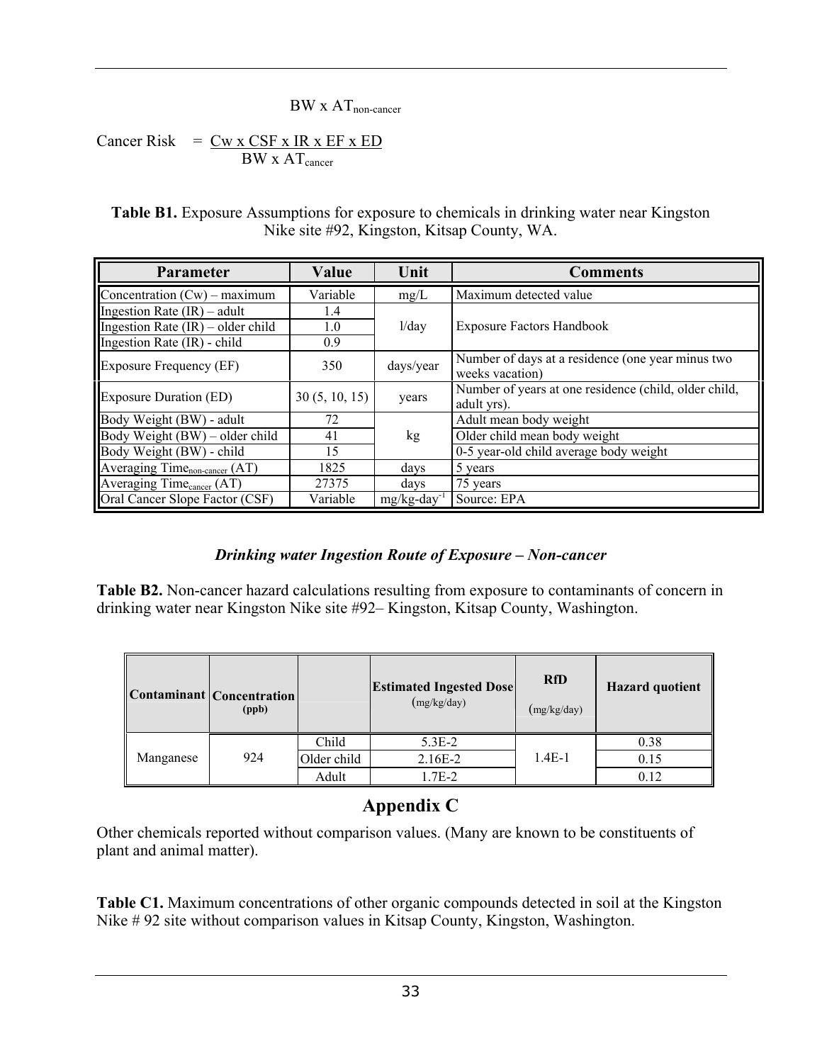$$\text{BW x AT}_{\text{non-cancer}}$$

$$\text{Cancer Risk} = \frac{\text{Cw x CSF x IR x EF x ED}}{\text{BW x AT}_{\text{cancer}}}$$

**Table B1.** Exposure Assumptions for exposure to chemicals in drinking water near Kingston Nike site #92, Kingston, Kitsap County, WA.

| Parameter | Value | Unit | Comments |
|---|---|---|---|
| Concentration (Cw) – maximum | Variable | mg/L | Maximum detected value |
| Ingestion Rate (IR) – adult | 1.4 | l/day | Exposure Factors Handbook |
| Ingestion Rate (IR) – older child | 1.0 | | |
| Ingestion Rate (IR) - child | 0.9 | | |
| Exposure Frequency (EF) | 350 | days/year | Number of days at a residence (one year minus two weeks vacation) |
| Exposure Duration (ED) | 30 (5, 10, 15) | years | Number of years at one residence (child, older child, adult yrs). |
| Body Weight (BW) - adult | 72 | kg | Adult mean body weight |
| Body Weight (BW) – older child | 41 | | Older child mean body weight |
| Body Weight (BW) - child | 15 | | 0-5 year-old child average body weight |
| Averaging Time$_{\text{non-cancer}}$ (AT) | 1825 | days | 5 years |
| Averaging Time$_{\text{cancer}}$ (AT) | 27375 | days | 75 years |
| Oral Cancer Slope Factor (CSF) | Variable | mg/kg-day$^{-1}$ | Source: EPA |

***Drinking water Ingestion Route of Exposure – Non-cancer***

**Table B2.** Non-cancer hazard calculations resulting from exposure to contaminants of concern in drinking water near Kingston Nike site #92– Kingston, Kitsap County, Washington.

| Contaminant | Concentration (ppb) | | Estimated Ingested Dose (mg/kg/day) | RfD (mg/kg/day) | Hazard quotient |
|---|---|---|---|---|---|
| Manganese | 924 | Child | 5.3E-2 | 1.4E-1 | 0.38 |
| | | Older child | 2.16E-2 | | 0.15 |
| | | Adult | 1.7E-2 | | 0.12 |

## Appendix C

Other chemicals reported without comparison values. (Many are known to be constituents of plant and animal matter).

**Table C1.** Maximum concentrations of other organic compounds detected in soil at the Kingston Nike # 92 site without comparison values in Kitsap County, Kingston, Washington.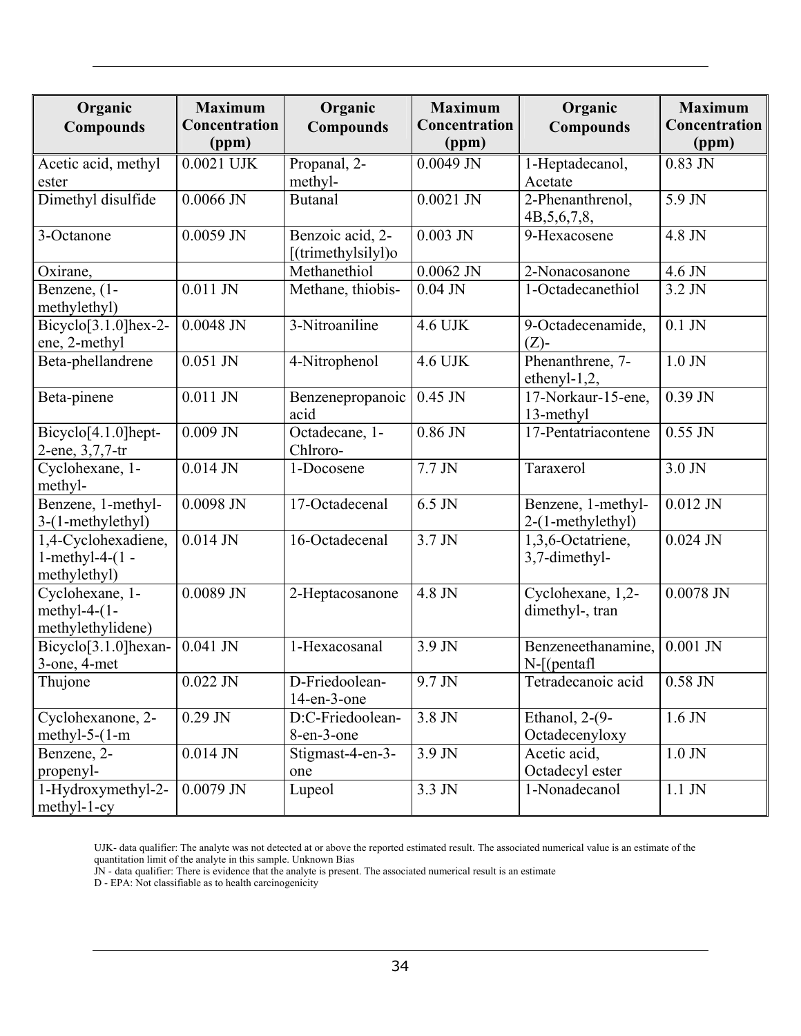| Organic Compounds | Maximum Concentration (ppm) | Organic Compounds | Maximum Concentration (ppm) | Organic Compounds | Maximum Concentration (ppm) |
|---|---|---|---|---|---|
| Acetic acid, methyl ester | 0.0021 UJK | Propanal, 2-methyl- | 0.0049 JN | 1-Heptadecanol, Acetate | 0.83 JN |
| Dimethyl disulfide | 0.0066 JN | Butanal | 0.0021 JN | 2-Phenanthrenol, 4B,5,6,7,8, | 5.9 JN |
| 3-Octanone | 0.0059 JN | Benzoic acid, 2-[(trimethylsilyl)o | 0.003 JN | 9-Hexacosene | 4.8 JN |
| Oxirane, | | Methanethiol | 0.0062 JN | 2-Nonacosanone | 4.6 JN |
| Benzene, (1-methylethyl) | 0.011 JN | Methane, thiobis- | 0.04 JN | 1-Octadecanethiol | 3.2 JN |
| Bicyclo[3.1.0]hex-2-ene, 2-methyl | 0.0048 JN | 3-Nitroaniline | 4.6 UJK | 9-Octadecenamide, (Z)- | 0.1 JN |
| Beta-phellandrene | 0.051 JN | 4-Nitrophenol | 4.6 UJK | Phenanthrene, 7-ethenyl-1,2, | 1.0 JN |
| Beta-pinene | 0.011 JN | Benzenepropanoic acid | 0.45 JN | 17-Norkaur-15-ene, 13-methyl | 0.39 JN |
| Bicyclo[4.1.0]hept-2-ene, 3,7,7-tr | 0.009 JN | Octadecane, 1-Chlroro- | 0.86 JN | 17-Pentatriacontene | 0.55 JN |
| Cyclohexane, 1-methyl- | 0.014 JN | 1-Docosene | 7.7 JN | Taraxerol | 3.0 JN |
| Benzene, 1-methyl-3-(1-methylethyl) | 0.0098 JN | 17-Octadecenal | 6.5 JN | Benzene, 1-methyl-2-(1-methylethyl) | 0.012 JN |
| 1,4-Cyclohexadiene, 1-methyl-4-(1 -methylethyl) | 0.014 JN | 16-Octadecenal | 3.7 JN | 1,3,6-Octatriene, 3,7-dimethyl- | 0.024 JN |
| Cyclohexane, 1-methyl-4-(1-methylethylidene) | 0.0089 JN | 2-Heptacosanone | 4.8 JN | Cyclohexane, 1,2-dimethyl-, tran | 0.0078 JN |
| Bicyclo[3.1.0]hexan-3-one, 4-met | 0.041 JN | 1-Hexacosanal | 3.9 JN | Benzeneethanamine, N-[(pentafl | 0.001 JN |
| Thujone | 0.022 JN | D-Friedoolean-14-en-3-one | 9.7 JN | Tetradecanoic acid | 0.58 JN |
| Cyclohexanone, 2-methyl-5-(1-m | 0.29 JN | D:C-Friedoolean-8-en-3-one | 3.8 JN | Ethanol, 2-(9-Octadecenyloxy | 1.6 JN |
| Benzene, 2-propenyl- | 0.014 JN | Stigmast-4-en-3-one | 3.9 JN | Acetic acid, Octadecyl ester | 1.0 JN |
| 1-Hydroxymethyl-2-methyl-1-cy | 0.0079 JN | Lupeol | 3.3 JN | 1-Nonadecanol | 1.1 JN |

UJK- data qualifier: The analyte was not detected at or above the reported estimated result. The associated numerical value is an estimate of the quantitation limit of the analyte in this sample. Unknown Bias
JN - data qualifier: There is evidence that the analyte is present. The associated numerical result is an estimate
D - EPA: Not classifiable as to health carcinogenicity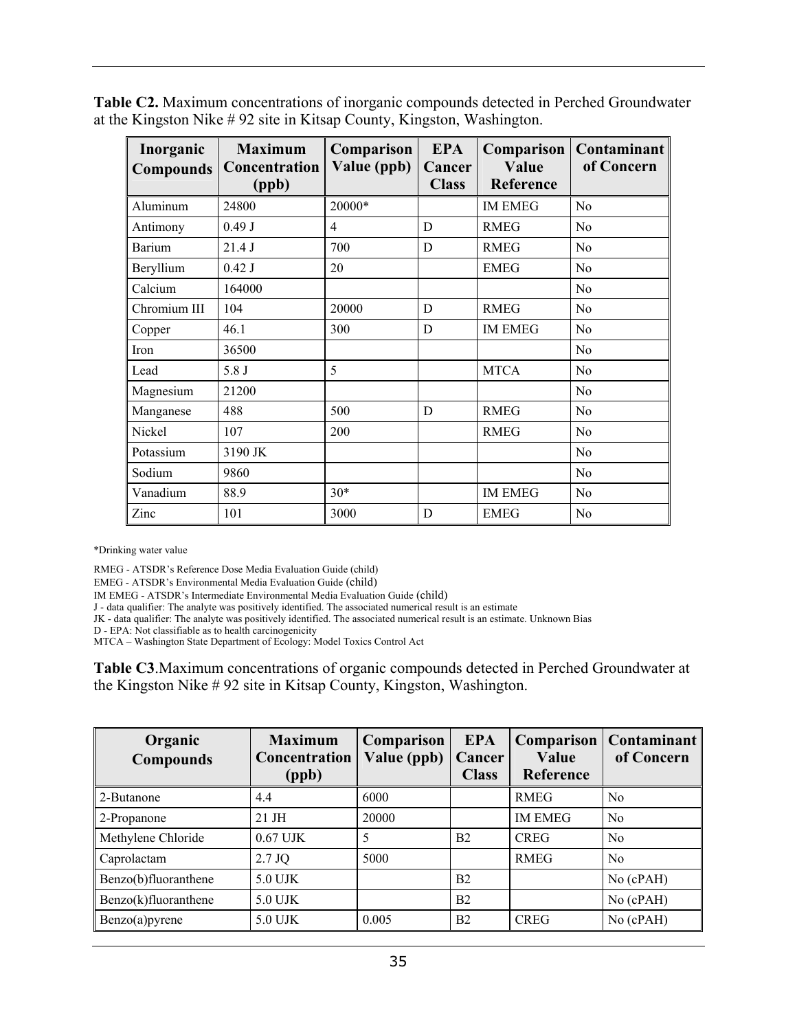**Table C2.** Maximum concentrations of inorganic compounds detected in Perched Groundwater at the Kingston Nike # 92 site in Kitsap County, Kingston, Washington.

| Inorganic Compounds | Maximum Concentration (ppb) | Comparison Value (ppb) | EPA Cancer Class | Comparison Value Reference | Contaminant of Concern |
|---|---|---|---|---|---|
| Aluminum | 24800 | 20000* | | IM EMEG | No |
| Antimony | 0.49 J | 4 | D | RMEG | No |
| Barium | 21.4 J | 700 | D | RMEG | No |
| Beryllium | 0.42 J | 20 | | EMEG | No |
| Calcium | 164000 | | | | No |
| Chromium III | 104 | 20000 | D | RMEG | No |
| Copper | 46.1 | 300 | D | IM EMEG | No |
| Iron | 36500 | | | | No |
| Lead | 5.8 J | 5 | | MTCA | No |
| Magnesium | 21200 | | | | No |
| Manganese | 488 | 500 | D | RMEG | No |
| Nickel | 107 | 200 | | RMEG | No |
| Potassium | 3190 JK | | | | No |
| Sodium | 9860 | | | | No |
| Vanadium | 88.9 | 30* | | IM EMEG | No |
| Zinc | 101 | 3000 | D | EMEG | No |

*Drinking water value

RMEG - ATSDR's Reference Dose Media Evaluation Guide (child)
EMEG - ATSDR's Environmental Media Evaluation Guide (child)
IM EMEG - ATSDR's Intermediate Environmental Media Evaluation Guide (child)
J - data qualifier: The analyte was positively identified. The associated numerical result is an estimate
JK - data qualifier: The analyte was positively identified. The associated numerical result is an estimate. Unknown Bias
D - EPA: Not classifiable as to health carcinogenicity
MTCA – Washington State Department of Ecology: Model Toxics Control Act

**Table C3**.Maximum concentrations of organic compounds detected in Perched Groundwater at the Kingston Nike # 92 site in Kitsap County, Kingston, Washington.

| Organic Compounds | Maximum Concentration (ppb) | Comparison Value (ppb) | EPA Cancer Class | Comparison Value Reference | Contaminant of Concern |
|---|---|---|---|---|---|
| 2-Butanone | 4.4 | 6000 | | RMEG | No |
| 2-Propanone | 21 JH | 20000 | | IM EMEG | No |
| Methylene Chloride | 0.67 UJK | 5 | B2 | CREG | No |
| Caprolactam | 2.7 JQ | 5000 | | RMEG | No |
| Benzo(b)fluoranthene | 5.0 UJK | | B2 | | No (cPAH) |
| Benzo(k)fluoranthene | 5.0 UJK | | B2 | | No (cPAH) |
| Benzo(a)pyrene | 5.0 UJK | 0.005 | B2 | CREG | No (cPAH) |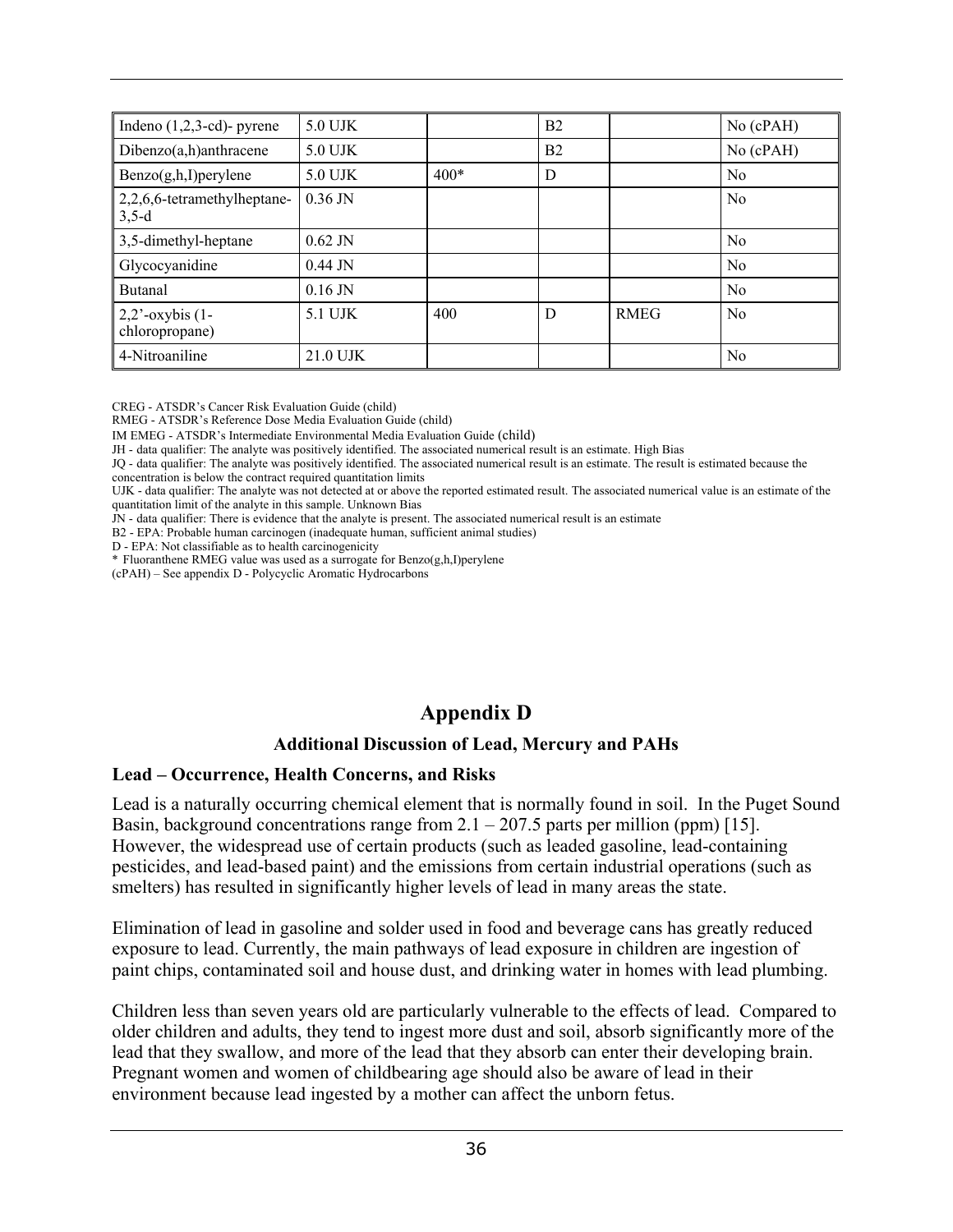| Indeno (1,2,3-cd)- pyrene | 5.0 UJK | | B2 | | No (cPAH) |
|---|---|---|---|---|---|
| Dibenzo(a,h)anthracene | 5.0 UJK | | B2 | | No (cPAH) |
| Benzo(g,h,I)perylene | 5.0 UJK | 400* | D | | No |
| 2,2,6,6-tetramethylheptane-3,5-d | 0.36 JN | | | | No |
| 3,5-dimethyl-heptane | 0.62 JN | | | | No |
| Glycocyanidine | 0.44 JN | | | | No |
| Butanal | 0.16 JN | | | | No |
| 2,2'-oxybis (1-chloropropane) | 5.1 UJK | 400 | D | RMEG | No |
| 4-Nitroaniline | 21.0 UJK | | | | No |

CREG - ATSDR's Cancer Risk Evaluation Guide (child)
RMEG - ATSDR's Reference Dose Media Evaluation Guide (child)
IM EMEG - ATSDR's Intermediate Environmental Media Evaluation Guide (child)
JH - data qualifier: The analyte was positively identified. The associated numerical result is an estimate. High Bias
JQ - data qualifier: The analyte was positively identified. The associated numerical result is an estimate. The result is estimated because the concentration is below the contract required quantitation limits
UJK - data qualifier: The analyte was not detected at or above the reported estimated result. The associated numerical value is an estimate of the quantitation limit of the analyte in this sample. Unknown Bias
JN - data qualifier: There is evidence that the analyte is present. The associated numerical result is an estimate
B2 - EPA: Probable human carcinogen (inadequate human, sufficient animal studies)
D - EPA: Not classifiable as to health carcinogenicity
* Fluoranthene RMEG value was used as a surrogate for Benzo(g,h,I)perylene
(cPAH) – See appendix D - Polycyclic Aromatic Hydrocarbons

# Appendix D

## Additional Discussion of Lead, Mercury and PAHs

### Lead – Occurrence, Health Concerns, and Risks

Lead is a naturally occurring chemical element that is normally found in soil. In the Puget Sound Basin, background concentrations range from 2.1 – 207.5 parts per million (ppm) [15]. However, the widespread use of certain products (such as leaded gasoline, lead-containing pesticides, and lead-based paint) and the emissions from certain industrial operations (such as smelters) has resulted in significantly higher levels of lead in many areas the state.

Elimination of lead in gasoline and solder used in food and beverage cans has greatly reduced exposure to lead. Currently, the main pathways of lead exposure in children are ingestion of paint chips, contaminated soil and house dust, and drinking water in homes with lead plumbing.

Children less than seven years old are particularly vulnerable to the effects of lead. Compared to older children and adults, they tend to ingest more dust and soil, absorb significantly more of the lead that they swallow, and more of the lead that they absorb can enter their developing brain. Pregnant women and women of childbearing age should also be aware of lead in their environment because lead ingested by a mother can affect the unborn fetus.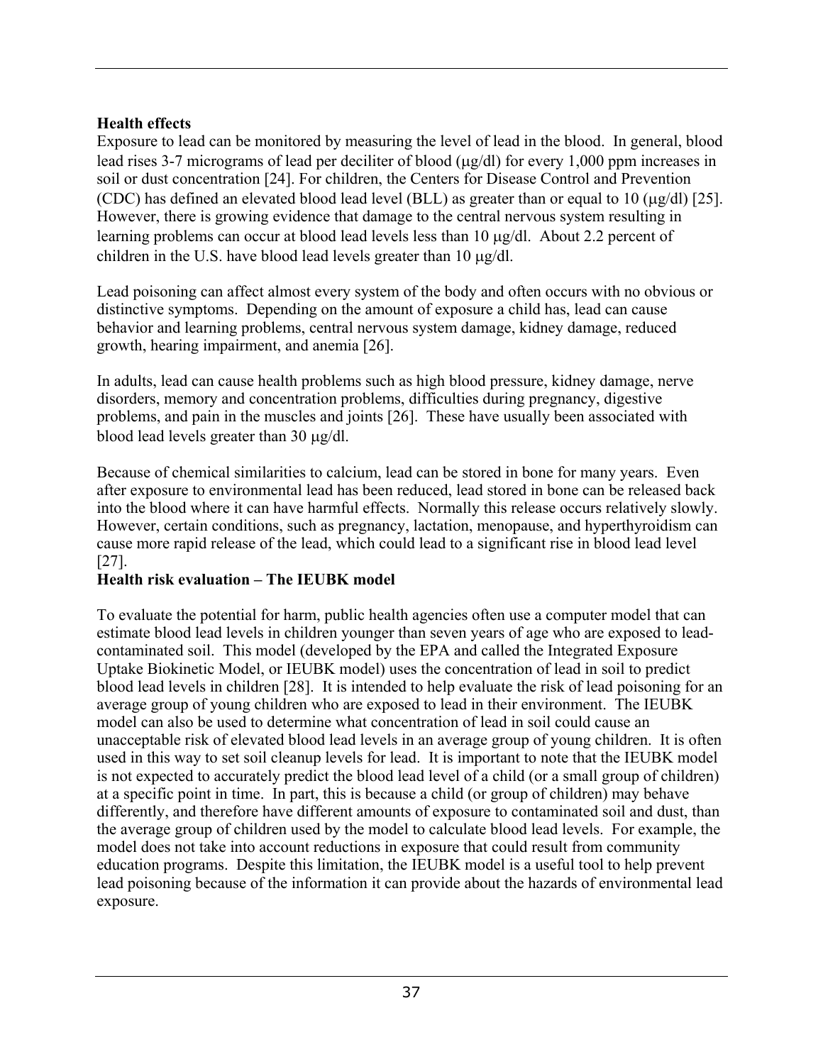**Health effects**

Exposure to lead can be monitored by measuring the level of lead in the blood. In general, blood lead rises 3-7 micrograms of lead per deciliter of blood (μg/dl) for every 1,000 ppm increases in soil or dust concentration [24]. For children, the Centers for Disease Control and Prevention (CDC) has defined an elevated blood lead level (BLL) as greater than or equal to 10 (μg/dl) [25]. However, there is growing evidence that damage to the central nervous system resulting in learning problems can occur at blood lead levels less than 10 μg/dl. About 2.2 percent of children in the U.S. have blood lead levels greater than 10 μg/dl.

Lead poisoning can affect almost every system of the body and often occurs with no obvious or distinctive symptoms. Depending on the amount of exposure a child has, lead can cause behavior and learning problems, central nervous system damage, kidney damage, reduced growth, hearing impairment, and anemia [26].

In adults, lead can cause health problems such as high blood pressure, kidney damage, nerve disorders, memory and concentration problems, difficulties during pregnancy, digestive problems, and pain in the muscles and joints [26]. These have usually been associated with blood lead levels greater than 30 μg/dl.

Because of chemical similarities to calcium, lead can be stored in bone for many years. Even after exposure to environmental lead has been reduced, lead stored in bone can be released back into the blood where it can have harmful effects. Normally this release occurs relatively slowly. However, certain conditions, such as pregnancy, lactation, menopause, and hyperthyroidism can cause more rapid release of the lead, which could lead to a significant rise in blood lead level [27].

**Health risk evaluation – The IEUBK model**

To evaluate the potential for harm, public health agencies often use a computer model that can estimate blood lead levels in children younger than seven years of age who are exposed to lead-contaminated soil. This model (developed by the EPA and called the Integrated Exposure Uptake Biokinetic Model, or IEUBK model) uses the concentration of lead in soil to predict blood lead levels in children [28]. It is intended to help evaluate the risk of lead poisoning for an average group of young children who are exposed to lead in their environment. The IEUBK model can also be used to determine what concentration of lead in soil could cause an unacceptable risk of elevated blood lead levels in an average group of young children. It is often used in this way to set soil cleanup levels for lead. It is important to note that the IEUBK model is not expected to accurately predict the blood lead level of a child (or a small group of children) at a specific point in time. In part, this is because a child (or group of children) may behave differently, and therefore have different amounts of exposure to contaminated soil and dust, than the average group of children used by the model to calculate blood lead levels. For example, the model does not take into account reductions in exposure that could result from community education programs. Despite this limitation, the IEUBK model is a useful tool to help prevent lead poisoning because of the information it can provide about the hazards of environmental lead exposure.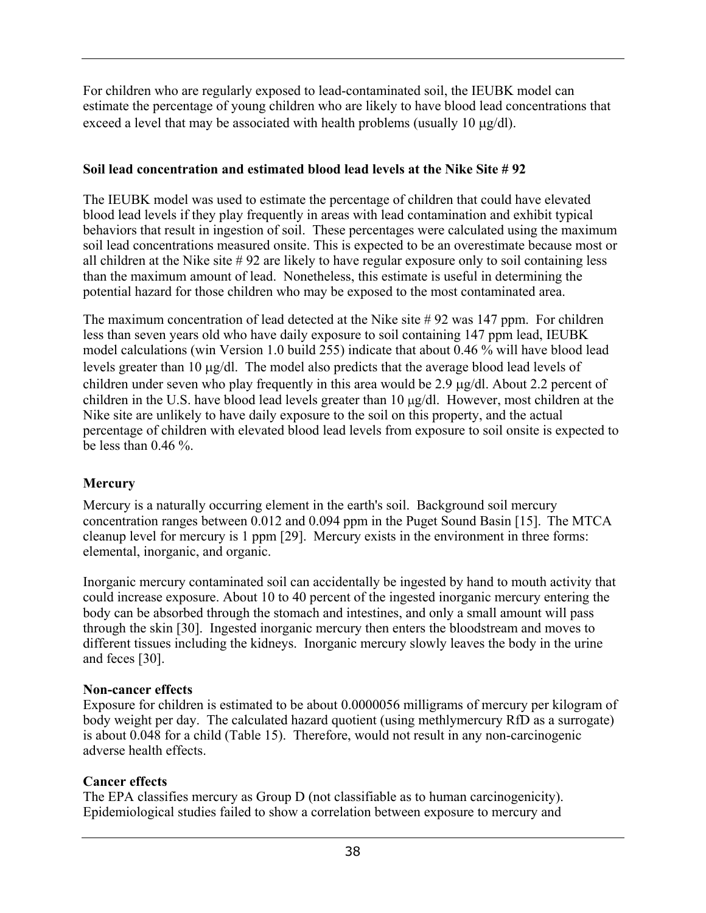For children who are regularly exposed to lead-contaminated soil, the IEUBK model can estimate the percentage of young children who are likely to have blood lead concentrations that exceed a level that may be associated with health problems (usually 10 μg/dl).

**Soil lead concentration and estimated blood lead levels at the Nike Site # 92**

The IEUBK model was used to estimate the percentage of children that could have elevated blood lead levels if they play frequently in areas with lead contamination and exhibit typical behaviors that result in ingestion of soil. These percentages were calculated using the maximum soil lead concentrations measured onsite. This is expected to be an overestimate because most or all children at the Nike site # 92 are likely to have regular exposure only to soil containing less than the maximum amount of lead. Nonetheless, this estimate is useful in determining the potential hazard for those children who may be exposed to the most contaminated area.

The maximum concentration of lead detected at the Nike site # 92 was 147 ppm. For children less than seven years old who have daily exposure to soil containing 147 ppm lead, IEUBK model calculations (win Version 1.0 build 255) indicate that about 0.46 % will have blood lead levels greater than 10 μg/dl. The model also predicts that the average blood lead levels of children under seven who play frequently in this area would be 2.9 μg/dl. About 2.2 percent of children in the U.S. have blood lead levels greater than 10 μg/dl. However, most children at the Nike site are unlikely to have daily exposure to the soil on this property, and the actual percentage of children with elevated blood lead levels from exposure to soil onsite is expected to be less than 0.46 %.

**Mercury**

Mercury is a naturally occurring element in the earth's soil. Background soil mercury concentration ranges between 0.012 and 0.094 ppm in the Puget Sound Basin [15]. The MTCA cleanup level for mercury is 1 ppm [29]. Mercury exists in the environment in three forms: elemental, inorganic, and organic.

Inorganic mercury contaminated soil can accidentally be ingested by hand to mouth activity that could increase exposure. About 10 to 40 percent of the ingested inorganic mercury entering the body can be absorbed through the stomach and intestines, and only a small amount will pass through the skin [30]. Ingested inorganic mercury then enters the bloodstream and moves to different tissues including the kidneys. Inorganic mercury slowly leaves the body in the urine and feces [30].

**Non-cancer effects**

Exposure for children is estimated to be about 0.0000056 milligrams of mercury per kilogram of body weight per day. The calculated hazard quotient (using methlymercury RfD as a surrogate) is about 0.048 for a child (Table 15). Therefore, would not result in any non-carcinogenic adverse health effects.

**Cancer effects**

The EPA classifies mercury as Group D (not classifiable as to human carcinogenicity). Epidemiological studies failed to show a correlation between exposure to mercury and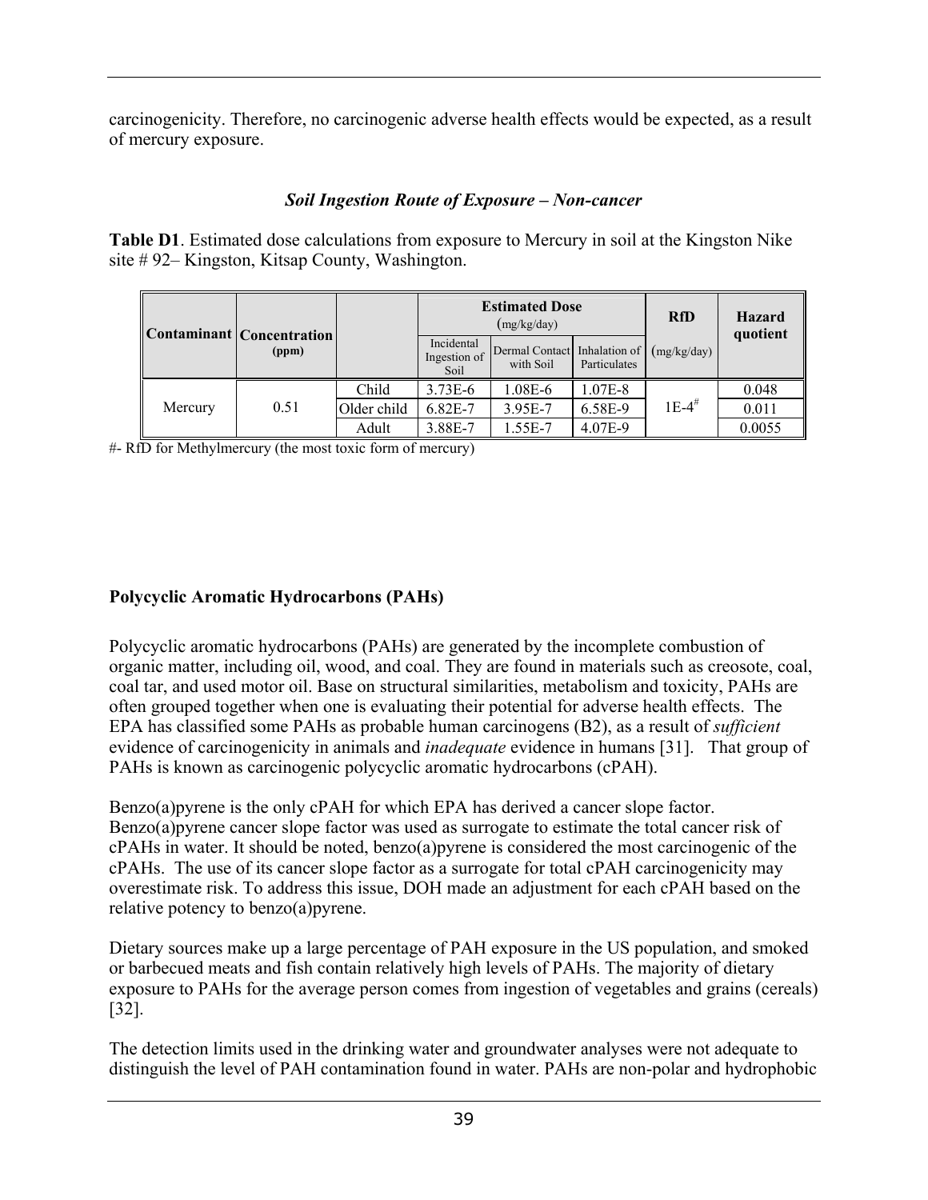carcinogenicity. Therefore, no carcinogenic adverse health effects would be expected, as a result of mercury exposure.

### *Soil Ingestion Route of Exposure – Non-cancer*

**Table D1**. Estimated dose calculations from exposure to Mercury in soil at the Kingston Nike site # 92– Kingston, Kitsap County, Washington.

| Contaminant | Concentration (ppm) | | Estimated Dose (mg/kg/day) | | | RfD | Hazard quotient |
|---|---|---|---|---|---|---|---|
| | | | Incidental Ingestion of Soil | Dermal Contact with Soil | Inhalation of Particulates | (mg/kg/day) | |
| Mercury | 0.51 | Child | 3.73E-6 | 1.08E-6 | 1.07E-8 | 1E-4# | 0.048 |
| | | Older child | 6.82E-7 | 3.95E-7 | 6.58E-9 | | 0.011 |
| | | Adult | 3.88E-7 | 1.55E-7 | 4.07E-9 | | 0.0055 |

#- RfD for Methylmercury (the most toxic form of mercury)

## Polycyclic Aromatic Hydrocarbons (PAHs)

Polycyclic aromatic hydrocarbons (PAHs) are generated by the incomplete combustion of organic matter, including oil, wood, and coal. They are found in materials such as creosote, coal, coal tar, and used motor oil. Base on structural similarities, metabolism and toxicity, PAHs are often grouped together when one is evaluating their potential for adverse health effects. The EPA has classified some PAHs as probable human carcinogens (B2), as a result of *sufficient* evidence of carcinogenicity in animals and *inadequate* evidence in humans [31]. That group of PAHs is known as carcinogenic polycyclic aromatic hydrocarbons (cPAH).

Benzo(a)pyrene is the only cPAH for which EPA has derived a cancer slope factor. Benzo(a)pyrene cancer slope factor was used as surrogate to estimate the total cancer risk of cPAHs in water. It should be noted, benzo(a)pyrene is considered the most carcinogenic of the cPAHs. The use of its cancer slope factor as a surrogate for total cPAH carcinogenicity may overestimate risk. To address this issue, DOH made an adjustment for each cPAH based on the relative potency to benzo(a)pyrene.

Dietary sources make up a large percentage of PAH exposure in the US population, and smoked or barbecued meats and fish contain relatively high levels of PAHs. The majority of dietary exposure to PAHs for the average person comes from ingestion of vegetables and grains (cereals) [32].

The detection limits used in the drinking water and groundwater analyses were not adequate to distinguish the level of PAH contamination found in water. PAHs are non-polar and hydrophobic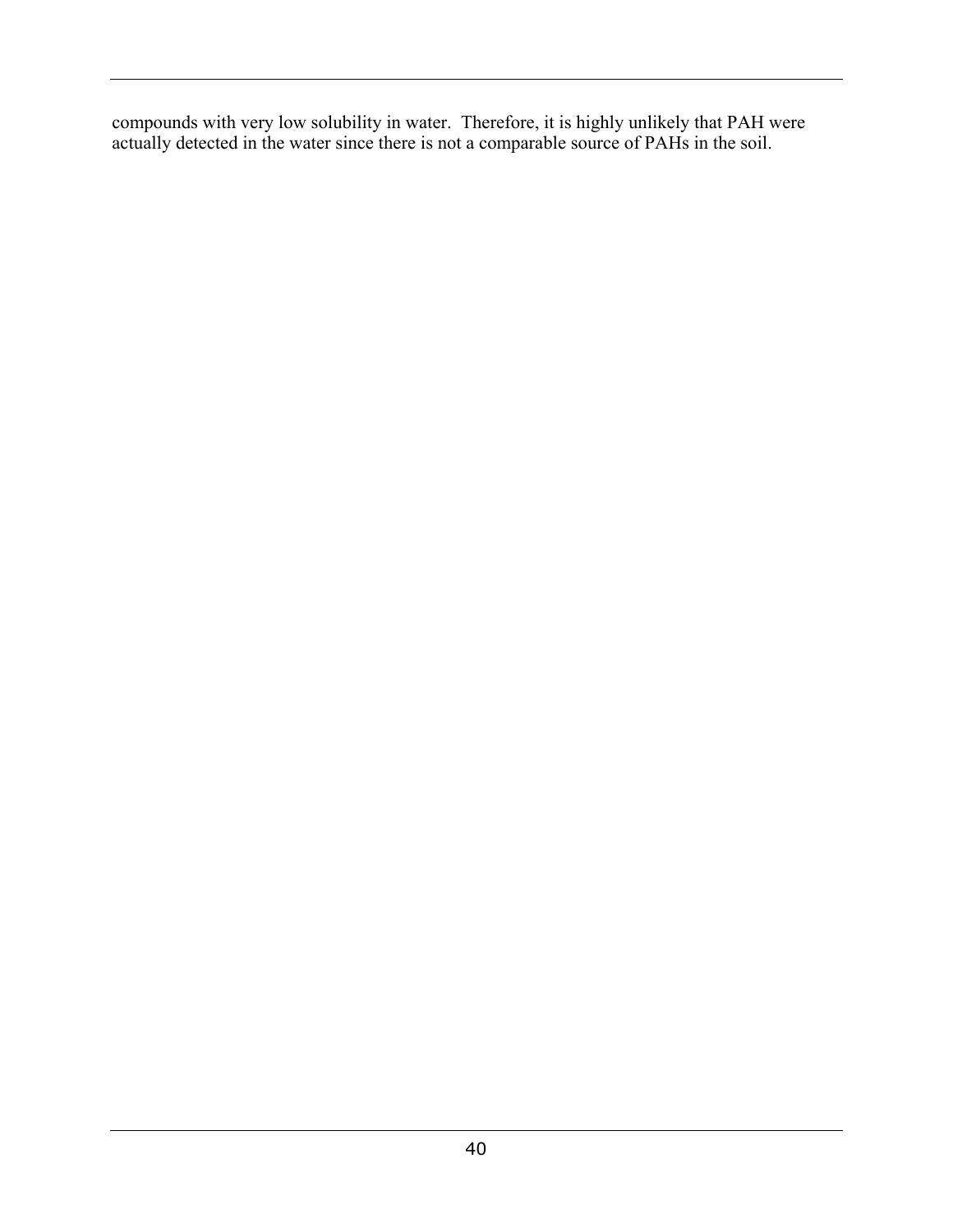compounds with very low solubility in water. Therefore, it is highly unlikely that PAH were actually detected in the water since there is not a comparable source of PAHs in the soil.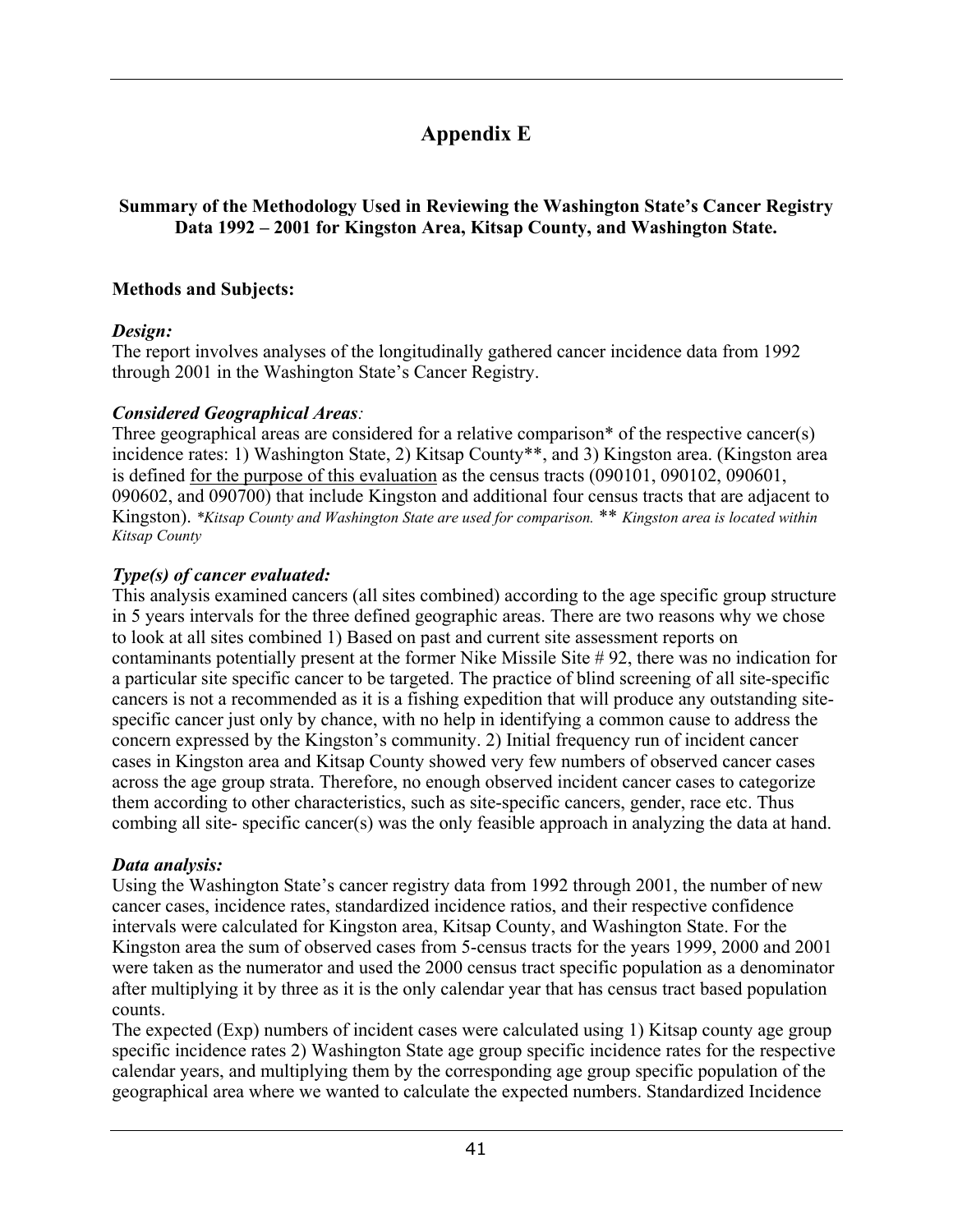# Appendix E

**Summary of the Methodology Used in Reviewing the Washington State's Cancer Registry Data 1992 – 2001 for Kingston Area, Kitsap County, and Washington State.**

**Methods and Subjects:**

***Design:***

The report involves analyses of the longitudinally gathered cancer incidence data from 1992 through 2001 in the Washington State's Cancer Registry.

***Considered Geographical Areas**:*

Three geographical areas are considered for a relative comparison* of the respective cancer(s) incidence rates: 1) Washington State, 2) Kitsap County**, and 3) Kingston area. (Kingston area is defined <u>for the purpose of this evaluation</u> as the census tracts (090101, 090102, 090601, 090602, and 090700) that include Kingston and additional four census tracts that are adjacent to Kingston). *\*Kitsap County and Washington State are used for comparison.* ** *Kingston area is located within Kitsap County*

***Type(s) of cancer evaluated:***

This analysis examined cancers (all sites combined) according to the age specific group structure in 5 years intervals for the three defined geographic areas. There are two reasons why we chose to look at all sites combined 1) Based on past and current site assessment reports on contaminants potentially present at the former Nike Missile Site # 92, there was no indication for a particular site specific cancer to be targeted. The practice of blind screening of all site-specific cancers is not a recommended as it is a fishing expedition that will produce any outstanding site-specific cancer just only by chance, with no help in identifying a common cause to address the concern expressed by the Kingston's community. 2) Initial frequency run of incident cancer cases in Kingston area and Kitsap County showed very few numbers of observed cancer cases across the age group strata. Therefore, no enough observed incident cancer cases to categorize them according to other characteristics, such as site-specific cancers, gender, race etc. Thus combing all site- specific cancer(s) was the only feasible approach in analyzing the data at hand.

***Data analysis:***

Using the Washington State's cancer registry data from 1992 through 2001, the number of new cancer cases, incidence rates, standardized incidence ratios, and their respective confidence intervals were calculated for Kingston area, Kitsap County, and Washington State. For the Kingston area the sum of observed cases from 5-census tracts for the years 1999, 2000 and 2001 were taken as the numerator and used the 2000 census tract specific population as a denominator after multiplying it by three as it is the only calendar year that has census tract based population counts.

The expected (Exp) numbers of incident cases were calculated using 1) Kitsap county age group specific incidence rates 2) Washington State age group specific incidence rates for the respective calendar years, and multiplying them by the corresponding age group specific population of the geographical area where we wanted to calculate the expected numbers. Standardized Incidence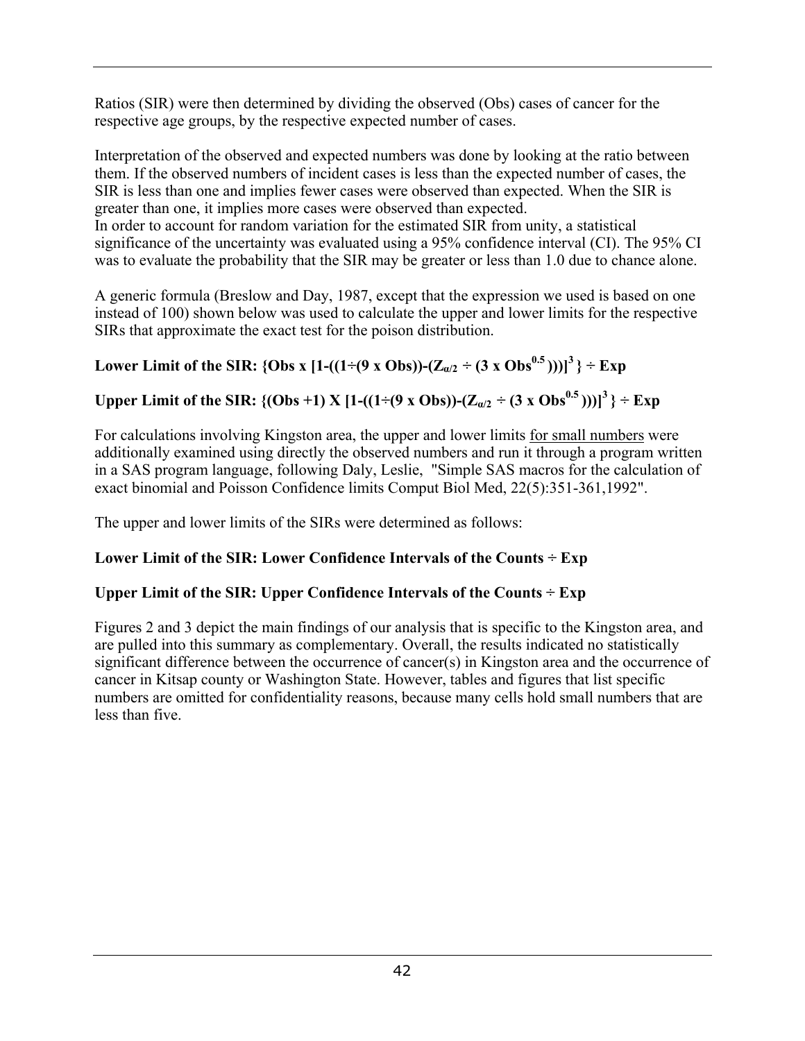Ratios (SIR) were then determined by dividing the observed (Obs) cases of cancer for the respective age groups, by the respective expected number of cases.

Interpretation of the observed and expected numbers was done by looking at the ratio between them. If the observed numbers of incident cases is less than the expected number of cases, the SIR is less than one and implies fewer cases were observed than expected. When the SIR is greater than one, it implies more cases were observed than expected.
In order to account for random variation for the estimated SIR from unity, a statistical significance of the uncertainty was evaluated using a 95% confidence interval (CI). The 95% CI was to evaluate the probability that the SIR may be greater or less than 1.0 due to chance alone.

A generic formula (Breslow and Day, 1987, except that the expression we used is based on one instead of 100) shown below was used to calculate the upper and lower limits for the respective SIRs that approximate the exact test for the poison distribution.

**Lower Limit of the SIR:** $\{Obs \times [1-((1 \div (9 \times Obs))-(Z_{\alpha/2} \div (3 \times Obs^{0.5})))]^3\} \div Exp$

**Upper Limit of the SIR:** $\{(Obs + 1) \times [1-((1 \div (9 \times Obs))-(Z_{\alpha/2} \div (3 \times Obs^{0.5})))]^3\} \div Exp$

For calculations involving Kingston area, the upper and lower limits <u>for small numbers</u> were additionally examined using directly the observed numbers and run it through a program written in a SAS program language, following Daly, Leslie, "Simple SAS macros for the calculation of exact binomial and Poisson Confidence limits Comput Biol Med, 22(5):351-361,1992".

The upper and lower limits of the SIRs were determined as follows:

**Lower Limit of the SIR: Lower Confidence Intervals of the Counts ÷ Exp**

**Upper Limit of the SIR: Upper Confidence Intervals of the Counts ÷ Exp**

Figures 2 and 3 depict the main findings of our analysis that is specific to the Kingston area, and are pulled into this summary as complementary. Overall, the results indicated no statistically significant difference between the occurrence of cancer(s) in Kingston area and the occurrence of cancer in Kitsap county or Washington State. However, tables and figures that list specific numbers are omitted for confidentiality reasons, because many cells hold small numbers that are less than five.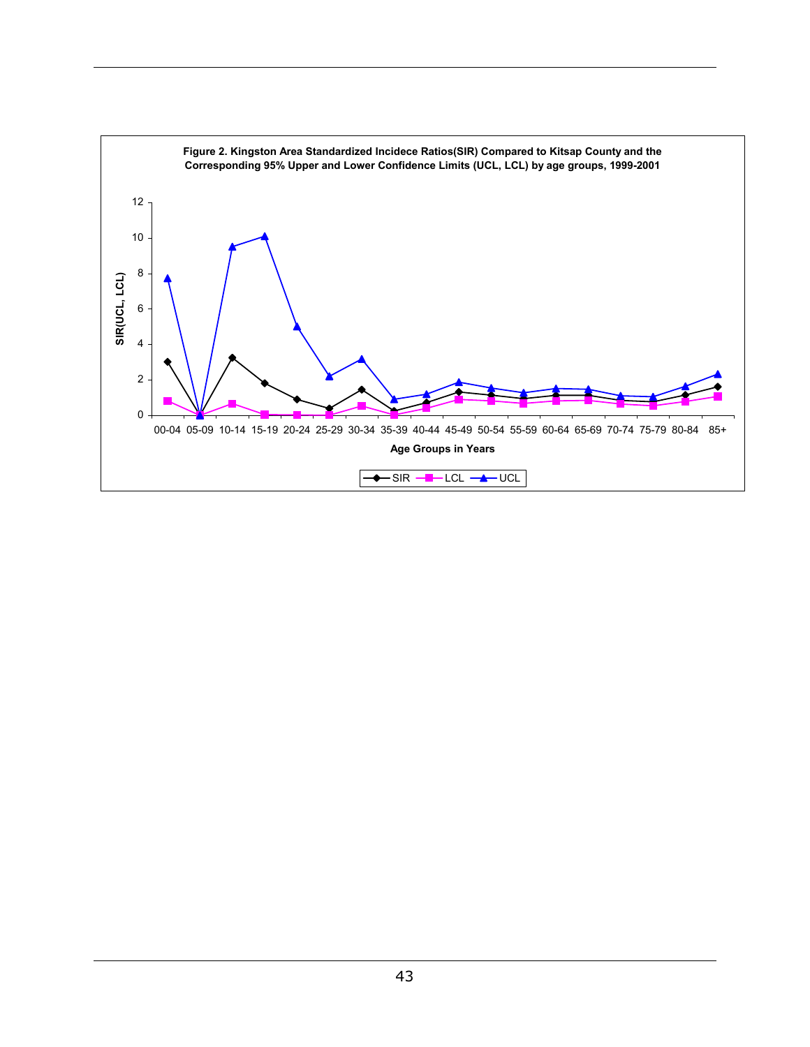**Figure 2. Kingston Area Standardized Incidece Ratios(SIR) Compared to Kitsap County and the Corresponding 95% Upper and Lower Confidence Limits (UCL, LCL) by age groups, 1999-2001**

SIR(UCL, LCL)

Age Groups in Years

00-04 05-09 10-14 15-19 20-24 25-29 30-34 35-39 40-44 45-49 50-54 55-59 60-64 65-69 70-74 75-79 80-84 85+

SIR LCL UCL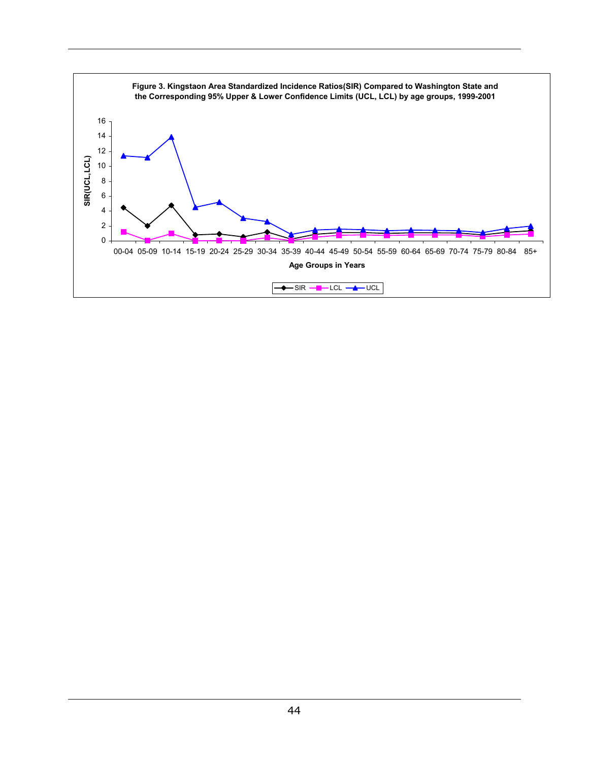**Figure 3. Kingstaon Area Standardized Incidence Ratios(SIR) Compared to Washington State and the Corresponding 95% Upper & Lower Confidence Limits (UCL, LCL) by age groups, 1999-2001**

SIR(UCL,LCL)

Age Groups in Years

00-04 05-09 10-14 15-19 20-24 25-29 30-34 35-39 40-44 45-49 50-54 55-59 60-64 65-69 70-74 75-79 80-84 85+

SIR LCL UCL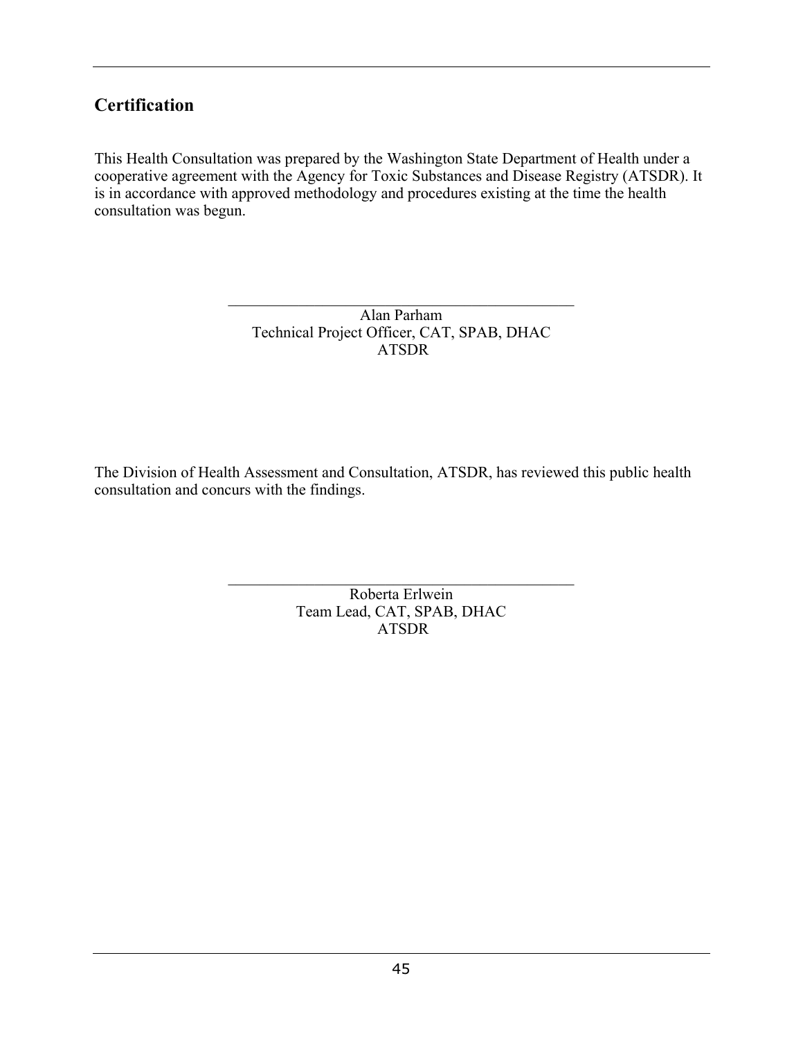## Certification

This Health Consultation was prepared by the Washington State Department of Health under a cooperative agreement with the Agency for Toxic Substances and Disease Registry (ATSDR). It is in accordance with approved methodology and procedures existing at the time the health consultation was begun.

Alan Parham
Technical Project Officer, CAT, SPAB, DHAC
ATSDR

The Division of Health Assessment and Consultation, ATSDR, has reviewed this public health consultation and concurs with the findings.

Roberta Erlwein
Team Lead, CAT, SPAB, DHAC
ATSDR